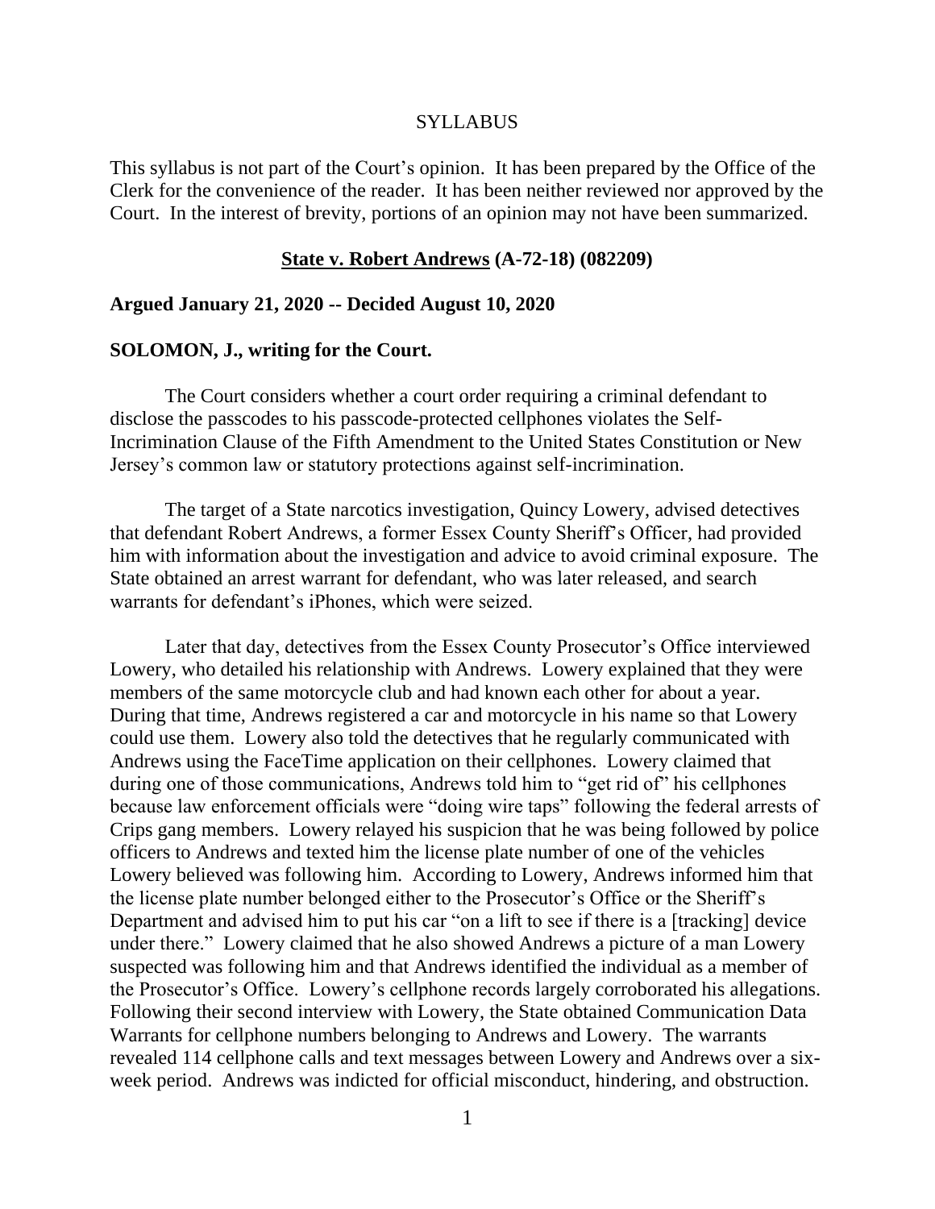SYLLABUS

This syllabus is not part of the Court's opinion. It has been prepared by the Office of the Clerk for the convenience of the reader. It has been neither reviewed nor approved by the Court. In the interest of brevity, portions of an opinion may not have been summarized.

**State v. Robert Andrews (A-72-18) (082209)**

**Argued January 21, 2020 -- Decided August 10, 2020**

**SOLOMON, J., writing for the Court.**

The Court considers whether a court order requiring a criminal defendant to disclose the passcodes to his passcode-protected cellphones violates the Self-Incrimination Clause of the Fifth Amendment to the United States Constitution or New Jersey's common law or statutory protections against self-incrimination.

The target of a State narcotics investigation, Quincy Lowery, advised detectives that defendant Robert Andrews, a former Essex County Sheriff's Officer, had provided him with information about the investigation and advice to avoid criminal exposure. The State obtained an arrest warrant for defendant, who was later released, and search warrants for defendant's iPhones, which were seized.

Later that day, detectives from the Essex County Prosecutor's Office interviewed Lowery, who detailed his relationship with Andrews. Lowery explained that they were members of the same motorcycle club and had known each other for about a year. During that time, Andrews registered a car and motorcycle in his name so that Lowery could use them. Lowery also told the detectives that he regularly communicated with Andrews using the FaceTime application on their cellphones. Lowery claimed that during one of those communications, Andrews told him to "get rid of" his cellphones because law enforcement officials were "doing wire taps" following the federal arrests of Crips gang members. Lowery relayed his suspicion that he was being followed by police officers to Andrews and texted him the license plate number of one of the vehicles Lowery believed was following him. According to Lowery, Andrews informed him that the license plate number belonged either to the Prosecutor's Office or the Sheriff's Department and advised him to put his car "on a lift to see if there is a [tracking] device under there." Lowery claimed that he also showed Andrews a picture of a man Lowery suspected was following him and that Andrews identified the individual as a member of the Prosecutor's Office. Lowery's cellphone records largely corroborated his allegations. Following their second interview with Lowery, the State obtained Communication Data Warrants for cellphone numbers belonging to Andrews and Lowery. The warrants revealed 114 cellphone calls and text messages between Lowery and Andrews over a six-week period. Andrews was indicted for official misconduct, hindering, and obstruction.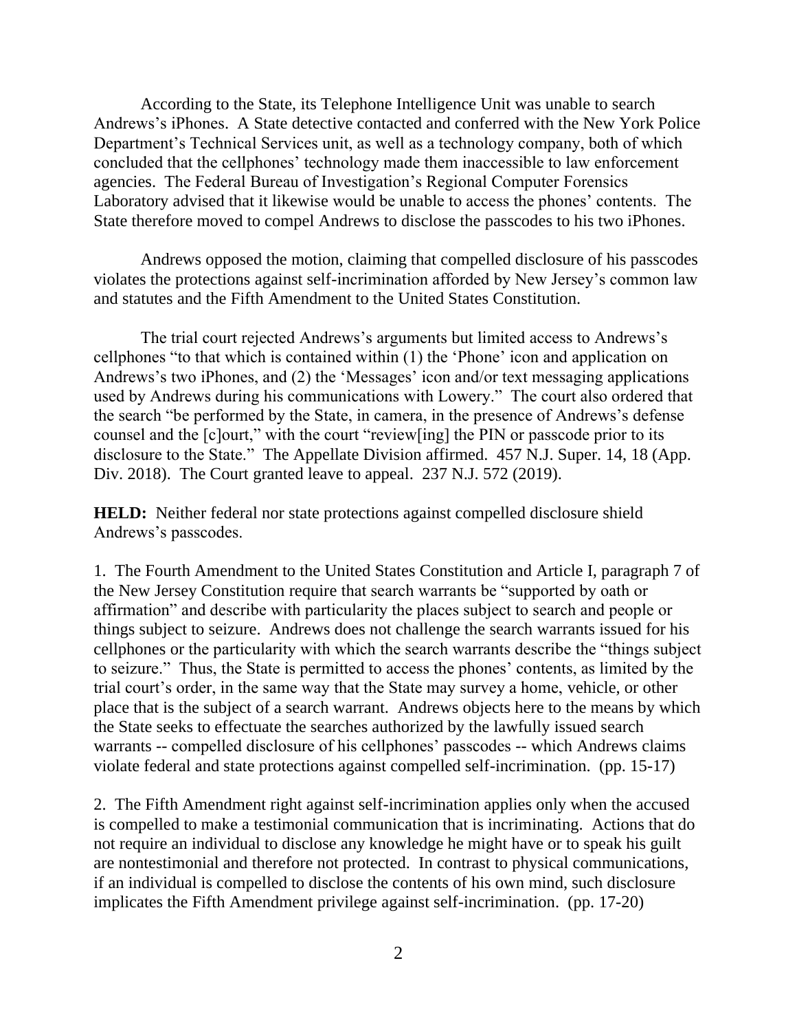According to the State, its Telephone Intelligence Unit was unable to search Andrews's iPhones. A State detective contacted and conferred with the New York Police Department's Technical Services unit, as well as a technology company, both of which concluded that the cellphones' technology made them inaccessible to law enforcement agencies. The Federal Bureau of Investigation's Regional Computer Forensics Laboratory advised that it likewise would be unable to access the phones' contents. The State therefore moved to compel Andrews to disclose the passcodes to his two iPhones.

Andrews opposed the motion, claiming that compelled disclosure of his passcodes violates the protections against self-incrimination afforded by New Jersey's common law and statutes and the Fifth Amendment to the United States Constitution.

The trial court rejected Andrews's arguments but limited access to Andrews's cellphones "to that which is contained within (1) the 'Phone' icon and application on Andrews's two iPhones, and (2) the 'Messages' icon and/or text messaging applications used by Andrews during his communications with Lowery." The court also ordered that the search "be performed by the State, in camera, in the presence of Andrews's defense counsel and the [c]ourt," with the court "review[ing] the PIN or passcode prior to its disclosure to the State." The Appellate Division affirmed. 457 N.J. Super. 14, 18 (App. Div. 2018). The Court granted leave to appeal. 237 N.J. 572 (2019).

**HELD:** Neither federal nor state protections against compelled disclosure shield Andrews's passcodes.

1. The Fourth Amendment to the United States Constitution and Article I, paragraph 7 of the New Jersey Constitution require that search warrants be "supported by oath or affirmation" and describe with particularity the places subject to search and people or things subject to seizure. Andrews does not challenge the search warrants issued for his cellphones or the particularity with which the search warrants describe the "things subject to seizure." Thus, the State is permitted to access the phones' contents, as limited by the trial court's order, in the same way that the State may survey a home, vehicle, or other place that is the subject of a search warrant. Andrews objects here to the means by which the State seeks to effectuate the searches authorized by the lawfully issued search warrants -- compelled disclosure of his cellphones' passcodes -- which Andrews claims violate federal and state protections against compelled self-incrimination. (pp. 15-17)

2. The Fifth Amendment right against self-incrimination applies only when the accused is compelled to make a testimonial communication that is incriminating. Actions that do not require an individual to disclose any knowledge he might have or to speak his guilt are nontestimonial and therefore not protected. In contrast to physical communications, if an individual is compelled to disclose the contents of his own mind, such disclosure implicates the Fifth Amendment privilege against self-incrimination. (pp. 17-20)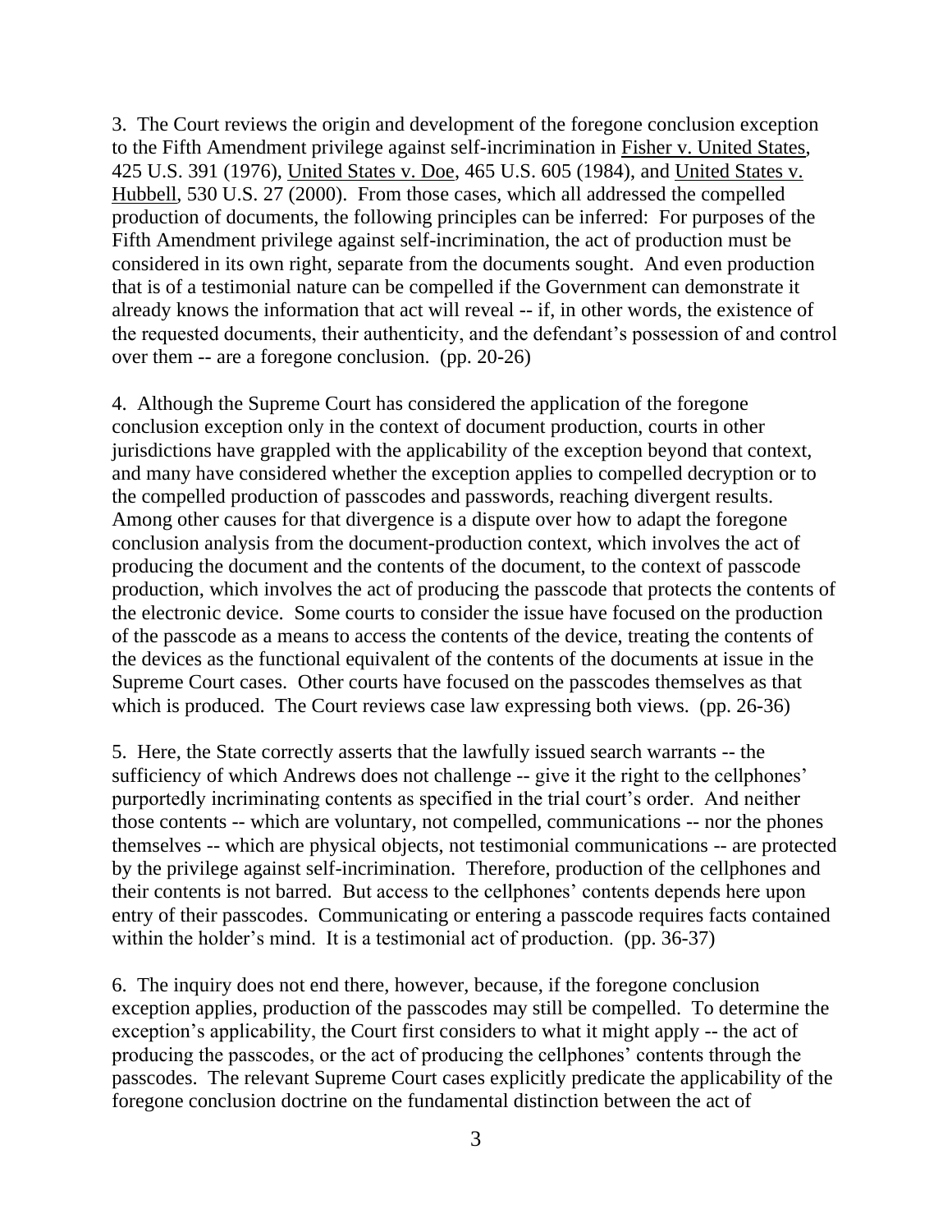3. The Court reviews the origin and development of the foregone conclusion exception to the Fifth Amendment privilege against self-incrimination in Fisher v. United States, 425 U.S. 391 (1976), United States v. Doe, 465 U.S. 605 (1984), and United States v. Hubbell, 530 U.S. 27 (2000). From those cases, which all addressed the compelled production of documents, the following principles can be inferred: For purposes of the Fifth Amendment privilege against self-incrimination, the act of production must be considered in its own right, separate from the documents sought. And even production that is of a testimonial nature can be compelled if the Government can demonstrate it already knows the information that act will reveal -- if, in other words, the existence of the requested documents, their authenticity, and the defendant's possession of and control over them -- are a foregone conclusion. (pp. 20-26)

4. Although the Supreme Court has considered the application of the foregone conclusion exception only in the context of document production, courts in other jurisdictions have grappled with the applicability of the exception beyond that context, and many have considered whether the exception applies to compelled decryption or to the compelled production of passcodes and passwords, reaching divergent results. Among other causes for that divergence is a dispute over how to adapt the foregone conclusion analysis from the document-production context, which involves the act of producing the document and the contents of the document, to the context of passcode production, which involves the act of producing the passcode that protects the contents of the electronic device. Some courts to consider the issue have focused on the production of the passcode as a means to access the contents of the device, treating the contents of the devices as the functional equivalent of the contents of the documents at issue in the Supreme Court cases. Other courts have focused on the passcodes themselves as that which is produced. The Court reviews case law expressing both views. (pp. 26-36)

5. Here, the State correctly asserts that the lawfully issued search warrants -- the sufficiency of which Andrews does not challenge -- give it the right to the cellphones' purportedly incriminating contents as specified in the trial court's order. And neither those contents -- which are voluntary, not compelled, communications -- nor the phones themselves -- which are physical objects, not testimonial communications -- are protected by the privilege against self-incrimination. Therefore, production of the cellphones and their contents is not barred. But access to the cellphones' contents depends here upon entry of their passcodes. Communicating or entering a passcode requires facts contained within the holder's mind. It is a testimonial act of production. (pp. 36-37)

6. The inquiry does not end there, however, because, if the foregone conclusion exception applies, production of the passcodes may still be compelled. To determine the exception's applicability, the Court first considers to what it might apply -- the act of producing the passcodes, or the act of producing the cellphones' contents through the passcodes. The relevant Supreme Court cases explicitly predicate the applicability of the foregone conclusion doctrine on the fundamental distinction between the act of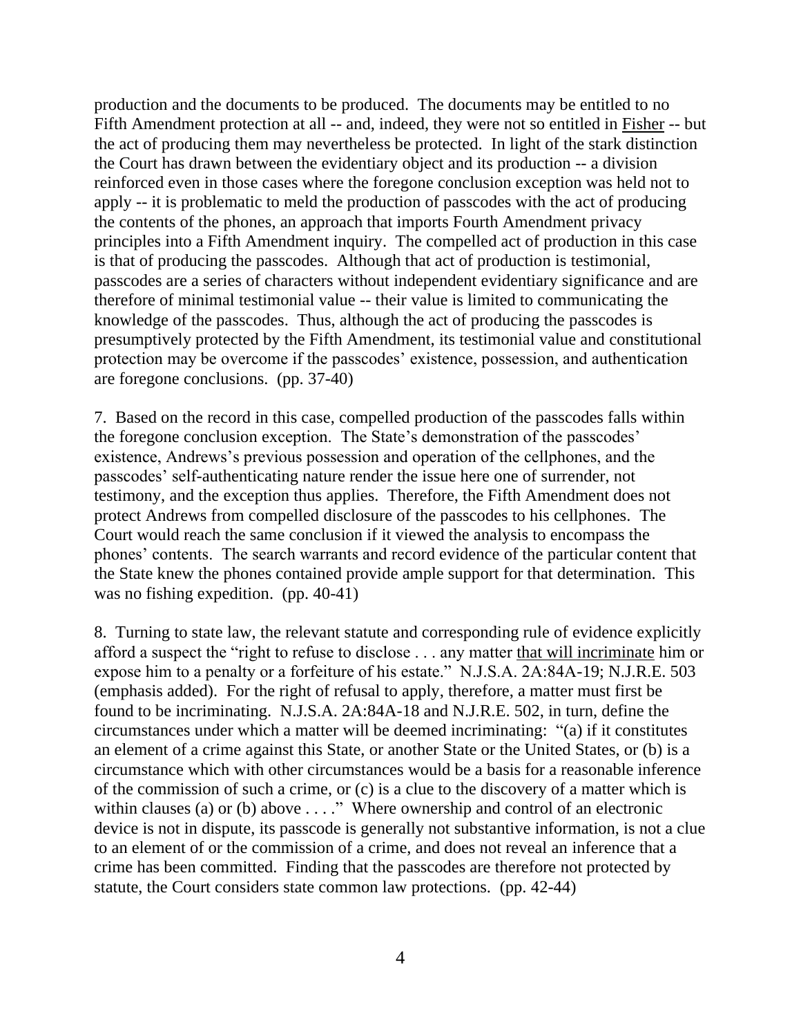production and the documents to be produced. The documents may be entitled to no Fifth Amendment protection at all -- and, indeed, they were not so entitled in Fisher -- but the act of producing them may nevertheless be protected. In light of the stark distinction the Court has drawn between the evidentiary object and its production -- a division reinforced even in those cases where the foregone conclusion exception was held not to apply -- it is problematic to meld the production of passcodes with the act of producing the contents of the phones, an approach that imports Fourth Amendment privacy principles into a Fifth Amendment inquiry. The compelled act of production in this case is that of producing the passcodes. Although that act of production is testimonial, passcodes are a series of characters without independent evidentiary significance and are therefore of minimal testimonial value -- their value is limited to communicating the knowledge of the passcodes. Thus, although the act of producing the passcodes is presumptively protected by the Fifth Amendment, its testimonial value and constitutional protection may be overcome if the passcodes' existence, possession, and authentication are foregone conclusions. (pp. 37-40)

7. Based on the record in this case, compelled production of the passcodes falls within the foregone conclusion exception. The State's demonstration of the passcodes' existence, Andrews's previous possession and operation of the cellphones, and the passcodes' self-authenticating nature render the issue here one of surrender, not testimony, and the exception thus applies. Therefore, the Fifth Amendment does not protect Andrews from compelled disclosure of the passcodes to his cellphones. The Court would reach the same conclusion if it viewed the analysis to encompass the phones' contents. The search warrants and record evidence of the particular content that the State knew the phones contained provide ample support for that determination. This was no fishing expedition. (pp. 40-41)

8. Turning to state law, the relevant statute and corresponding rule of evidence explicitly afford a suspect the "right to refuse to disclose . . . any matter that will incriminate him or expose him to a penalty or a forfeiture of his estate." N.J.S.A. 2A:84A-19; N.J.R.E. 503 (emphasis added). For the right of refusal to apply, therefore, a matter must first be found to be incriminating. N.J.S.A. 2A:84A-18 and N.J.R.E. 502, in turn, define the circumstances under which a matter will be deemed incriminating: "(a) if it constitutes an element of a crime against this State, or another State or the United States, or (b) is a circumstance which with other circumstances would be a basis for a reasonable inference of the commission of such a crime, or (c) is a clue to the discovery of a matter which is within clauses (a) or (b) above . . . ." Where ownership and control of an electronic device is not in dispute, its passcode is generally not substantive information, is not a clue to an element of or the commission of a crime, and does not reveal an inference that a crime has been committed. Finding that the passcodes are therefore not protected by statute, the Court considers state common law protections. (pp. 42-44)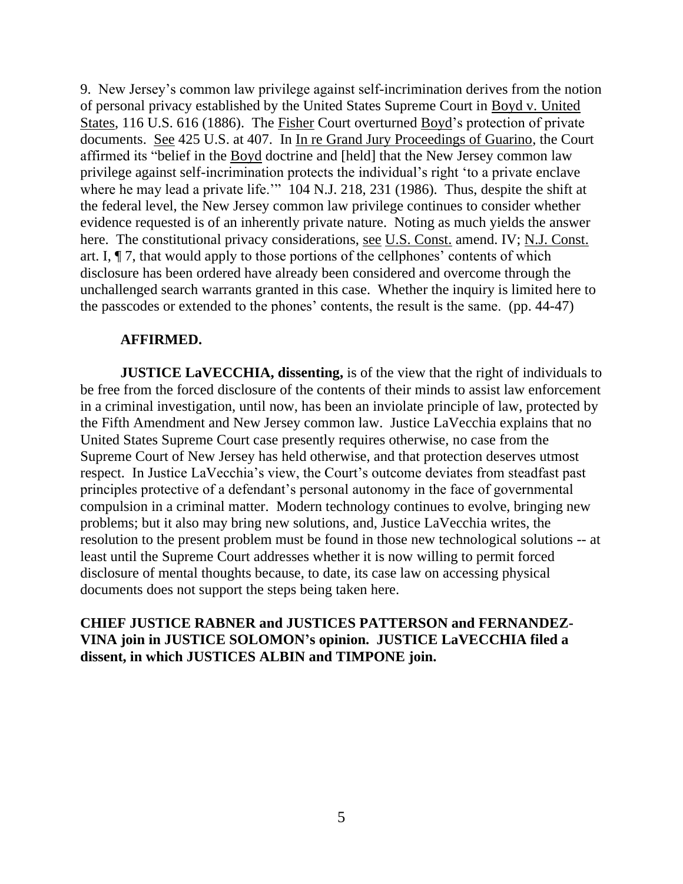9. New Jersey's common law privilege against self-incrimination derives from the notion of personal privacy established by the United States Supreme Court in Boyd v. United States, 116 U.S. 616 (1886). The Fisher Court overturned Boyd's protection of private documents. See 425 U.S. at 407. In In re Grand Jury Proceedings of Guarino, the Court affirmed its "belief in the Boyd doctrine and [held] that the New Jersey common law privilege against self-incrimination protects the individual's right 'to a private enclave where he may lead a private life.'" 104 N.J. 218, 231 (1986). Thus, despite the shift at the federal level, the New Jersey common law privilege continues to consider whether evidence requested is of an inherently private nature. Noting as much yields the answer here. The constitutional privacy considerations, see U.S. Const. amend. IV; N.J. Const. art. I, ¶ 7, that would apply to those portions of the cellphones' contents of which disclosure has been ordered have already been considered and overcome through the unchallenged search warrants granted in this case. Whether the inquiry is limited here to the passcodes or extended to the phones' contents, the result is the same. (pp. 44-47)

**AFFIRMED.**

**JUSTICE LaVECCHIA, dissenting,** is of the view that the right of individuals to be free from the forced disclosure of the contents of their minds to assist law enforcement in a criminal investigation, until now, has been an inviolate principle of law, protected by the Fifth Amendment and New Jersey common law. Justice LaVecchia explains that no United States Supreme Court case presently requires otherwise, no case from the Supreme Court of New Jersey has held otherwise, and that protection deserves utmost respect. In Justice LaVecchia's view, the Court's outcome deviates from steadfast past principles protective of a defendant's personal autonomy in the face of governmental compulsion in a criminal matter. Modern technology continues to evolve, bringing new problems; but it also may bring new solutions, and, Justice LaVecchia writes, the resolution to the present problem must be found in those new technological solutions -- at least until the Supreme Court addresses whether it is now willing to permit forced disclosure of mental thoughts because, to date, its case law on accessing physical documents does not support the steps being taken here.

**CHIEF JUSTICE RABNER and JUSTICES PATTERSON and FERNANDEZ-VINA join in JUSTICE SOLOMON's opinion. JUSTICE LaVECCHIA filed a dissent, in which JUSTICES ALBIN and TIMPONE join.**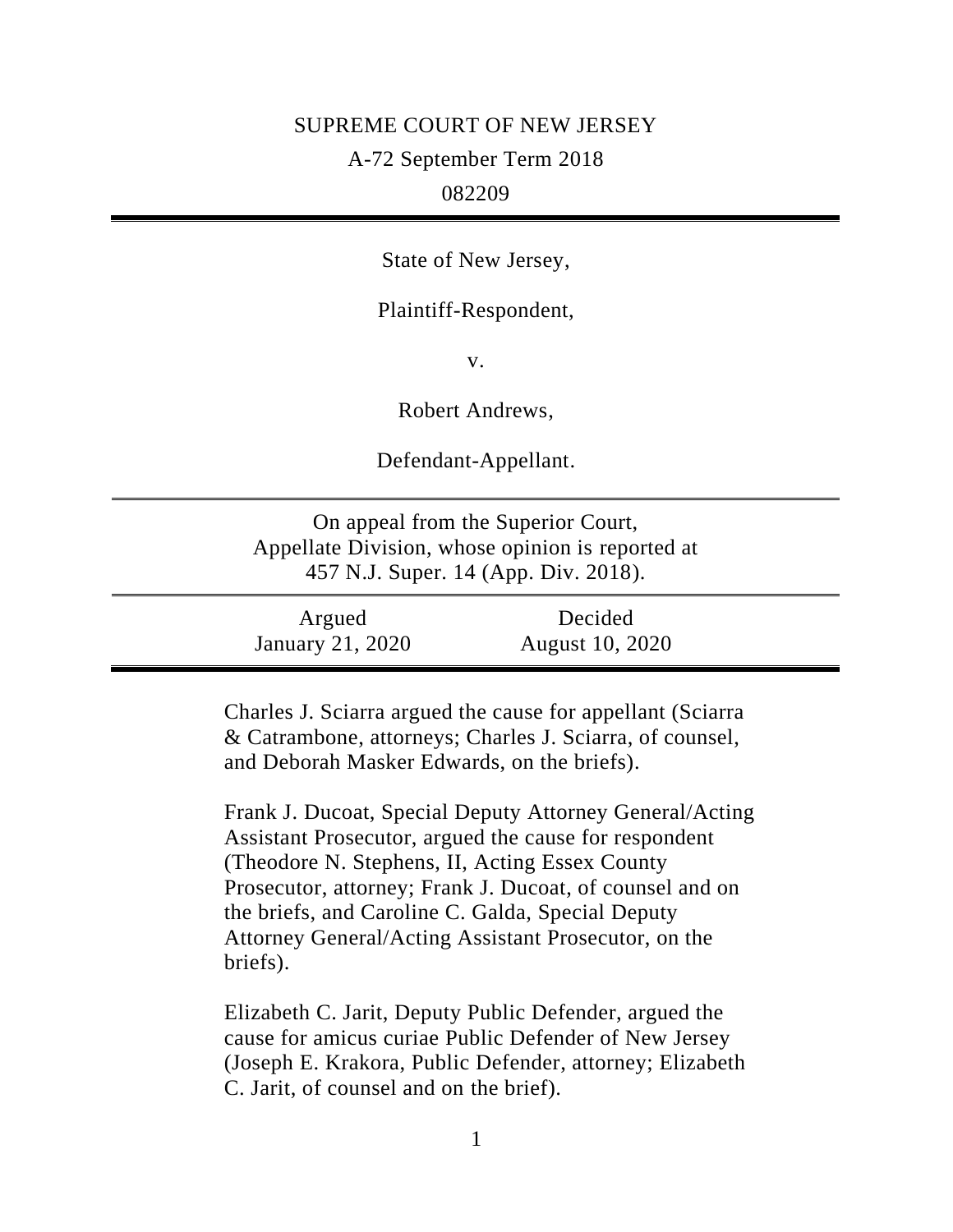SUPREME COURT OF NEW JERSEY

A-72 September Term 2018

082209

---

State of New Jersey,

Plaintiff-Respondent,

v.

Robert Andrews,

Defendant-Appellant.

---

On appeal from the Superior Court, Appellate Division, whose opinion is reported at 457 N.J. Super. 14 (App. Div. 2018).

---

| Argued | Decided |
| --- | --- |
| January 21, 2020 | August 10, 2020 |

---

Charles J. Sciarra argued the cause for appellant (Sciarra & Catrambone, attorneys; Charles J. Sciarra, of counsel, and Deborah Masker Edwards, on the briefs).

Frank J. Ducoat, Special Deputy Attorney General/Acting Assistant Prosecutor, argued the cause for respondent (Theodore N. Stephens, II, Acting Essex County Prosecutor, attorney; Frank J. Ducoat, of counsel and on the briefs, and Caroline C. Galda, Special Deputy Attorney General/Acting Assistant Prosecutor, on the briefs).

Elizabeth C. Jarit, Deputy Public Defender, argued the cause for amicus curiae Public Defender of New Jersey (Joseph E. Krakora, Public Defender, attorney; Elizabeth C. Jarit, of counsel and on the brief).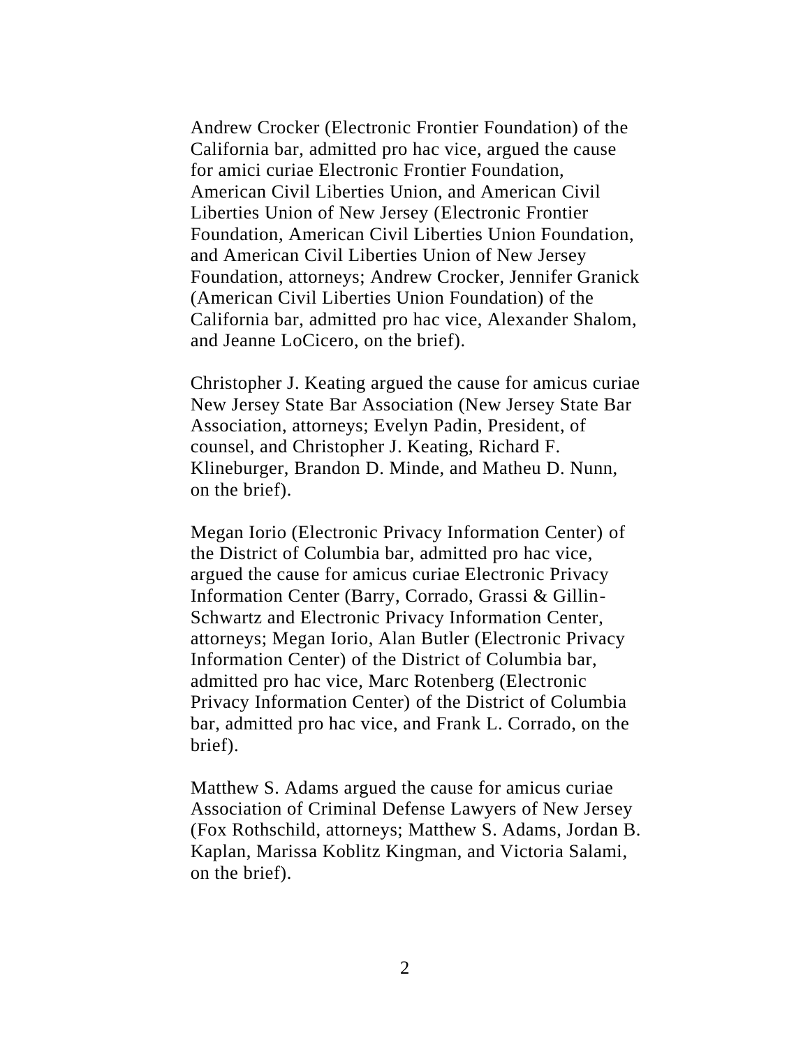Andrew Crocker (Electronic Frontier Foundation) of the California bar, admitted pro hac vice, argued the cause for amici curiae Electronic Frontier Foundation, American Civil Liberties Union, and American Civil Liberties Union of New Jersey (Electronic Frontier Foundation, American Civil Liberties Union Foundation, and American Civil Liberties Union of New Jersey Foundation, attorneys; Andrew Crocker, Jennifer Granick (American Civil Liberties Union Foundation) of the California bar, admitted pro hac vice, Alexander Shalom, and Jeanne LoCicero, on the brief).

Christopher J. Keating argued the cause for amicus curiae New Jersey State Bar Association (New Jersey State Bar Association, attorneys; Evelyn Padin, President, of counsel, and Christopher J. Keating, Richard F. Klineburger, Brandon D. Minde, and Matheu D. Nunn, on the brief).

Megan Iorio (Electronic Privacy Information Center) of the District of Columbia bar, admitted pro hac vice, argued the cause for amicus curiae Electronic Privacy Information Center (Barry, Corrado, Grassi & Gillin-Schwartz and Electronic Privacy Information Center, attorneys; Megan Iorio, Alan Butler (Electronic Privacy Information Center) of the District of Columbia bar, admitted pro hac vice, Marc Rotenberg (Electronic Privacy Information Center) of the District of Columbia bar, admitted pro hac vice, and Frank L. Corrado, on the brief).

Matthew S. Adams argued the cause for amicus curiae Association of Criminal Defense Lawyers of New Jersey (Fox Rothschild, attorneys; Matthew S. Adams, Jordan B. Kaplan, Marissa Koblitz Kingman, and Victoria Salami, on the brief).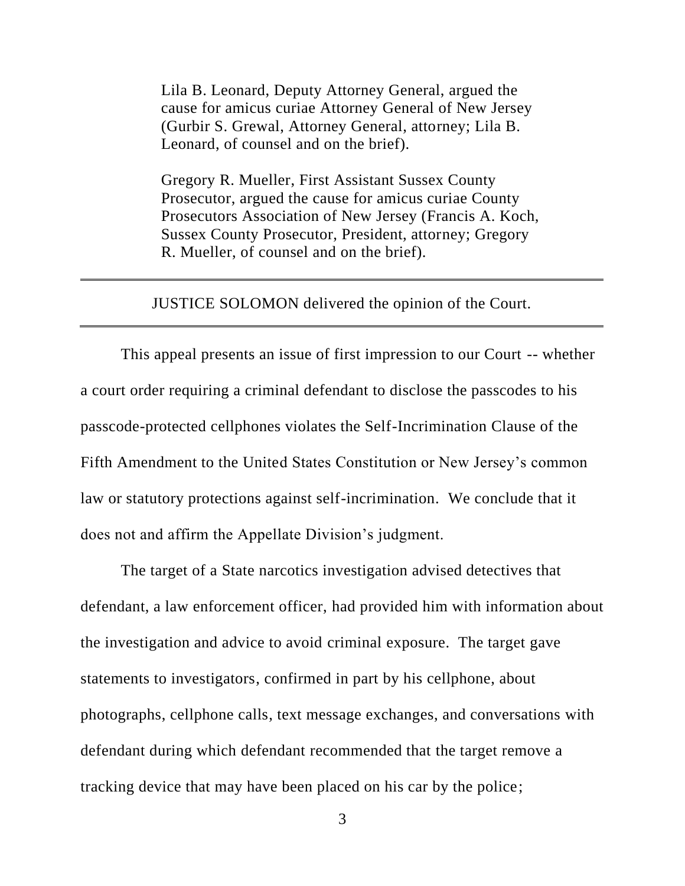Lila B. Leonard, Deputy Attorney General, argued the cause for amicus curiae Attorney General of New Jersey (Gurbir S. Grewal, Attorney General, attorney; Lila B. Leonard, of counsel and on the brief).

Gregory R. Mueller, First Assistant Sussex County Prosecutor, argued the cause for amicus curiae County Prosecutors Association of New Jersey (Francis A. Koch, Sussex County Prosecutor, President, attorney; Gregory R. Mueller, of counsel and on the brief).

---

JUSTICE SOLOMON delivered the opinion of the Court.

---

This appeal presents an issue of first impression to our Court -- whether a court order requiring a criminal defendant to disclose the passcodes to his passcode-protected cellphones violates the Self-Incrimination Clause of the Fifth Amendment to the United States Constitution or New Jersey's common law or statutory protections against self-incrimination. We conclude that it does not and affirm the Appellate Division's judgment.

The target of a State narcotics investigation advised detectives that defendant, a law enforcement officer, had provided him with information about the investigation and advice to avoid criminal exposure. The target gave statements to investigators, confirmed in part by his cellphone, about photographs, cellphone calls, text message exchanges, and conversations with defendant during which defendant recommended that the target remove a tracking device that may have been placed on his car by the police;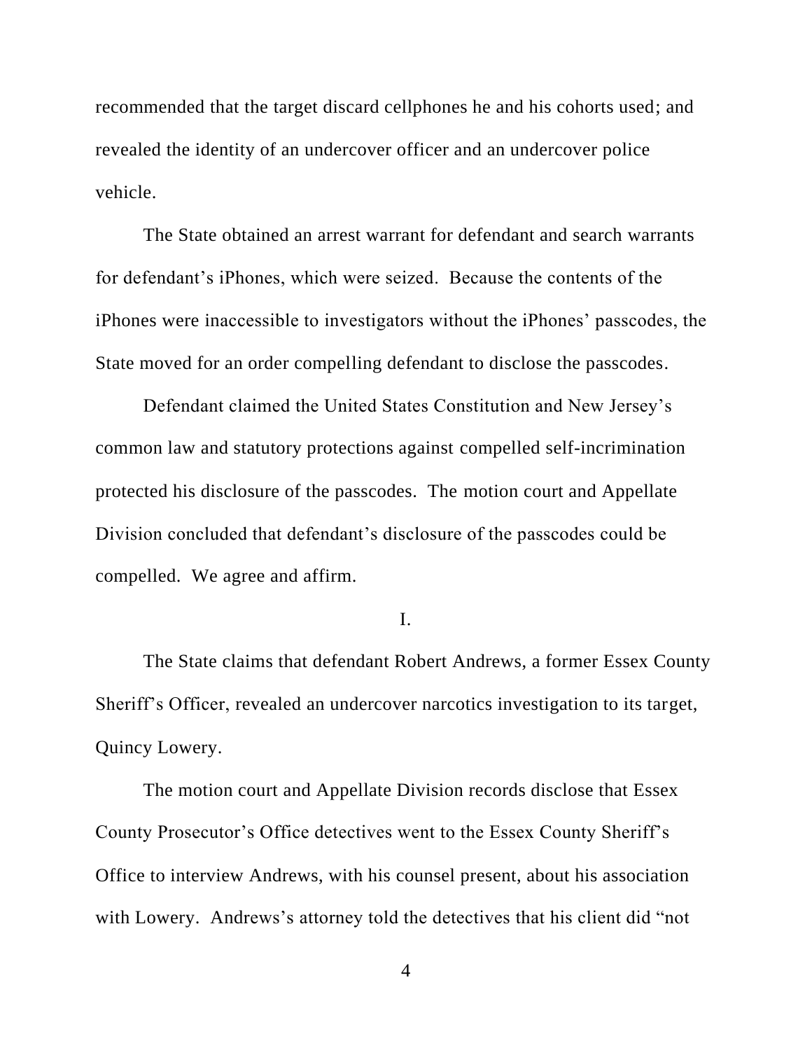recommended that the target discard cellphones he and his cohorts used; and revealed the identity of an undercover officer and an undercover police vehicle.

The State obtained an arrest warrant for defendant and search warrants for defendant's iPhones, which were seized. Because the contents of the iPhones were inaccessible to investigators without the iPhones' passcodes, the State moved for an order compelling defendant to disclose the passcodes.

Defendant claimed the United States Constitution and New Jersey's common law and statutory protections against compelled self-incrimination protected his disclosure of the passcodes. The motion court and Appellate Division concluded that defendant's disclosure of the passcodes could be compelled. We agree and affirm.

## I.

The State claims that defendant Robert Andrews, a former Essex County Sheriff's Officer, revealed an undercover narcotics investigation to its target, Quincy Lowery.

The motion court and Appellate Division records disclose that Essex County Prosecutor's Office detectives went to the Essex County Sheriff's Office to interview Andrews, with his counsel present, about his association with Lowery. Andrews's attorney told the detectives that his client did "not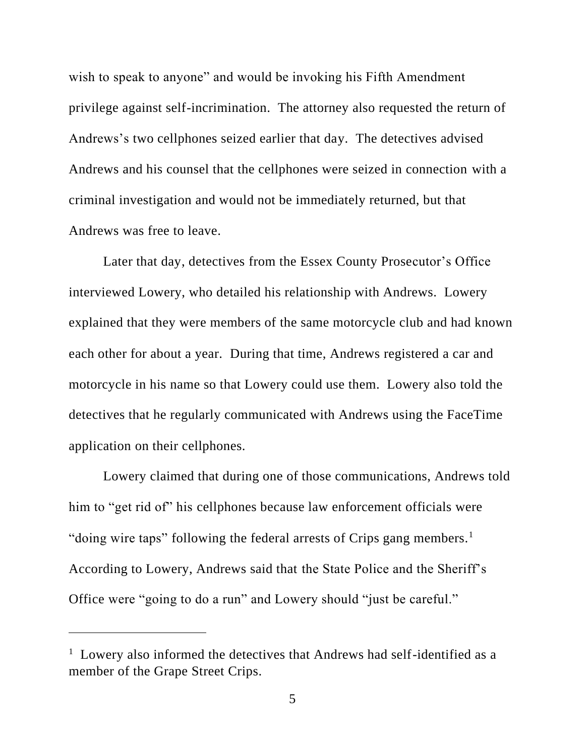wish to speak to anyone" and would be invoking his Fifth Amendment privilege against self-incrimination. The attorney also requested the return of Andrews's two cellphones seized earlier that day. The detectives advised Andrews and his counsel that the cellphones were seized in connection with a criminal investigation and would not be immediately returned, but that Andrews was free to leave.

Later that day, detectives from the Essex County Prosecutor's Office interviewed Lowery, who detailed his relationship with Andrews. Lowery explained that they were members of the same motorcycle club and had known each other for about a year. During that time, Andrews registered a car and motorcycle in his name so that Lowery could use them. Lowery also told the detectives that he regularly communicated with Andrews using the FaceTime application on their cellphones.

Lowery claimed that during one of those communications, Andrews told him to "get rid of" his cellphones because law enforcement officials were "doing wire taps" following the federal arrests of Crips gang members.[1] According to Lowery, Andrews said that the State Police and the Sheriff's Office were "going to do a run" and Lowery should "just be careful."

---

[1] Lowery also informed the detectives that Andrews had self-identified as a member of the Grape Street Crips.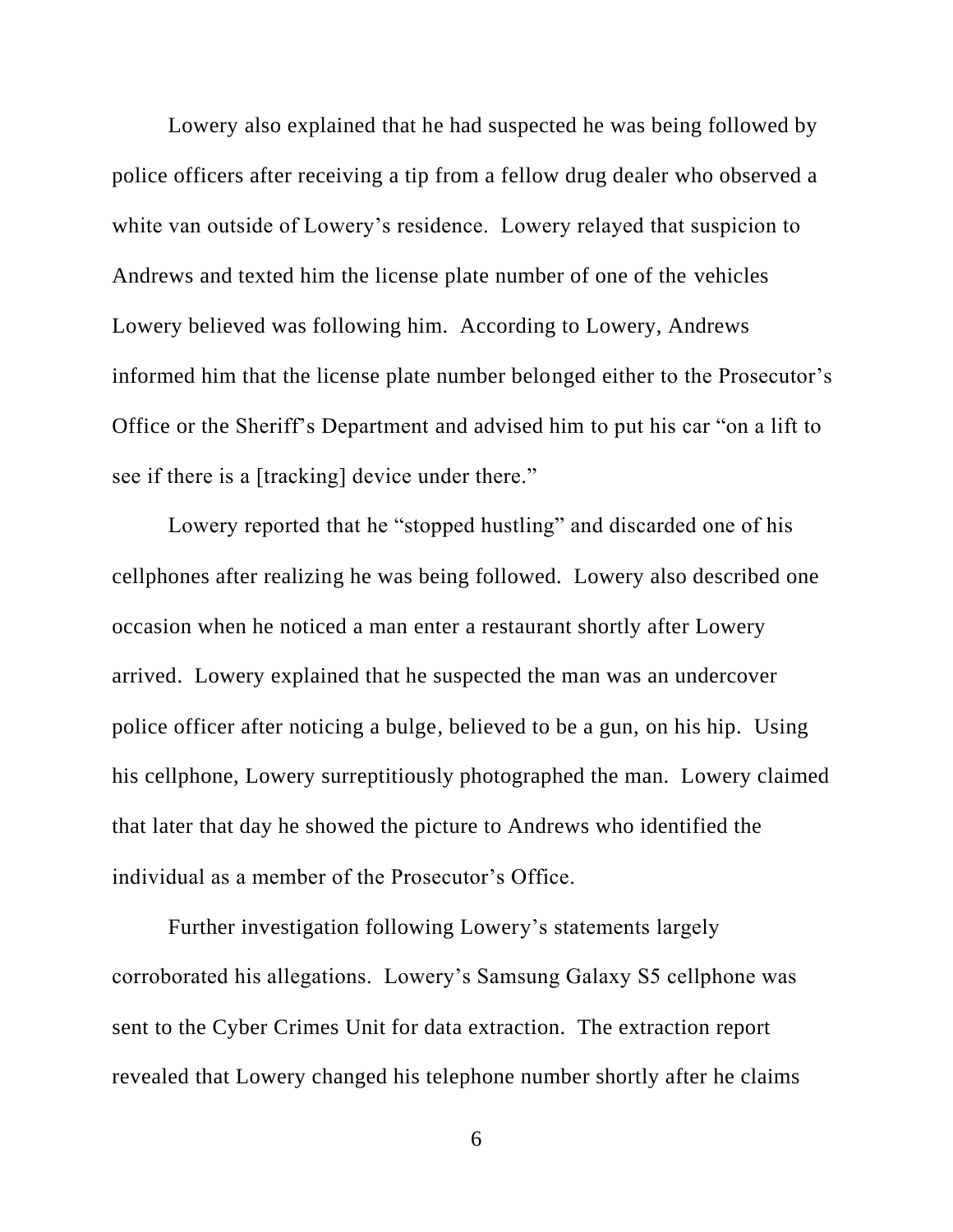Lowery also explained that he had suspected he was being followed by police officers after receiving a tip from a fellow drug dealer who observed a white van outside of Lowery's residence. Lowery relayed that suspicion to Andrews and texted him the license plate number of one of the vehicles Lowery believed was following him. According to Lowery, Andrews informed him that the license plate number belonged either to the Prosecutor's Office or the Sheriff's Department and advised him to put his car "on a lift to see if there is a [tracking] device under there."

Lowery reported that he "stopped hustling" and discarded one of his cellphones after realizing he was being followed. Lowery also described one occasion when he noticed a man enter a restaurant shortly after Lowery arrived. Lowery explained that he suspected the man was an undercover police officer after noticing a bulge, believed to be a gun, on his hip. Using his cellphone, Lowery surreptitiously photographed the man. Lowery claimed that later that day he showed the picture to Andrews who identified the individual as a member of the Prosecutor's Office.

Further investigation following Lowery's statements largely corroborated his allegations. Lowery's Samsung Galaxy S5 cellphone was sent to the Cyber Crimes Unit for data extraction. The extraction report revealed that Lowery changed his telephone number shortly after he claims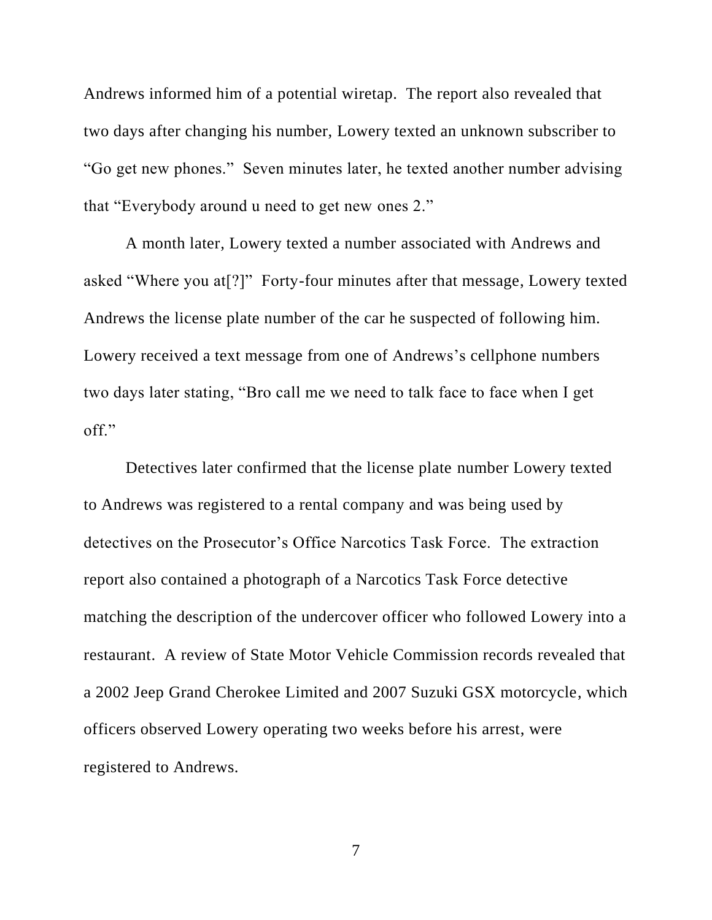Andrews informed him of a potential wiretap. The report also revealed that two days after changing his number, Lowery texted an unknown subscriber to "Go get new phones." Seven minutes later, he texted another number advising that "Everybody around u need to get new ones 2."

A month later, Lowery texted a number associated with Andrews and asked "Where you at[?]" Forty-four minutes after that message, Lowery texted Andrews the license plate number of the car he suspected of following him. Lowery received a text message from one of Andrews's cellphone numbers two days later stating, "Bro call me we need to talk face to face when I get off."

Detectives later confirmed that the license plate number Lowery texted to Andrews was registered to a rental company and was being used by detectives on the Prosecutor's Office Narcotics Task Force. The extraction report also contained a photograph of a Narcotics Task Force detective matching the description of the undercover officer who followed Lowery into a restaurant. A review of State Motor Vehicle Commission records revealed that a 2002 Jeep Grand Cherokee Limited and 2007 Suzuki GSX motorcycle, which officers observed Lowery operating two weeks before his arrest, were registered to Andrews.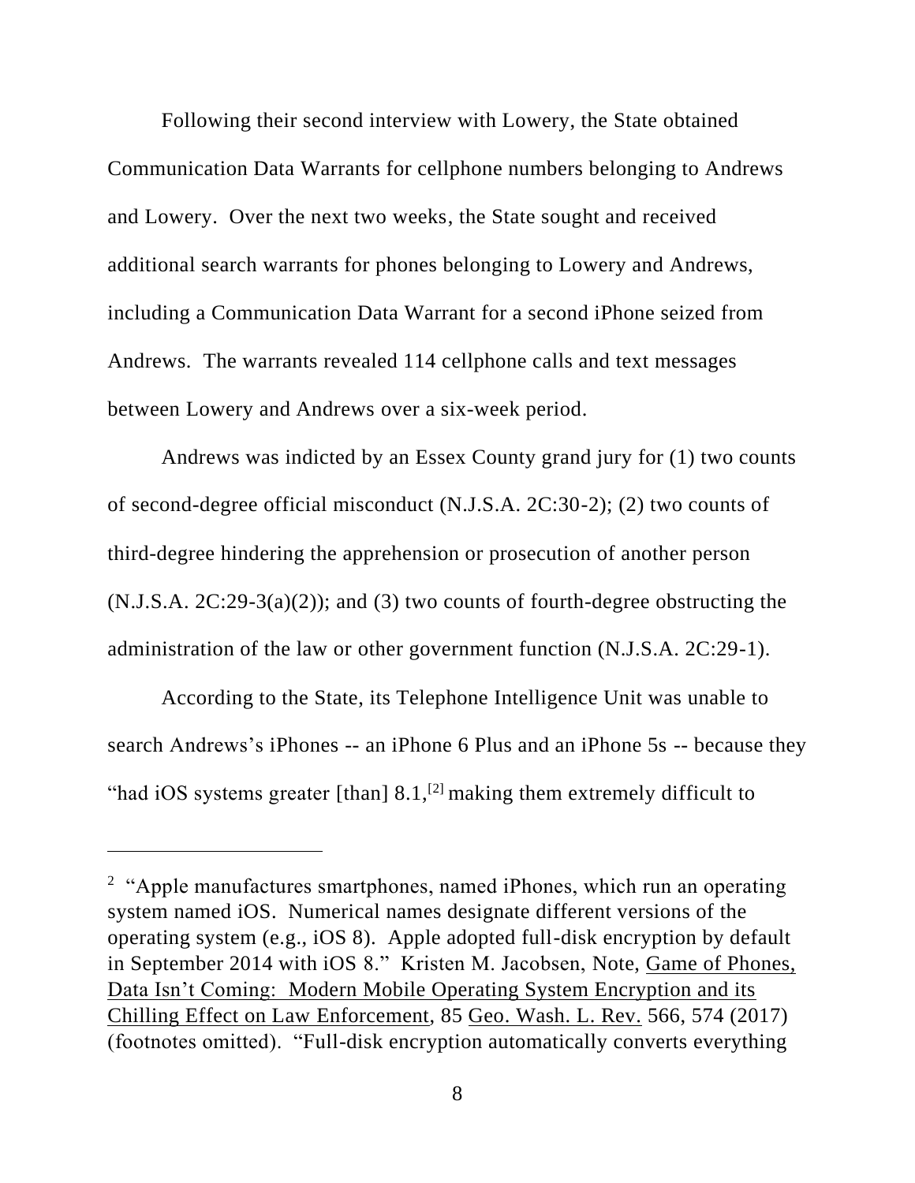Following their second interview with Lowery, the State obtained Communication Data Warrants for cellphone numbers belonging to Andrews and Lowery. Over the next two weeks, the State sought and received additional search warrants for phones belonging to Lowery and Andrews, including a Communication Data Warrant for a second iPhone seized from Andrews. The warrants revealed 114 cellphone calls and text messages between Lowery and Andrews over a six-week period.

Andrews was indicted by an Essex County grand jury for (1) two counts of second-degree official misconduct (N.J.S.A. 2C:30-2); (2) two counts of third-degree hindering the apprehension or prosecution of another person (N.J.S.A. 2C:29-3(a)(2)); and (3) two counts of fourth-degree obstructing the administration of the law or other government function (N.J.S.A. 2C:29-1).

According to the State, its Telephone Intelligence Unit was unable to search Andrews's iPhones -- an iPhone 6 Plus and an iPhone 5s -- because they "had iOS systems greater [than] 8.1,[2] making them extremely difficult to

---

[2] "Apple manufactures smartphones, named iPhones, which run an operating system named iOS. Numerical names designate different versions of the operating system (e.g., iOS 8). Apple adopted full-disk encryption by default in September 2014 with iOS 8." Kristen M. Jacobsen, Note, Game of Phones, Data Isn't Coming: Modern Mobile Operating System Encryption and its Chilling Effect on Law Enforcement, 85 Geo. Wash. L. Rev. 566, 574 (2017) (footnotes omitted). "Full-disk encryption automatically converts everything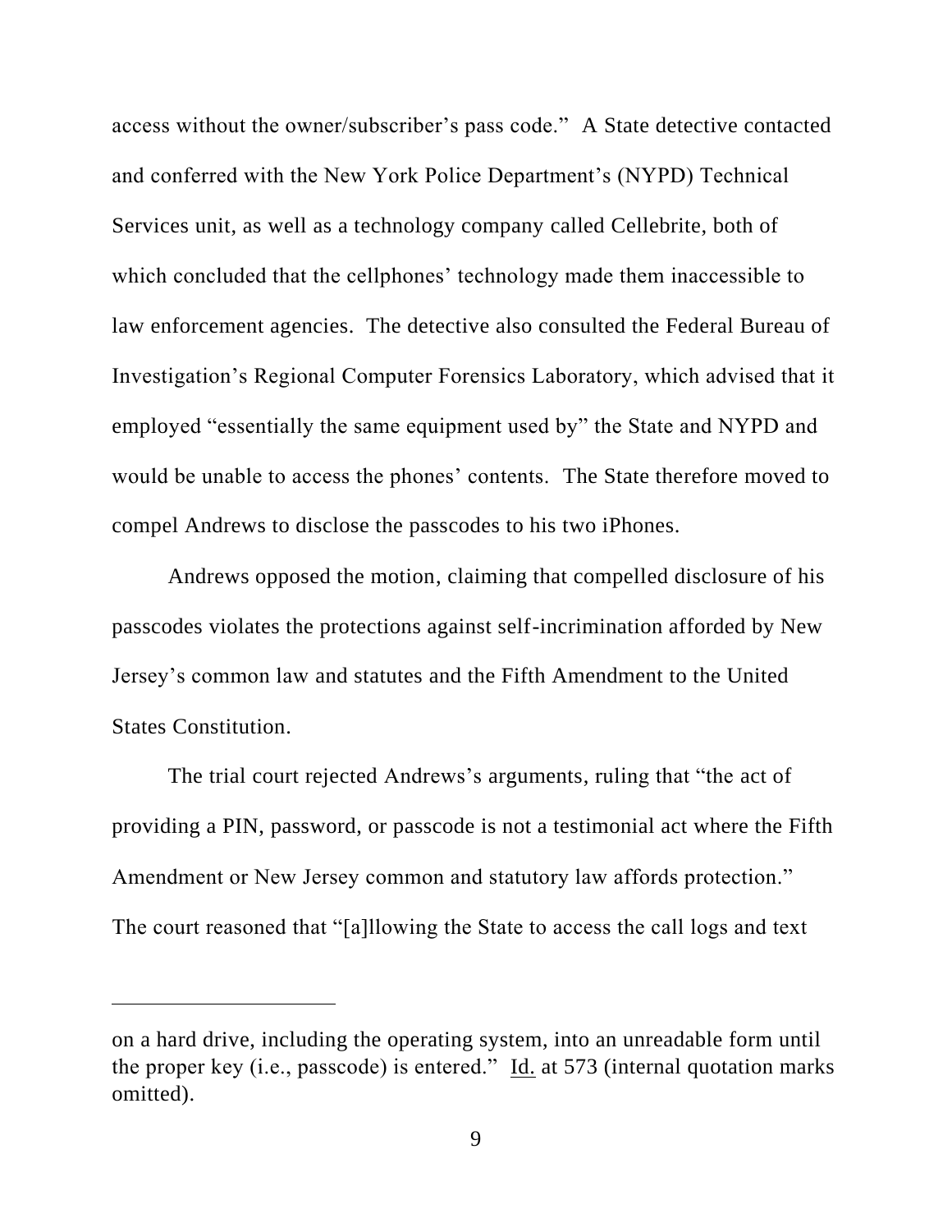access without the owner/subscriber's pass code." A State detective contacted and conferred with the New York Police Department's (NYPD) Technical Services unit, as well as a technology company called Cellebrite, both of which concluded that the cellphones' technology made them inaccessible to law enforcement agencies. The detective also consulted the Federal Bureau of Investigation's Regional Computer Forensics Laboratory, which advised that it employed "essentially the same equipment used by" the State and NYPD and would be unable to access the phones' contents. The State therefore moved to compel Andrews to disclose the passcodes to his two iPhones.

Andrews opposed the motion, claiming that compelled disclosure of his passcodes violates the protections against self-incrimination afforded by New Jersey's common law and statutes and the Fifth Amendment to the United States Constitution.

The trial court rejected Andrews's arguments, ruling that "the act of providing a PIN, password, or passcode is not a testimonial act where the Fifth Amendment or New Jersey common and statutory law affords protection." The court reasoned that "[a]llowing the State to access the call logs and text

---

on a hard drive, including the operating system, into an unreadable form until the proper key (i.e., passcode) is entered." Id. at 573 (internal quotation marks omitted).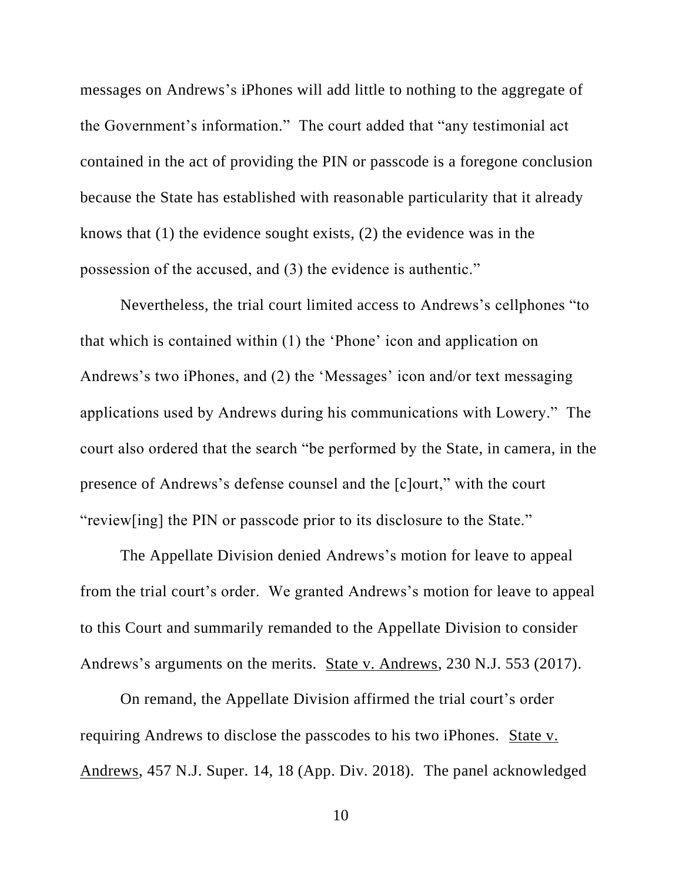messages on Andrews's iPhones will add little to nothing to the aggregate of the Government's information." The court added that "any testimonial act contained in the act of providing the PIN or passcode is a foregone conclusion because the State has established with reasonable particularity that it already knows that (1) the evidence sought exists, (2) the evidence was in the possession of the accused, and (3) the evidence is authentic."

Nevertheless, the trial court limited access to Andrews's cellphones "to that which is contained within (1) the 'Phone' icon and application on Andrews's two iPhones, and (2) the 'Messages' icon and/or text messaging applications used by Andrews during his communications with Lowery." The court also ordered that the search "be performed by the State, in camera, in the presence of Andrews's defense counsel and the [c]ourt," with the court "review[ing] the PIN or passcode prior to its disclosure to the State."

The Appellate Division denied Andrews's motion for leave to appeal from the trial court's order. We granted Andrews's motion for leave to appeal to this Court and summarily remanded to the Appellate Division to consider Andrews's arguments on the merits. State v. Andrews, 230 N.J. 553 (2017).

On remand, the Appellate Division affirmed the trial court's order requiring Andrews to disclose the passcodes to his two iPhones. State v. Andrews, 457 N.J. Super. 14, 18 (App. Div. 2018). The panel acknowledged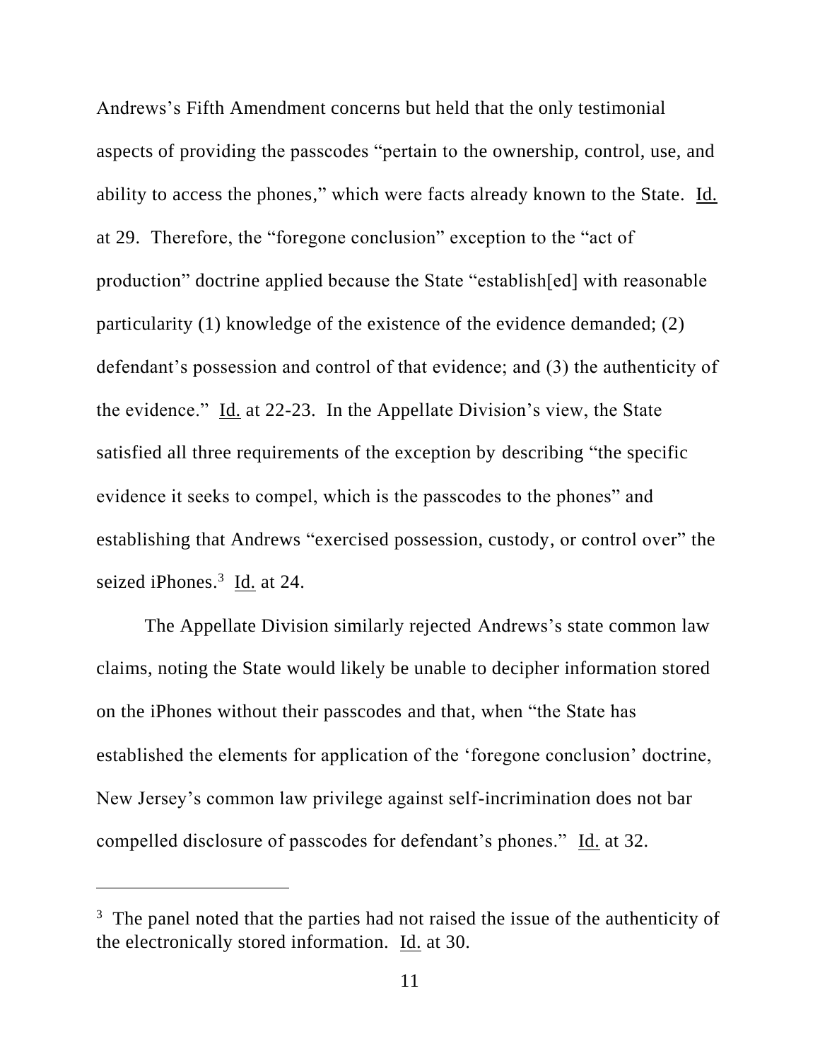Andrews's Fifth Amendment concerns but held that the only testimonial aspects of providing the passcodes "pertain to the ownership, control, use, and ability to access the phones," which were facts already known to the State. Id. at 29. Therefore, the "foregone conclusion" exception to the "act of production" doctrine applied because the State "establish[ed] with reasonable particularity (1) knowledge of the existence of the evidence demanded; (2) defendant's possession and control of that evidence; and (3) the authenticity of the evidence." Id. at 22-23. In the Appellate Division's view, the State satisfied all three requirements of the exception by describing "the specific evidence it seeks to compel, which is the passcodes to the phones" and establishing that Andrews "exercised possession, custody, or control over" the seized iPhones.[3] Id. at 24.

The Appellate Division similarly rejected Andrews's state common law claims, noting the State would likely be unable to decipher information stored on the iPhones without their passcodes and that, when "the State has established the elements for application of the 'foregone conclusion' doctrine, New Jersey's common law privilege against self-incrimination does not bar compelled disclosure of passcodes for defendant's phones." Id. at 32.

---

[3] The panel noted that the parties had not raised the issue of the authenticity of the electronically stored information. Id. at 30.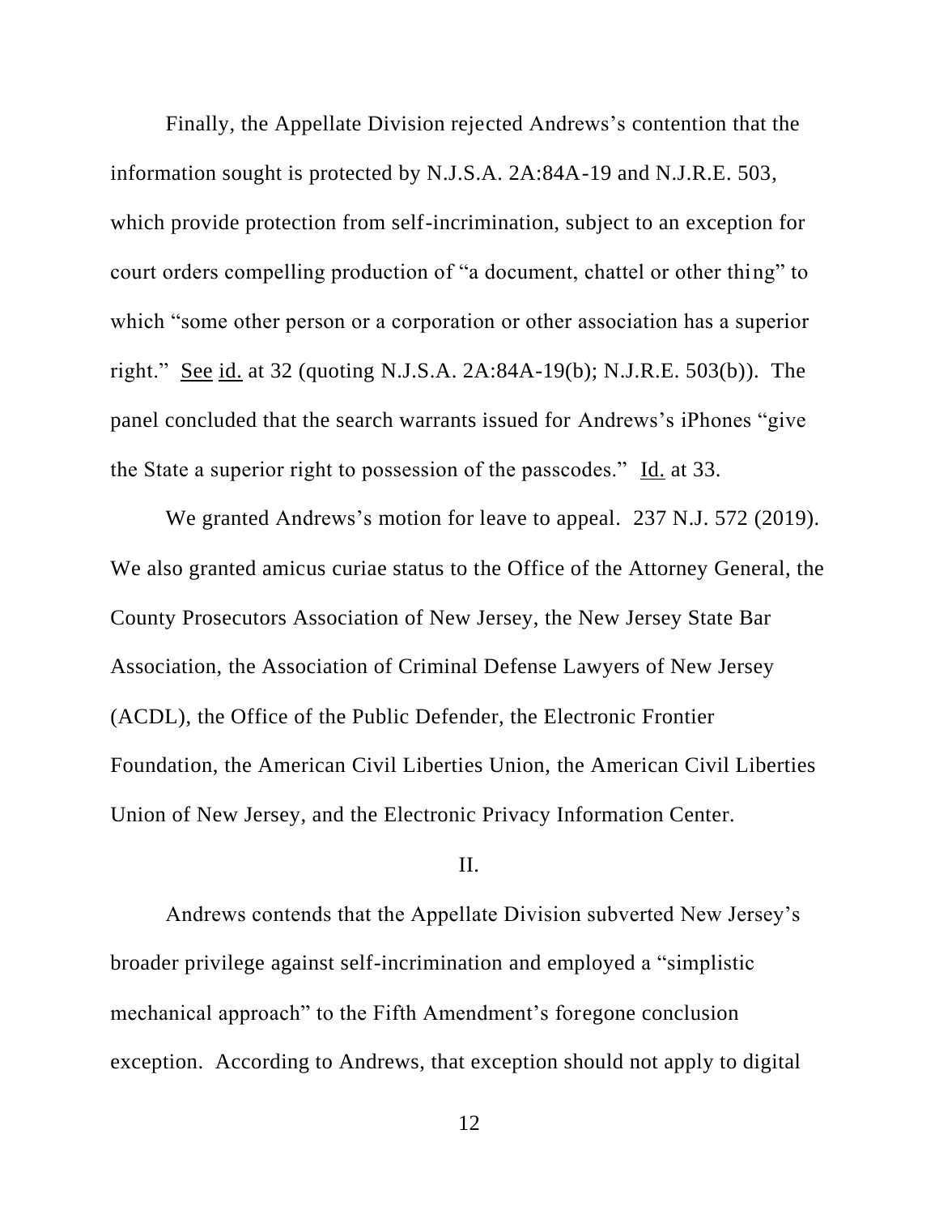Finally, the Appellate Division rejected Andrews's contention that the information sought is protected by N.J.S.A. 2A:84A-19 and N.J.R.E. 503, which provide protection from self-incrimination, subject to an exception for court orders compelling production of "a document, chattel or other thing" to which "some other person or a corporation or other association has a superior right." See id. at 32 (quoting N.J.S.A. 2A:84A-19(b); N.J.R.E. 503(b)). The panel concluded that the search warrants issued for Andrews's iPhones "give the State a superior right to possession of the passcodes." Id. at 33.

We granted Andrews's motion for leave to appeal. 237 N.J. 572 (2019). We also granted amicus curiae status to the Office of the Attorney General, the County Prosecutors Association of New Jersey, the New Jersey State Bar Association, the Association of Criminal Defense Lawyers of New Jersey (ACDL), the Office of the Public Defender, the Electronic Frontier Foundation, the American Civil Liberties Union, the American Civil Liberties Union of New Jersey, and the Electronic Privacy Information Center.

## II.

Andrews contends that the Appellate Division subverted New Jersey's broader privilege against self-incrimination and employed a "simplistic mechanical approach" to the Fifth Amendment's foregone conclusion exception. According to Andrews, that exception should not apply to digital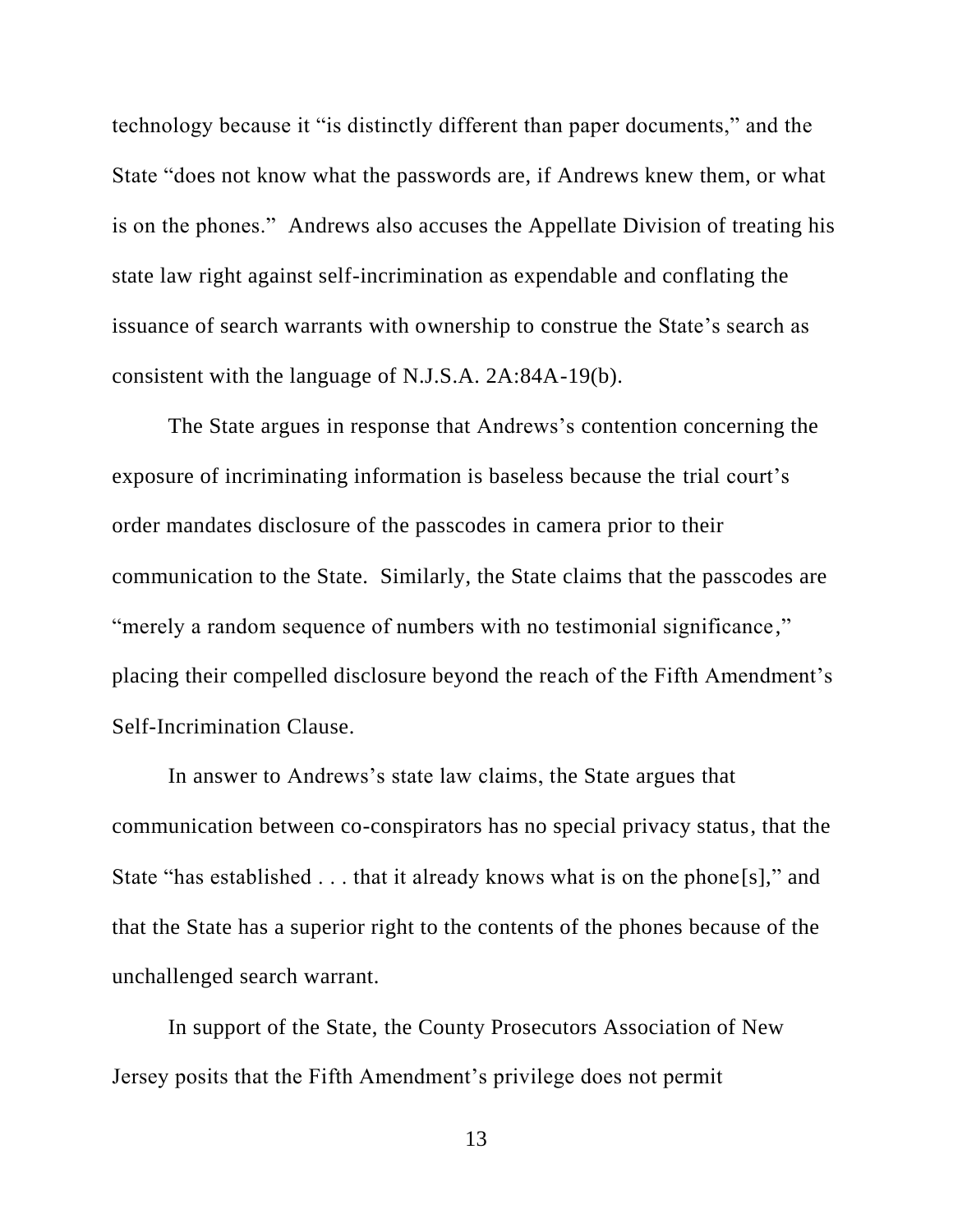technology because it "is distinctly different than paper documents," and the State "does not know what the passwords are, if Andrews knew them, or what is on the phones." Andrews also accuses the Appellate Division of treating his state law right against self-incrimination as expendable and conflating the issuance of search warrants with ownership to construe the State's search as consistent with the language of N.J.S.A. 2A:84A-19(b).

The State argues in response that Andrews's contention concerning the exposure of incriminating information is baseless because the trial court's order mandates disclosure of the passcodes in camera prior to their communication to the State. Similarly, the State claims that the passcodes are "merely a random sequence of numbers with no testimonial significance," placing their compelled disclosure beyond the reach of the Fifth Amendment's Self-Incrimination Clause.

In answer to Andrews's state law claims, the State argues that communication between co-conspirators has no special privacy status, that the State "has established . . . that it already knows what is on the phone[s]," and that the State has a superior right to the contents of the phones because of the unchallenged search warrant.

In support of the State, the County Prosecutors Association of New Jersey posits that the Fifth Amendment's privilege does not permit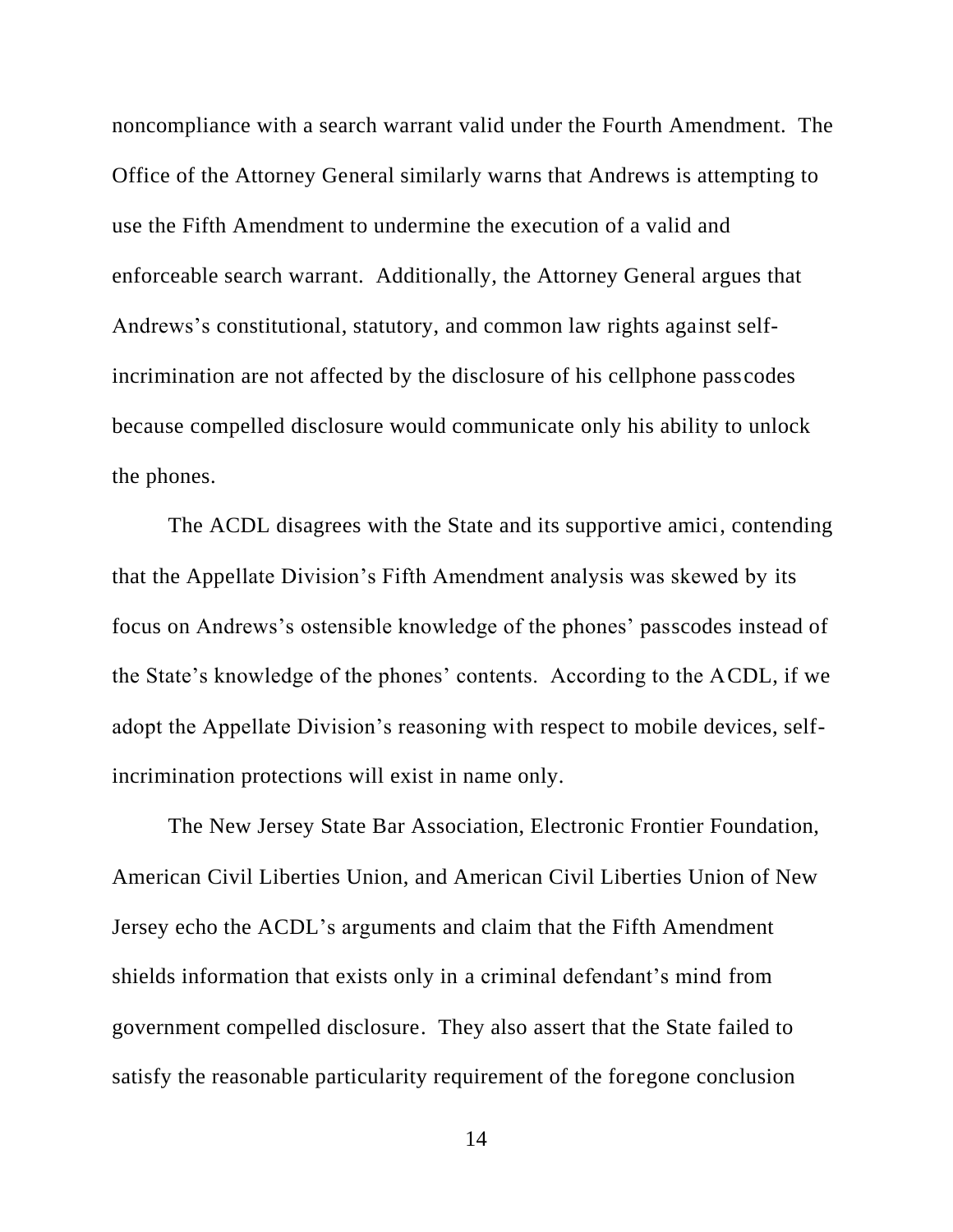noncompliance with a search warrant valid under the Fourth Amendment. The Office of the Attorney General similarly warns that Andrews is attempting to use the Fifth Amendment to undermine the execution of a valid and enforceable search warrant. Additionally, the Attorney General argues that Andrews's constitutional, statutory, and common law rights against self-incrimination are not affected by the disclosure of his cellphone passcodes because compelled disclosure would communicate only his ability to unlock the phones.

The ACDL disagrees with the State and its supportive amici, contending that the Appellate Division's Fifth Amendment analysis was skewed by its focus on Andrews's ostensible knowledge of the phones' passcodes instead of the State's knowledge of the phones' contents. According to the ACDL, if we adopt the Appellate Division's reasoning with respect to mobile devices, self-incrimination protections will exist in name only.

The New Jersey State Bar Association, Electronic Frontier Foundation, American Civil Liberties Union, and American Civil Liberties Union of New Jersey echo the ACDL's arguments and claim that the Fifth Amendment shields information that exists only in a criminal defendant's mind from government compelled disclosure. They also assert that the State failed to satisfy the reasonable particularity requirement of the foregone conclusion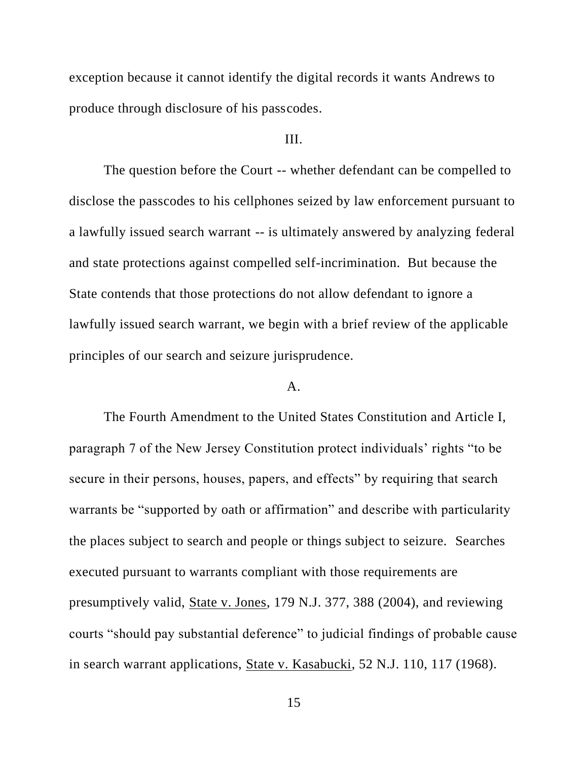exception because it cannot identify the digital records it wants Andrews to produce through disclosure of his passcodes.

III.

The question before the Court -- whether defendant can be compelled to disclose the passcodes to his cellphones seized by law enforcement pursuant to a lawfully issued search warrant -- is ultimately answered by analyzing federal and state protections against compelled self-incrimination. But because the State contends that those protections do not allow defendant to ignore a lawfully issued search warrant, we begin with a brief review of the applicable principles of our search and seizure jurisprudence.

A.

The Fourth Amendment to the United States Constitution and Article I, paragraph 7 of the New Jersey Constitution protect individuals' rights "to be secure in their persons, houses, papers, and effects" by requiring that search warrants be "supported by oath or affirmation" and describe with particularity the places subject to search and people or things subject to seizure. Searches executed pursuant to warrants compliant with those requirements are presumptively valid, State v. Jones, 179 N.J. 377, 388 (2004), and reviewing courts "should pay substantial deference" to judicial findings of probable cause in search warrant applications, State v. Kasabucki, 52 N.J. 110, 117 (1968).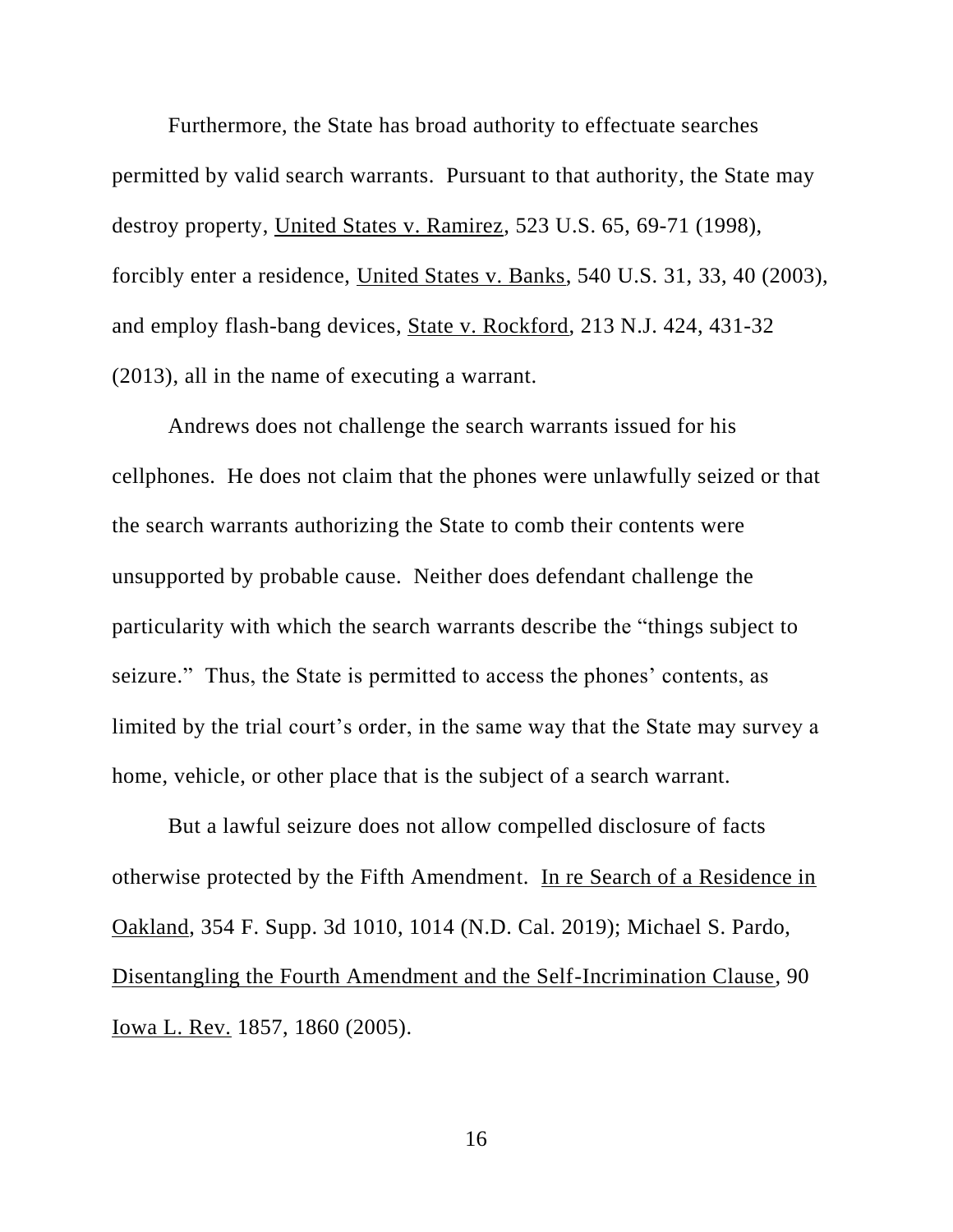Furthermore, the State has broad authority to effectuate searches permitted by valid search warrants. Pursuant to that authority, the State may destroy property, United States v. Ramirez, 523 U.S. 65, 69-71 (1998), forcibly enter a residence, United States v. Banks, 540 U.S. 31, 33, 40 (2003), and employ flash-bang devices, State v. Rockford, 213 N.J. 424, 431-32 (2013), all in the name of executing a warrant.

Andrews does not challenge the search warrants issued for his cellphones. He does not claim that the phones were unlawfully seized or that the search warrants authorizing the State to comb their contents were unsupported by probable cause. Neither does defendant challenge the particularity with which the search warrants describe the "things subject to seizure." Thus, the State is permitted to access the phones' contents, as limited by the trial court's order, in the same way that the State may survey a home, vehicle, or other place that is the subject of a search warrant.

But a lawful seizure does not allow compelled disclosure of facts otherwise protected by the Fifth Amendment. In re Search of a Residence in Oakland, 354 F. Supp. 3d 1010, 1014 (N.D. Cal. 2019); Michael S. Pardo, Disentangling the Fourth Amendment and the Self-Incrimination Clause, 90 Iowa L. Rev. 1857, 1860 (2005).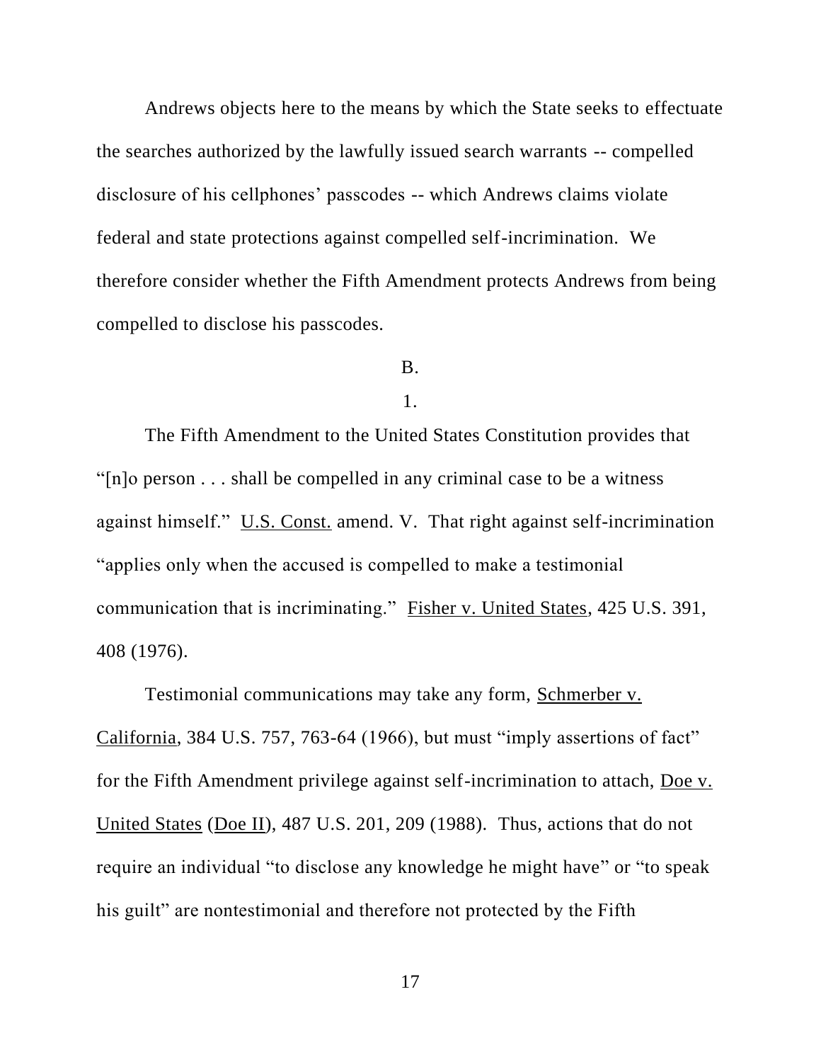Andrews objects here to the means by which the State seeks to effectuate the searches authorized by the lawfully issued search warrants -- compelled disclosure of his cellphones' passcodes -- which Andrews claims violate federal and state protections against compelled self-incrimination. We therefore consider whether the Fifth Amendment protects Andrews from being compelled to disclose his passcodes.

B.

1.

The Fifth Amendment to the United States Constitution provides that "[n]o person . . . shall be compelled in any criminal case to be a witness against himself." U.S. Const. amend. V. That right against self-incrimination "applies only when the accused is compelled to make a testimonial communication that is incriminating." Fisher v. United States, 425 U.S. 391, 408 (1976).

Testimonial communications may take any form, Schmerber v. California, 384 U.S. 757, 763-64 (1966), but must "imply assertions of fact" for the Fifth Amendment privilege against self-incrimination to attach, Doe v. United States (Doe II), 487 U.S. 201, 209 (1988). Thus, actions that do not require an individual "to disclose any knowledge he might have" or "to speak his guilt" are nontestimonial and therefore not protected by the Fifth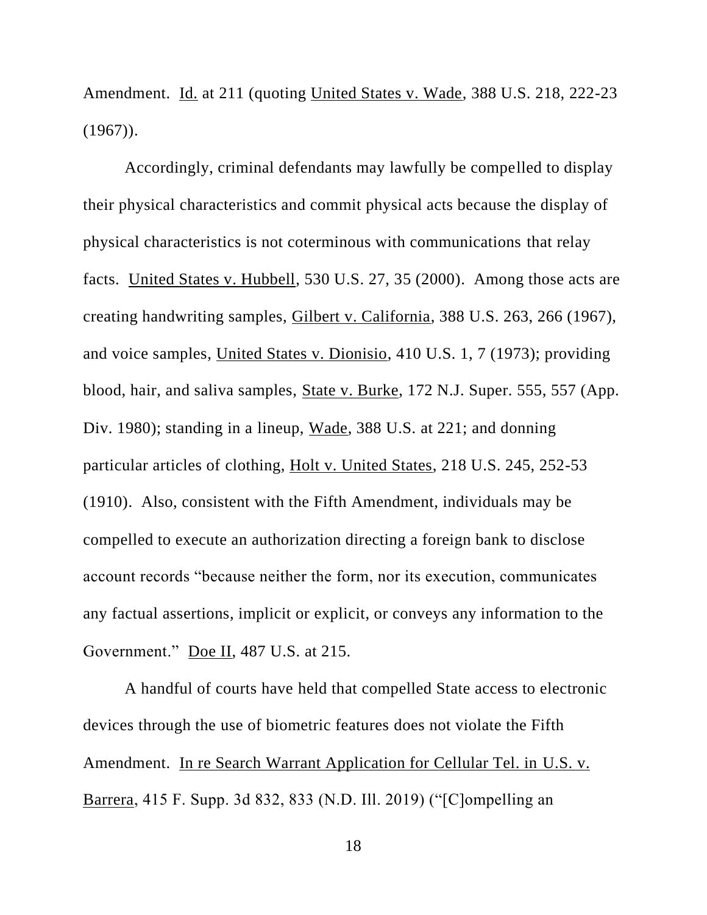Amendment. Id. at 211 (quoting United States v. Wade, 388 U.S. 218, 222-23 (1967)).

Accordingly, criminal defendants may lawfully be compelled to display their physical characteristics and commit physical acts because the display of physical characteristics is not coterminous with communications that relay facts. United States v. Hubbell, 530 U.S. 27, 35 (2000). Among those acts are creating handwriting samples, Gilbert v. California, 388 U.S. 263, 266 (1967), and voice samples, United States v. Dionisio, 410 U.S. 1, 7 (1973); providing blood, hair, and saliva samples, State v. Burke, 172 N.J. Super. 555, 557 (App. Div. 1980); standing in a lineup, Wade, 388 U.S. at 221; and donning particular articles of clothing, Holt v. United States, 218 U.S. 245, 252-53 (1910). Also, consistent with the Fifth Amendment, individuals may be compelled to execute an authorization directing a foreign bank to disclose account records "because neither the form, nor its execution, communicates any factual assertions, implicit or explicit, or conveys any information to the Government." Doe II, 487 U.S. at 215.

A handful of courts have held that compelled State access to electronic devices through the use of biometric features does not violate the Fifth Amendment. In re Search Warrant Application for Cellular Tel. in U.S. v. Barrera, 415 F. Supp. 3d 832, 833 (N.D. Ill. 2019) ("[C]ompelling an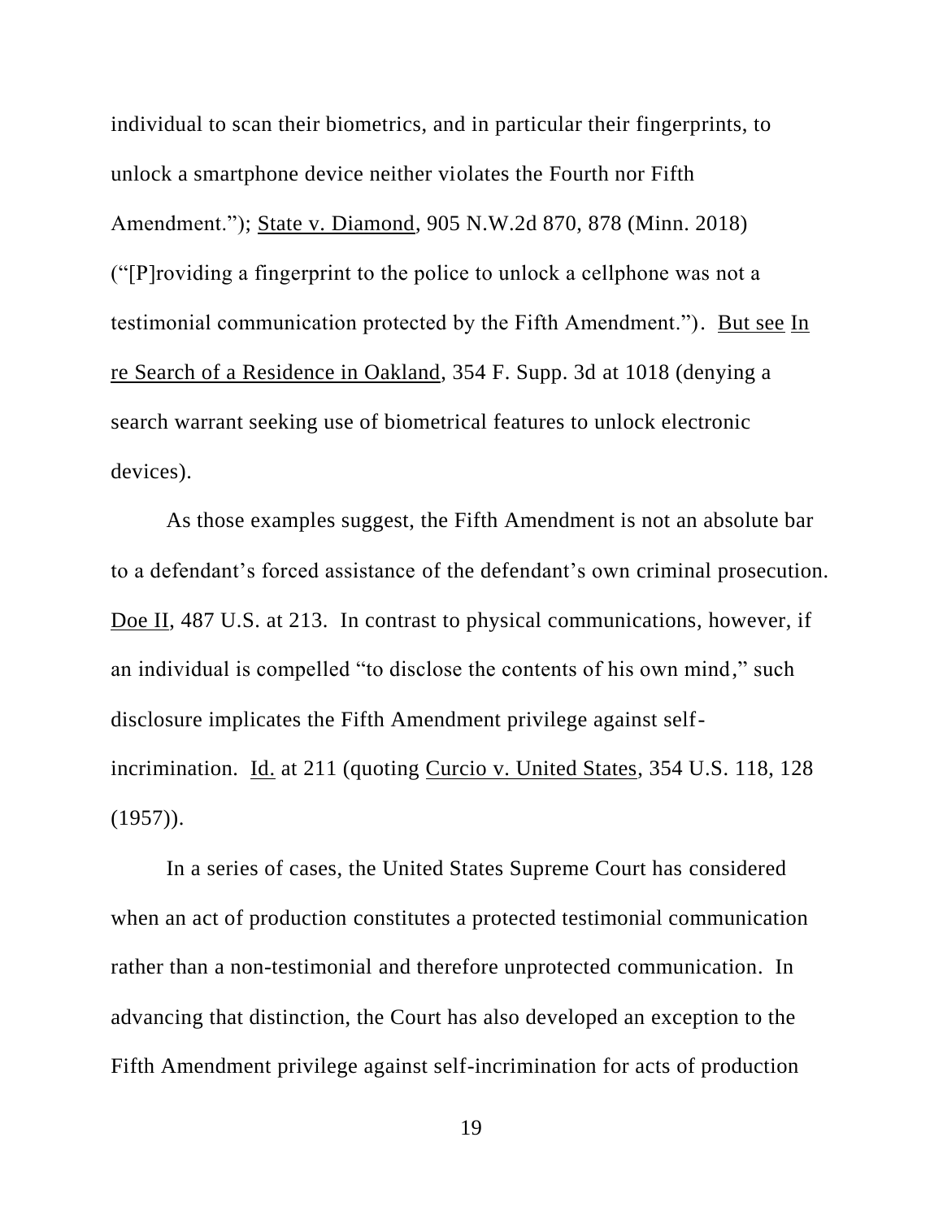individual to scan their biometrics, and in particular their fingerprints, to unlock a smartphone device neither violates the Fourth nor Fifth Amendment."); State v. Diamond, 905 N.W.2d 870, 878 (Minn. 2018) ("[P]roviding a fingerprint to the police to unlock a cellphone was not a testimonial communication protected by the Fifth Amendment."). But see In re Search of a Residence in Oakland, 354 F. Supp. 3d at 1018 (denying a search warrant seeking use of biometrical features to unlock electronic devices).

As those examples suggest, the Fifth Amendment is not an absolute bar to a defendant's forced assistance of the defendant's own criminal prosecution. Doe II, 487 U.S. at 213. In contrast to physical communications, however, if an individual is compelled "to disclose the contents of his own mind," such disclosure implicates the Fifth Amendment privilege against self-incrimination. Id. at 211 (quoting Curcio v. United States, 354 U.S. 118, 128 (1957)).

In a series of cases, the United States Supreme Court has considered when an act of production constitutes a protected testimonial communication rather than a non-testimonial and therefore unprotected communication. In advancing that distinction, the Court has also developed an exception to the Fifth Amendment privilege against self-incrimination for acts of production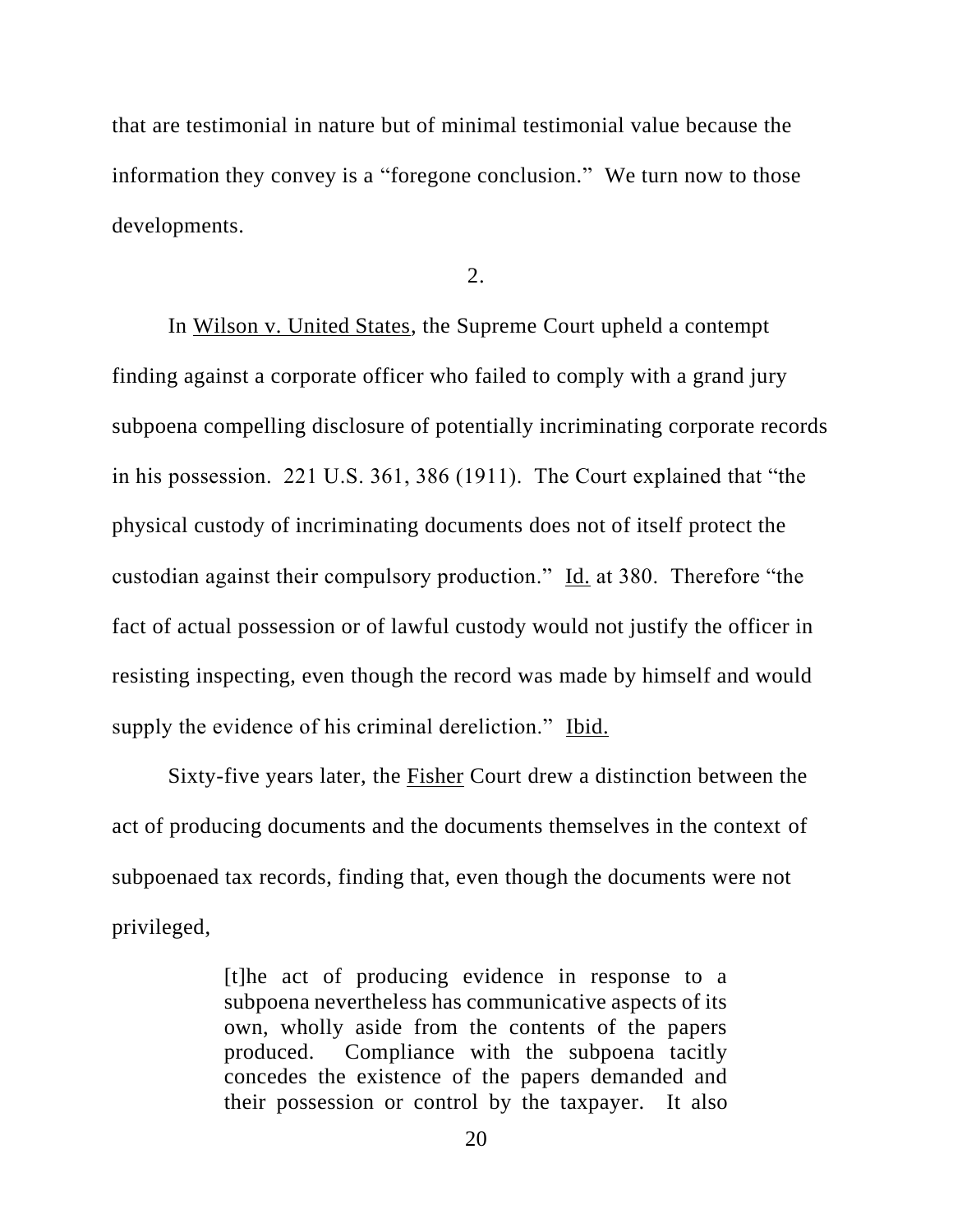that are testimonial in nature but of minimal testimonial value because the information they convey is a "foregone conclusion." We turn now to those developments.

2.

In Wilson v. United States, the Supreme Court upheld a contempt finding against a corporate officer who failed to comply with a grand jury subpoena compelling disclosure of potentially incriminating corporate records in his possession. 221 U.S. 361, 386 (1911). The Court explained that "the physical custody of incriminating documents does not of itself protect the custodian against their compulsory production." Id. at 380. Therefore "the fact of actual possession or of lawful custody would not justify the officer in resisting inspecting, even though the record was made by himself and would supply the evidence of his criminal dereliction." Ibid.

Sixty-five years later, the Fisher Court drew a distinction between the act of producing documents and the documents themselves in the context of subpoenaed tax records, finding that, even though the documents were not privileged,

> [t]he act of producing evidence in response to a subpoena nevertheless has communicative aspects of its own, wholly aside from the contents of the papers produced. Compliance with the subpoena tacitly concedes the existence of the papers demanded and their possession or control by the taxpayer. It also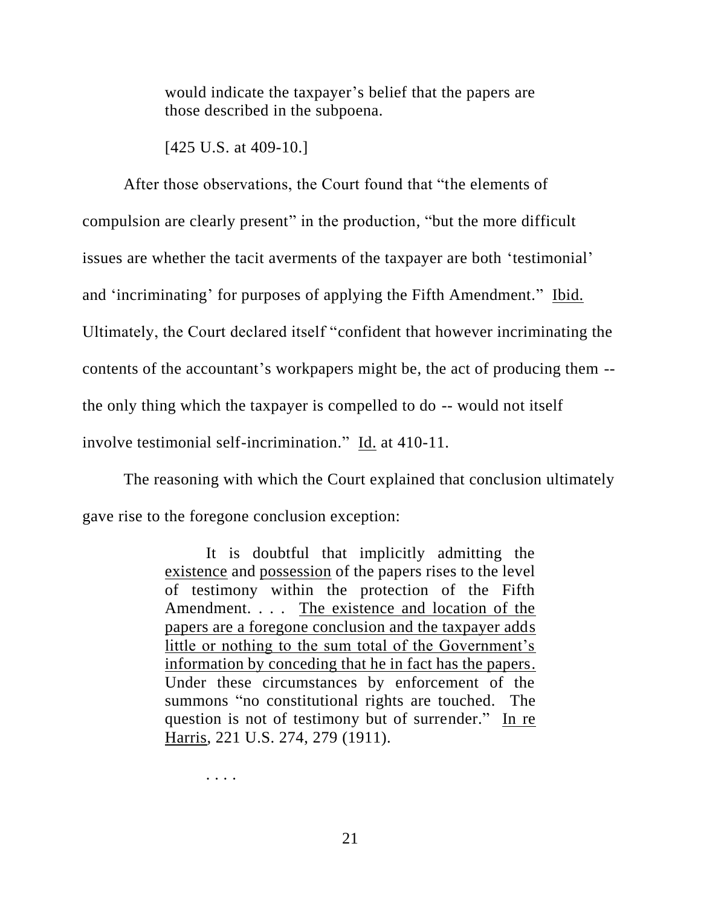> would indicate the taxpayer's belief that the papers are those described in the subpoena.
>
> [425 U.S. at 409-10.]

After those observations, the Court found that "the elements of compulsion are clearly present" in the production, "but the more difficult issues are whether the tacit averments of the taxpayer are both 'testimonial' and 'incriminating' for purposes of applying the Fifth Amendment." Ibid. Ultimately, the Court declared itself "confident that however incriminating the contents of the accountant's workpapers might be, the act of producing them -- the only thing which the taxpayer is compelled to do -- would not itself involve testimonial self-incrimination." Id. at 410-11.

The reasoning with which the Court explained that conclusion ultimately gave rise to the foregone conclusion exception:

> It is doubtful that implicitly admitting the existence and possession of the papers rises to the level of testimony within the protection of the Fifth Amendment. . . . The existence and location of the papers are a foregone conclusion and the taxpayer adds little or nothing to the sum total of the Government's information by conceding that he in fact has the papers. Under these circumstances by enforcement of the summons "no constitutional rights are touched. The question is not of testimony but of surrender." In re Harris, 221 U.S. 274, 279 (1911).
>
> . . . .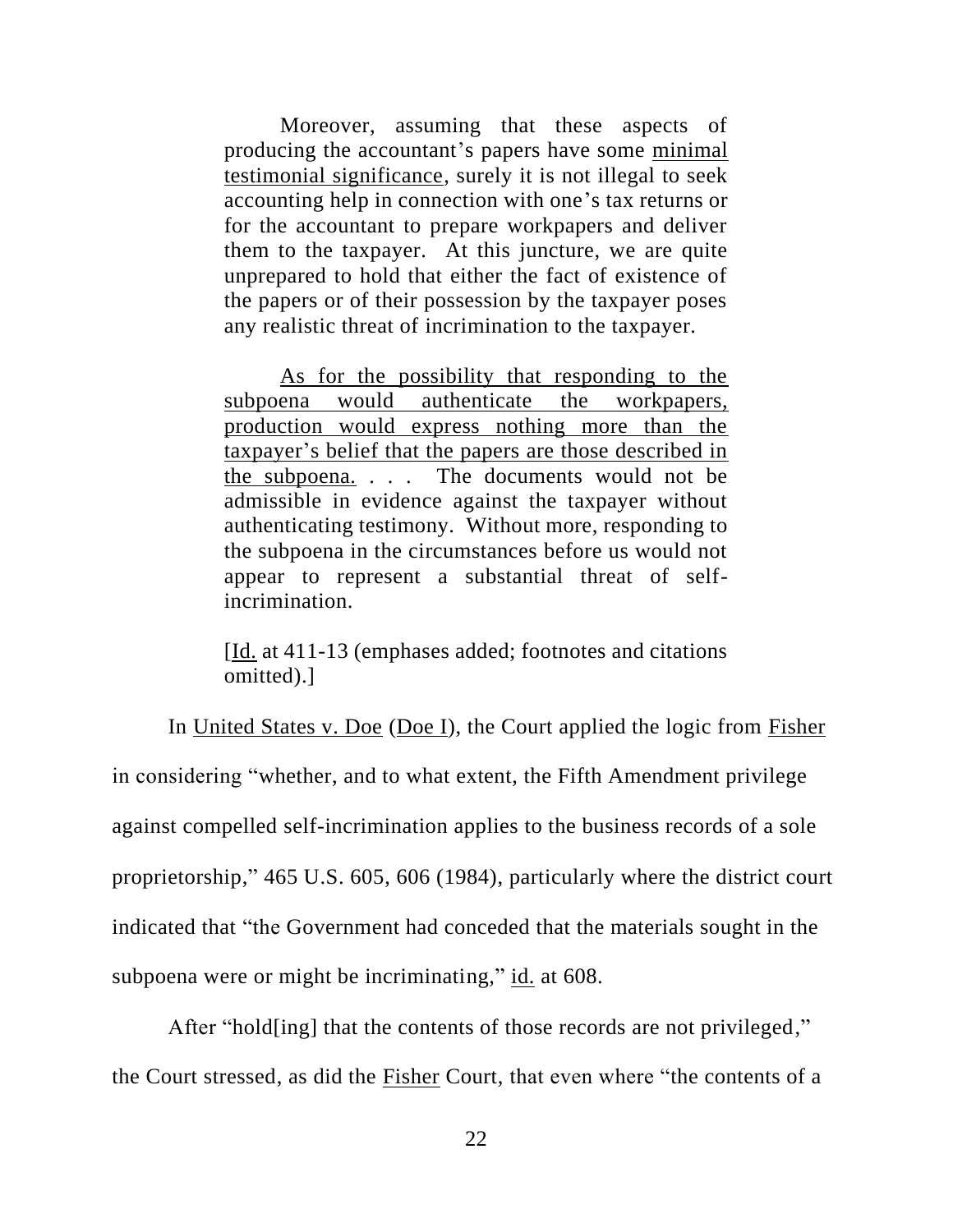> Moreover, assuming that these aspects of producing the accountant's papers have some <u>minimal testimonial significance</u>, surely it is not illegal to seek accounting help in connection with one's tax returns or for the accountant to prepare workpapers and deliver them to the taxpayer. At this juncture, we are quite unprepared to hold that either the fact of existence of the papers or of their possession by the taxpayer poses any realistic threat of incrimination to the taxpayer.
>
> <u>As for the possibility that responding to the subpoena would authenticate the workpapers, production would express nothing more than the taxpayer's belief that the papers are those described in the subpoena.</u> . . . The documents would not be admissible in evidence against the taxpayer without authenticating testimony. Without more, responding to the subpoena in the circumstances before us would not appear to represent a substantial threat of self-incrimination.
>
> [<u>Id.</u> at 411-13 (emphases added; footnotes and citations omitted).]

In <u>United States v. Doe</u> (<u>Doe I</u>), the Court applied the logic from <u>Fisher</u> in considering "whether, and to what extent, the Fifth Amendment privilege against compelled self-incrimination applies to the business records of a sole proprietorship," 465 U.S. 605, 606 (1984), particularly where the district court indicated that "the Government had conceded that the materials sought in the subpoena were or might be incriminating," <u>id.</u> at 608.

After "hold[ing] that the contents of those records are not privileged," the Court stressed, as did the <u>Fisher</u> Court, that even where "the contents of a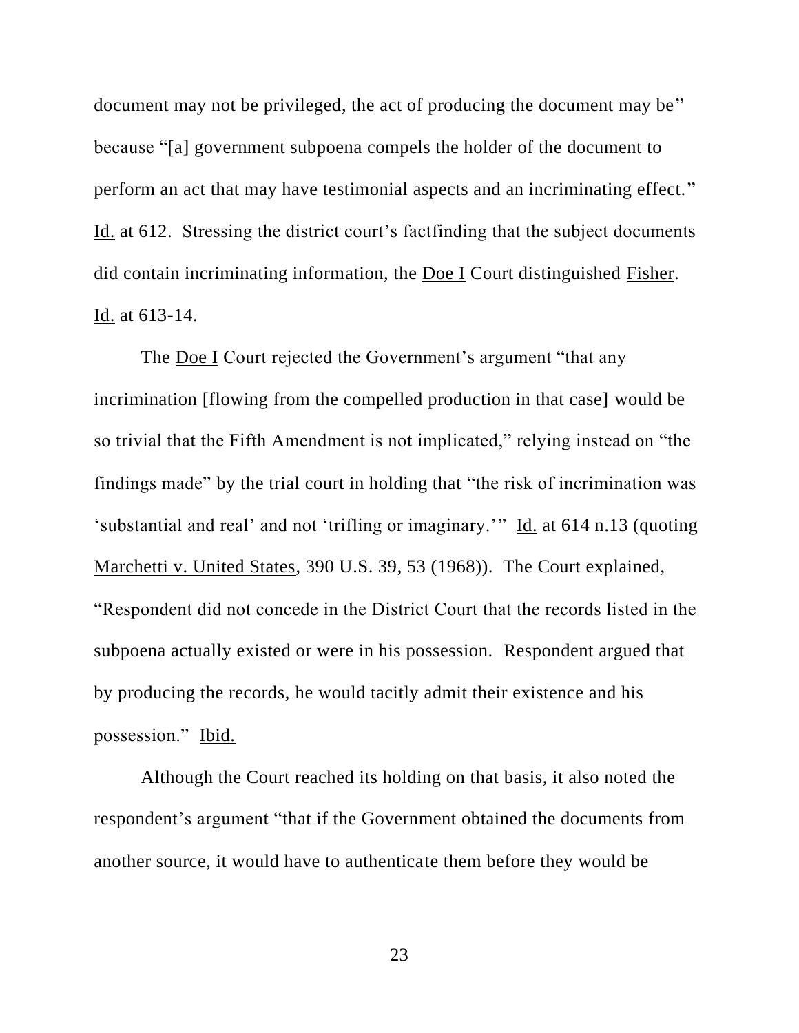document may not be privileged, the act of producing the document may be" because "[a] government subpoena compels the holder of the document to perform an act that may have testimonial aspects and an incriminating effect." Id. at 612. Stressing the district court's factfinding that the subject documents did contain incriminating information, the Doe I Court distinguished Fisher. Id. at 613-14.

The Doe I Court rejected the Government's argument "that any incrimination [flowing from the compelled production in that case] would be so trivial that the Fifth Amendment is not implicated," relying instead on "the findings made" by the trial court in holding that "the risk of incrimination was 'substantial and real' and not 'trifling or imaginary.'" Id. at 614 n.13 (quoting Marchetti v. United States, 390 U.S. 39, 53 (1968)). The Court explained, "Respondent did not concede in the District Court that the records listed in the subpoena actually existed or were in his possession. Respondent argued that by producing the records, he would tacitly admit their existence and his possession." Ibid.

Although the Court reached its holding on that basis, it also noted the respondent's argument "that if the Government obtained the documents from another source, it would have to authenticate them before they would be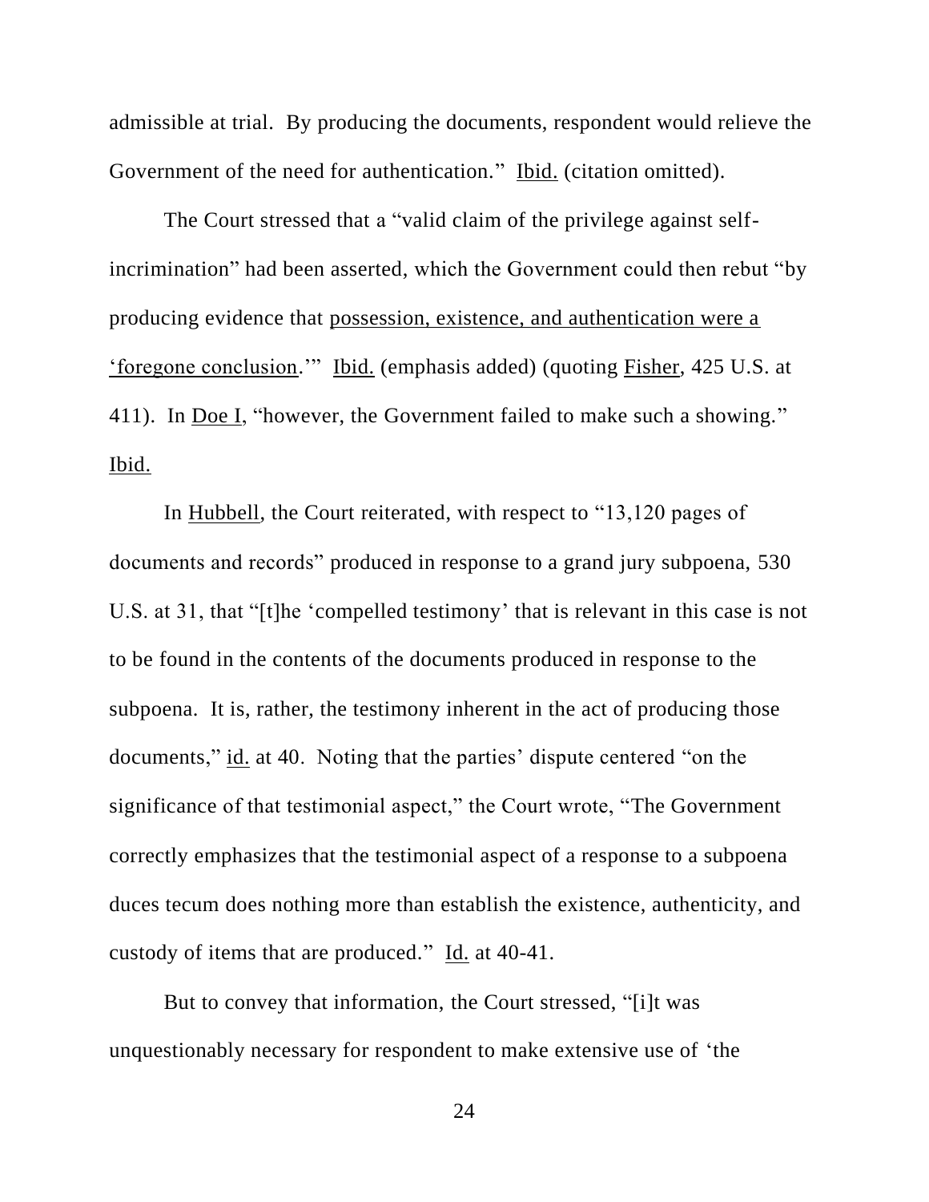admissible at trial. By producing the documents, respondent would relieve the Government of the need for authentication." Ibid. (citation omitted).

The Court stressed that a "valid claim of the privilege against self-incrimination" had been asserted, which the Government could then rebut "by producing evidence that possession, existence, and authentication were a 'foregone conclusion.'" Ibid. (emphasis added) (quoting Fisher, 425 U.S. at 411). In Doe I, "however, the Government failed to make such a showing." Ibid.

In Hubbell, the Court reiterated, with respect to "13,120 pages of documents and records" produced in response to a grand jury subpoena, 530 U.S. at 31, that "[t]he 'compelled testimony' that is relevant in this case is not to be found in the contents of the documents produced in response to the subpoena. It is, rather, the testimony inherent in the act of producing those documents," id. at 40. Noting that the parties' dispute centered "on the significance of that testimonial aspect," the Court wrote, "The Government correctly emphasizes that the testimonial aspect of a response to a subpoena duces tecum does nothing more than establish the existence, authenticity, and custody of items that are produced." Id. at 40-41.

But to convey that information, the Court stressed, "[i]t was unquestionably necessary for respondent to make extensive use of 'the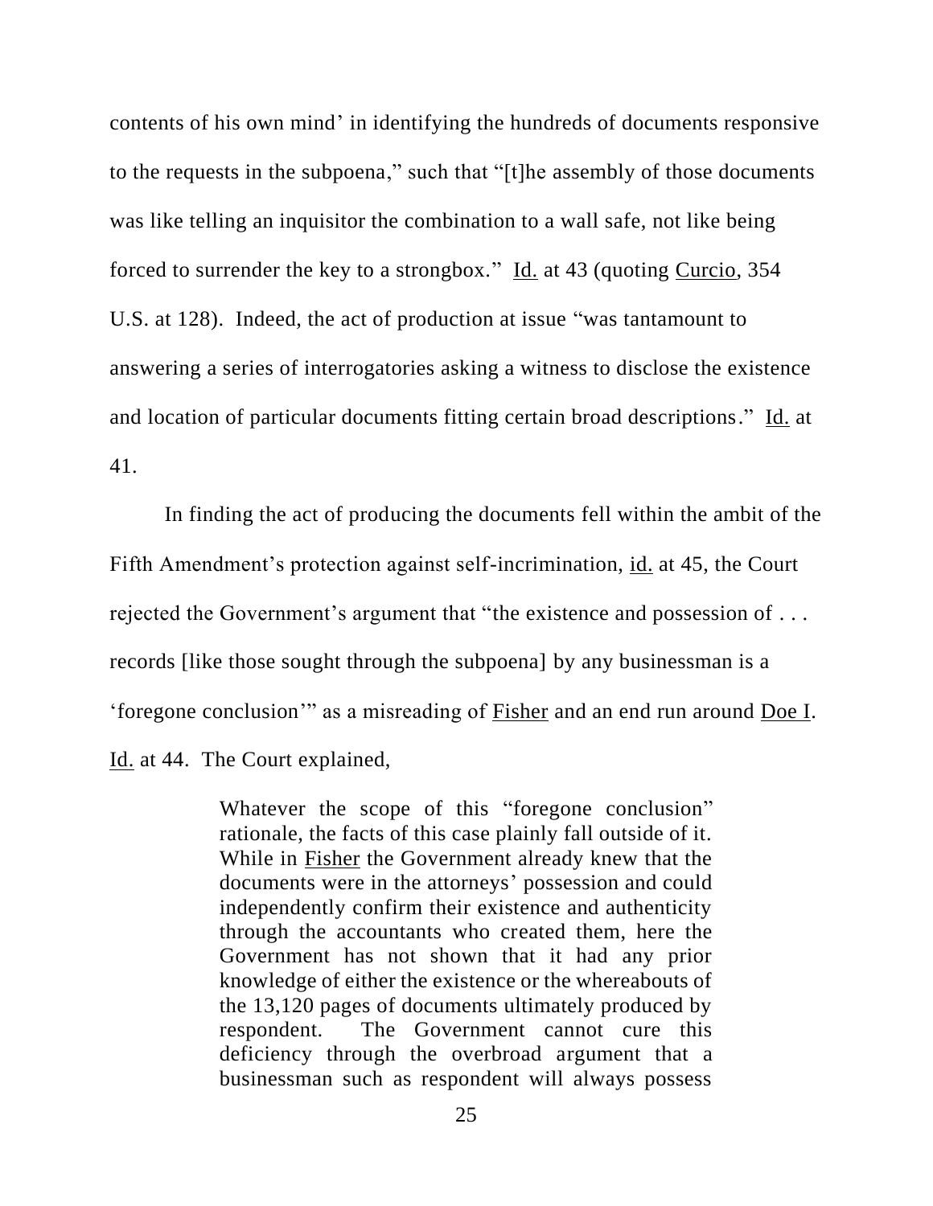contents of his own mind' in identifying the hundreds of documents responsive to the requests in the subpoena," such that "[t]he assembly of those documents was like telling an inquisitor the combination to a wall safe, not like being forced to surrender the key to a strongbox." Id. at 43 (quoting Curcio, 354 U.S. at 128). Indeed, the act of production at issue "was tantamount to answering a series of interrogatories asking a witness to disclose the existence and location of particular documents fitting certain broad descriptions." Id. at 41.

In finding the act of producing the documents fell within the ambit of the Fifth Amendment's protection against self-incrimination, id. at 45, the Court rejected the Government's argument that "the existence and possession of . . . records [like those sought through the subpoena] by any businessman is a 'foregone conclusion'" as a misreading of Fisher and an end run around Doe I. Id. at 44. The Court explained,

> Whatever the scope of this "foregone conclusion" rationale, the facts of this case plainly fall outside of it. While in Fisher the Government already knew that the documents were in the attorneys' possession and could independently confirm their existence and authenticity through the accountants who created them, here the Government has not shown that it had any prior knowledge of either the existence or the whereabouts of the 13,120 pages of documents ultimately produced by respondent. The Government cannot cure this deficiency through the overbroad argument that a businessman such as respondent will always possess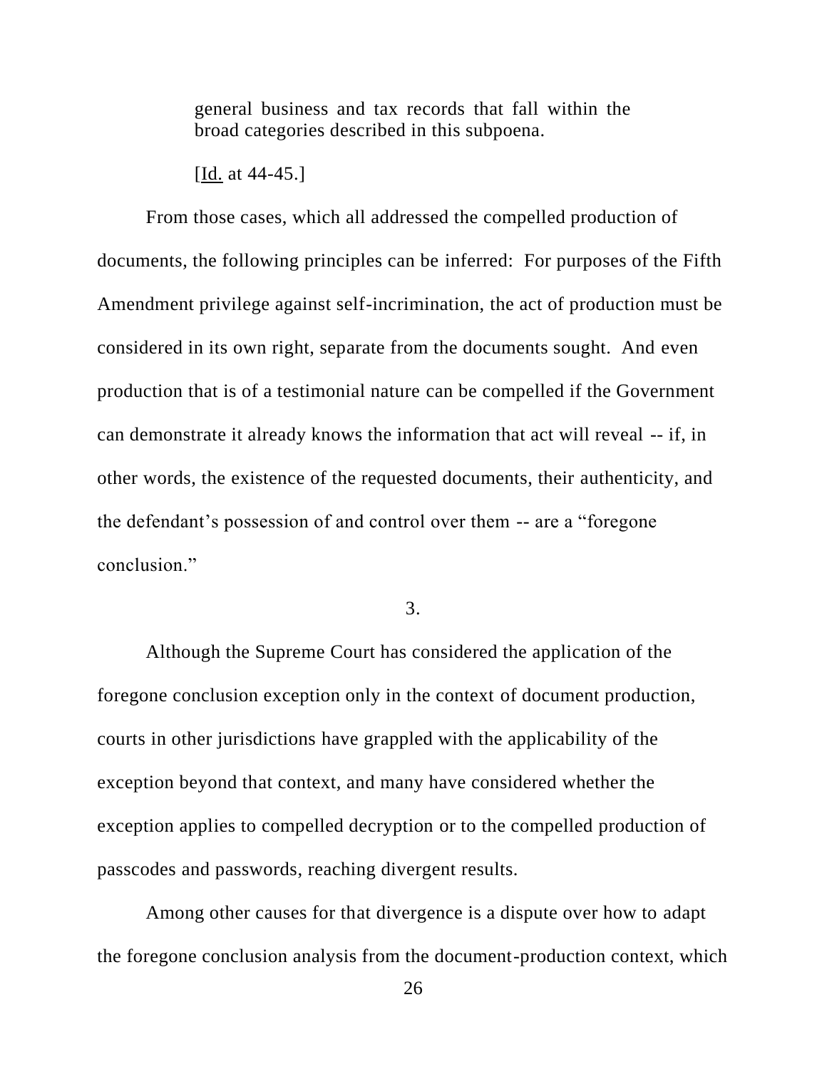> general business and tax records that fall within the broad categories described in this subpoena.
>
> [Id. at 44-45.]

From those cases, which all addressed the compelled production of documents, the following principles can be inferred: For purposes of the Fifth Amendment privilege against self-incrimination, the act of production must be considered in its own right, separate from the documents sought. And even production that is of a testimonial nature can be compelled if the Government can demonstrate it already knows the information that act will reveal -- if, in other words, the existence of the requested documents, their authenticity, and the defendant's possession of and control over them -- are a "foregone conclusion."

3.

Although the Supreme Court has considered the application of the foregone conclusion exception only in the context of document production, courts in other jurisdictions have grappled with the applicability of the exception beyond that context, and many have considered whether the exception applies to compelled decryption or to the compelled production of passcodes and passwords, reaching divergent results.

Among other causes for that divergence is a dispute over how to adapt the foregone conclusion analysis from the document-production context, which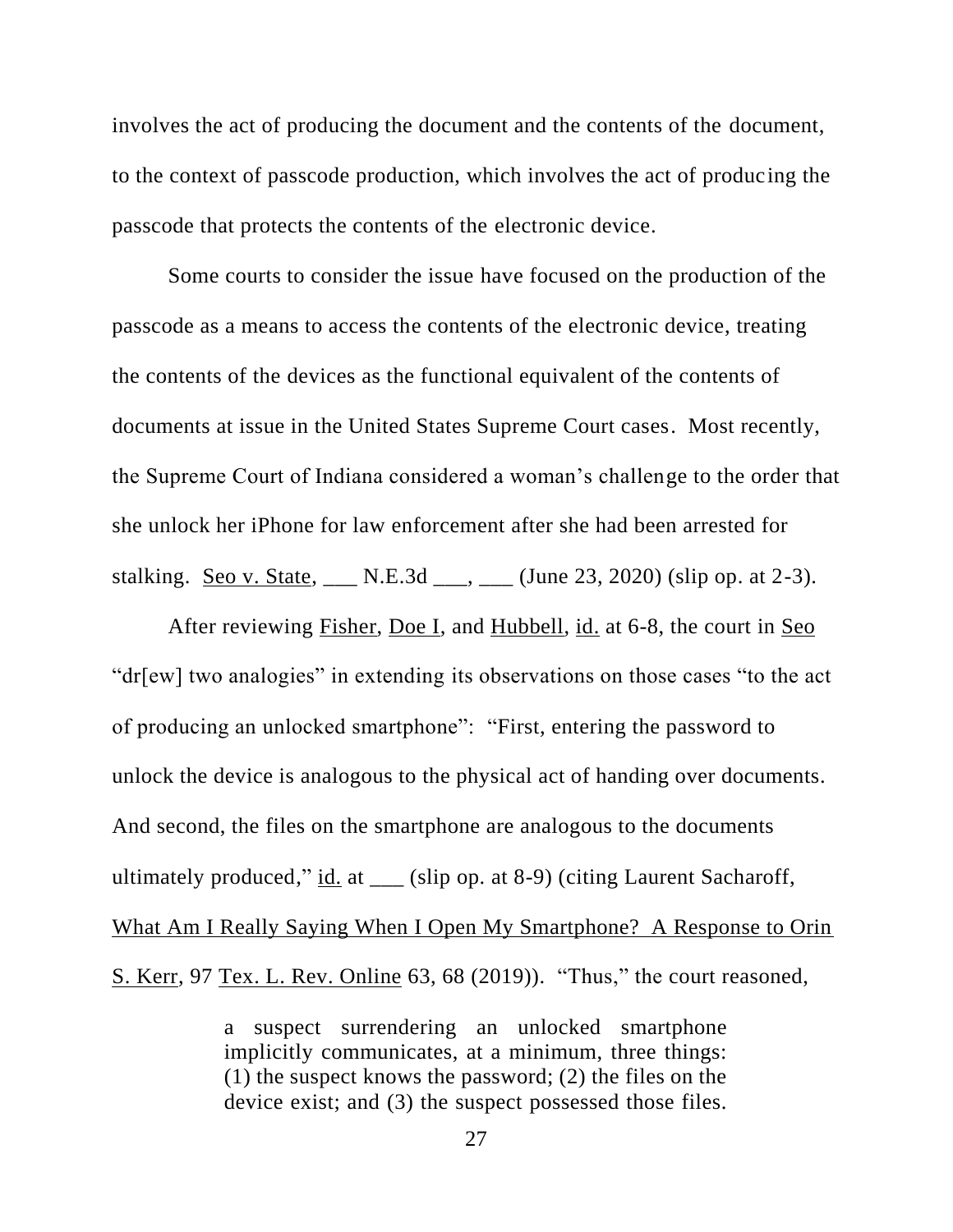involves the act of producing the document and the contents of the document, to the context of passcode production, which involves the act of producing the passcode that protects the contents of the electronic device.

Some courts to consider the issue have focused on the production of the passcode as a means to access the contents of the electronic device, treating the contents of the devices as the functional equivalent of the contents of documents at issue in the United States Supreme Court cases. Most recently, the Supreme Court of Indiana considered a woman's challenge to the order that she unlock her iPhone for law enforcement after she had been arrested for stalking. Seo v. State, ___ N.E.3d ___, ___ (June 23, 2020) (slip op. at 2-3).

After reviewing Fisher, Doe I, and Hubbell, id. at 6-8, the court in Seo "dr[ew] two analogies" in extending its observations on those cases "to the act of producing an unlocked smartphone": "First, entering the password to unlock the device is analogous to the physical act of handing over documents. And second, the files on the smartphone are analogous to the documents ultimately produced," id. at ___ (slip op. at 8-9) (citing Laurent Sacharoff, What Am I Really Saying When I Open My Smartphone? A Response to Orin S. Kerr, 97 Tex. L. Rev. Online 63, 68 (2019)). "Thus," the court reasoned,

> a suspect surrendering an unlocked smartphone implicitly communicates, at a minimum, three things: (1) the suspect knows the password; (2) the files on the device exist; and (3) the suspect possessed those files.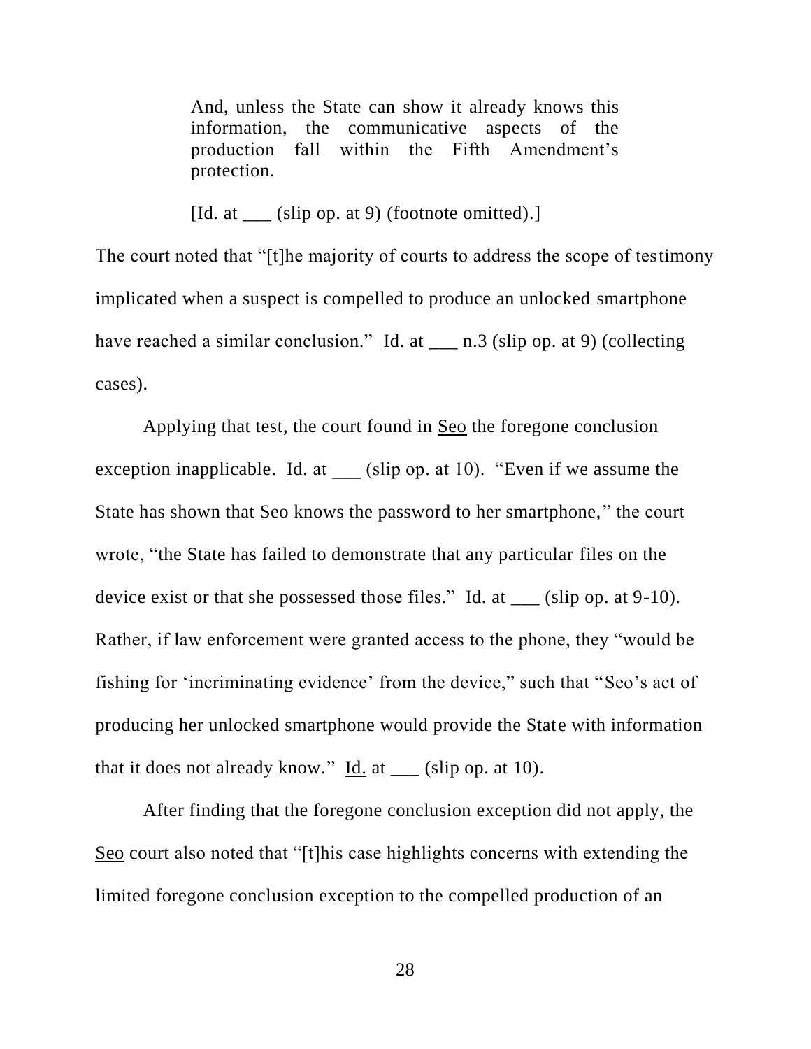> And, unless the State can show it already knows this information, the communicative aspects of the production fall within the Fifth Amendment's protection.
>
> [Id. at ___ (slip op. at 9) (footnote omitted).]

The court noted that "[t]he majority of courts to address the scope of testimony implicated when a suspect is compelled to produce an unlocked smartphone have reached a similar conclusion." Id. at ___ n.3 (slip op. at 9) (collecting cases).

Applying that test, the court found in Seo the foregone conclusion exception inapplicable. Id. at ___ (slip op. at 10). "Even if we assume the State has shown that Seo knows the password to her smartphone," the court wrote, "the State has failed to demonstrate that any particular files on the device exist or that she possessed those files." Id. at ___ (slip op. at 9-10). Rather, if law enforcement were granted access to the phone, they "would be fishing for 'incriminating evidence' from the device," such that "Seo's act of producing her unlocked smartphone would provide the State with information that it does not already know." Id. at ___ (slip op. at 10).

After finding that the foregone conclusion exception did not apply, the Seo court also noted that "[t]his case highlights concerns with extending the limited foregone conclusion exception to the compelled production of an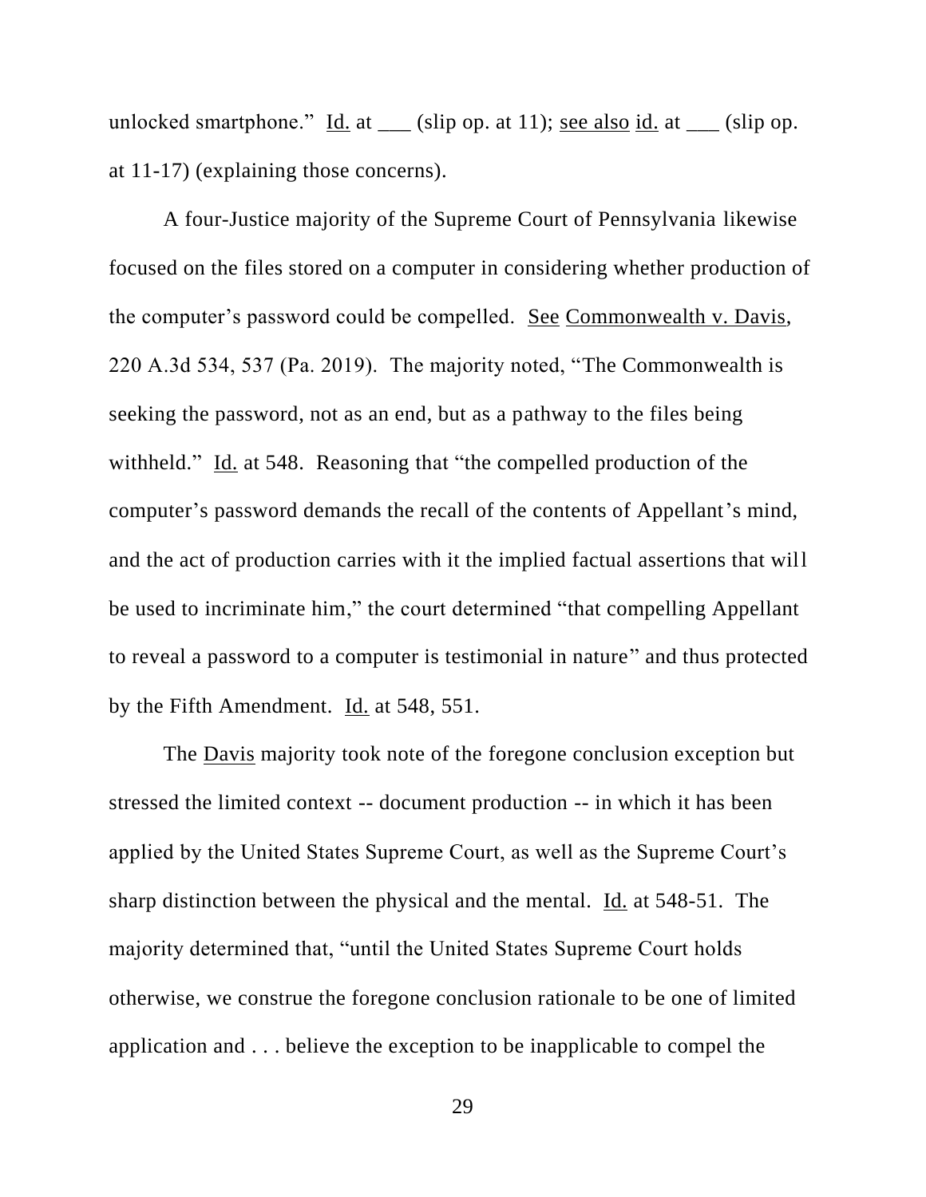unlocked smartphone." Id. at ___ (slip op. at 11); see also id. at ___ (slip op. at 11-17) (explaining those concerns).

A four-Justice majority of the Supreme Court of Pennsylvania likewise focused on the files stored on a computer in considering whether production of the computer's password could be compelled. See Commonwealth v. Davis, 220 A.3d 534, 537 (Pa. 2019). The majority noted, "The Commonwealth is seeking the password, not as an end, but as a pathway to the files being withheld." Id. at 548. Reasoning that "the compelled production of the computer's password demands the recall of the contents of Appellant's mind, and the act of production carries with it the implied factual assertions that will be used to incriminate him," the court determined "that compelling Appellant to reveal a password to a computer is testimonial in nature" and thus protected by the Fifth Amendment. Id. at 548, 551.

The Davis majority took note of the foregone conclusion exception but stressed the limited context -- document production -- in which it has been applied by the United States Supreme Court, as well as the Supreme Court's sharp distinction between the physical and the mental. Id. at 548-51. The majority determined that, "until the United States Supreme Court holds otherwise, we construe the foregone conclusion rationale to be one of limited application and . . . believe the exception to be inapplicable to compel the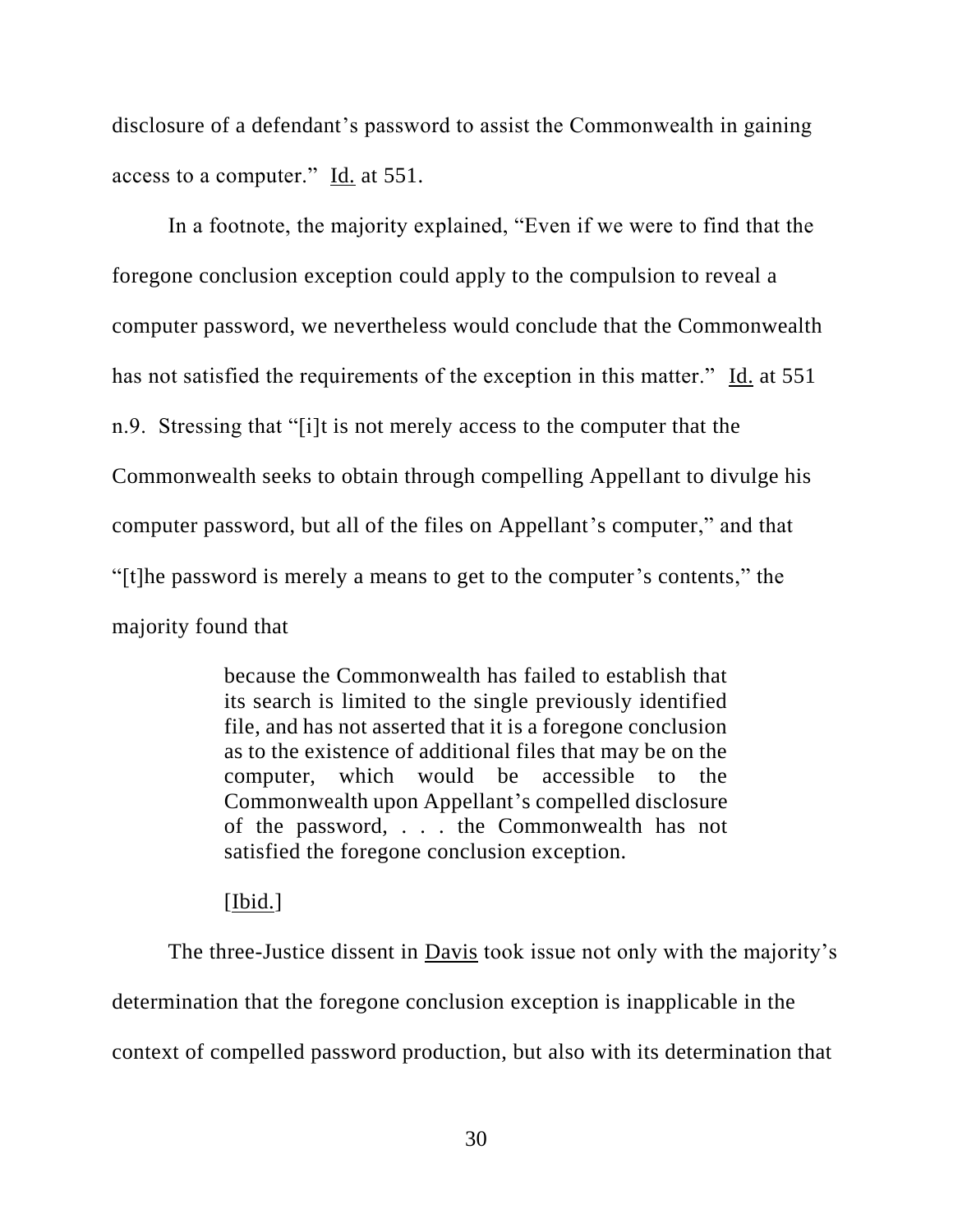disclosure of a defendant's password to assist the Commonwealth in gaining access to a computer." Id. at 551.

In a footnote, the majority explained, "Even if we were to find that the foregone conclusion exception could apply to the compulsion to reveal a computer password, we nevertheless would conclude that the Commonwealth has not satisfied the requirements of the exception in this matter." Id. at 551 n.9. Stressing that "[i]t is not merely access to the computer that the Commonwealth seeks to obtain through compelling Appellant to divulge his computer password, but all of the files on Appellant's computer," and that "[t]he password is merely a means to get to the computer's contents," the majority found that

> because the Commonwealth has failed to establish that its search is limited to the single previously identified file, and has not asserted that it is a foregone conclusion as to the existence of additional files that may be on the computer, which would be accessible to the Commonwealth upon Appellant's compelled disclosure of the password, . . . the Commonwealth has not satisfied the foregone conclusion exception.
>
> [Ibid.]

The three-Justice dissent in Davis took issue not only with the majority's determination that the foregone conclusion exception is inapplicable in the context of compelled password production, but also with its determination that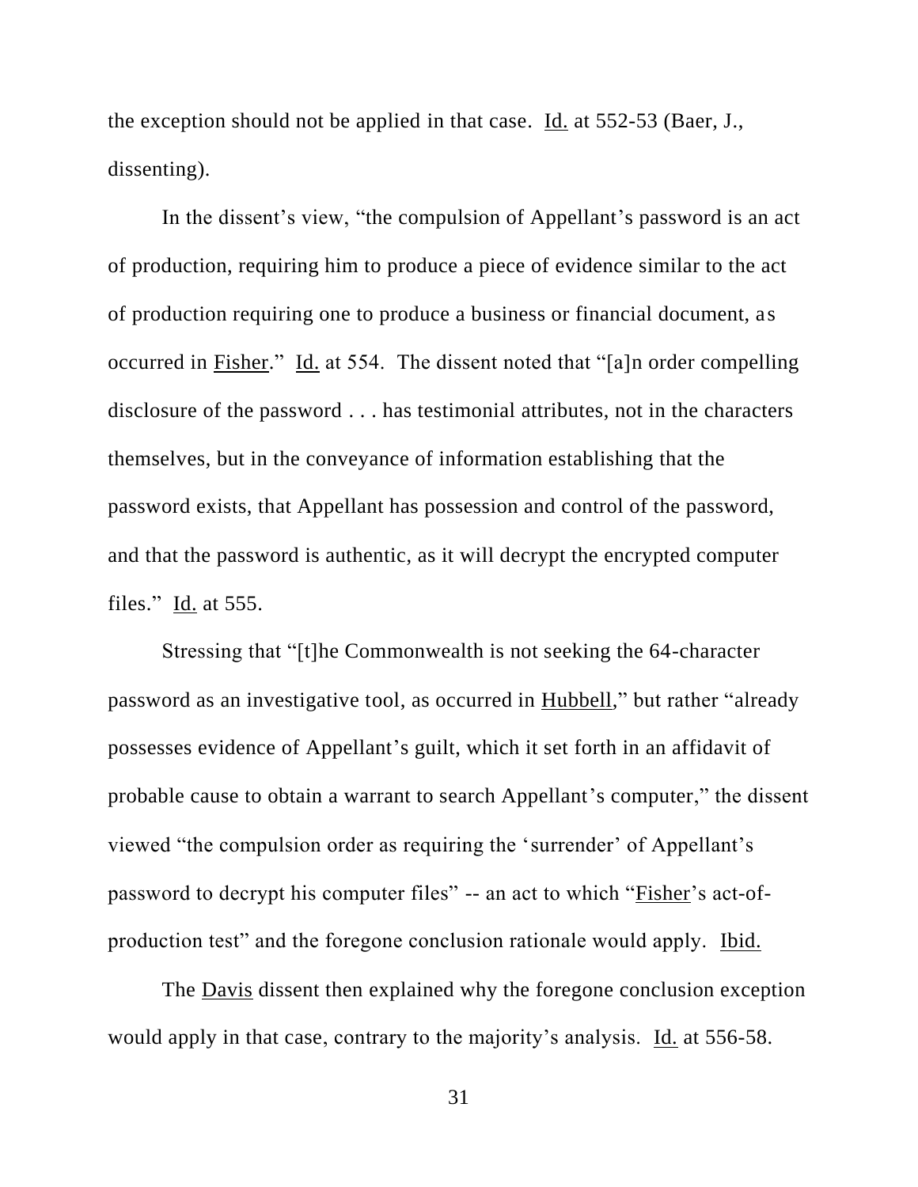the exception should not be applied in that case. Id. at 552-53 (Baer, J., dissenting).

In the dissent's view, "the compulsion of Appellant's password is an act of production, requiring him to produce a piece of evidence similar to the act of production requiring one to produce a business or financial document, as occurred in Fisher." Id. at 554. The dissent noted that "[a]n order compelling disclosure of the password . . . has testimonial attributes, not in the characters themselves, but in the conveyance of information establishing that the password exists, that Appellant has possession and control of the password, and that the password is authentic, as it will decrypt the encrypted computer files." Id. at 555.

Stressing that "[t]he Commonwealth is not seeking the 64-character password as an investigative tool, as occurred in Hubbell," but rather "already possesses evidence of Appellant's guilt, which it set forth in an affidavit of probable cause to obtain a warrant to search Appellant's computer," the dissent viewed "the compulsion order as requiring the 'surrender' of Appellant's password to decrypt his computer files" -- an act to which "Fisher's act-of-production test" and the foregone conclusion rationale would apply. Ibid.

The Davis dissent then explained why the foregone conclusion exception would apply in that case, contrary to the majority's analysis. Id. at 556-58.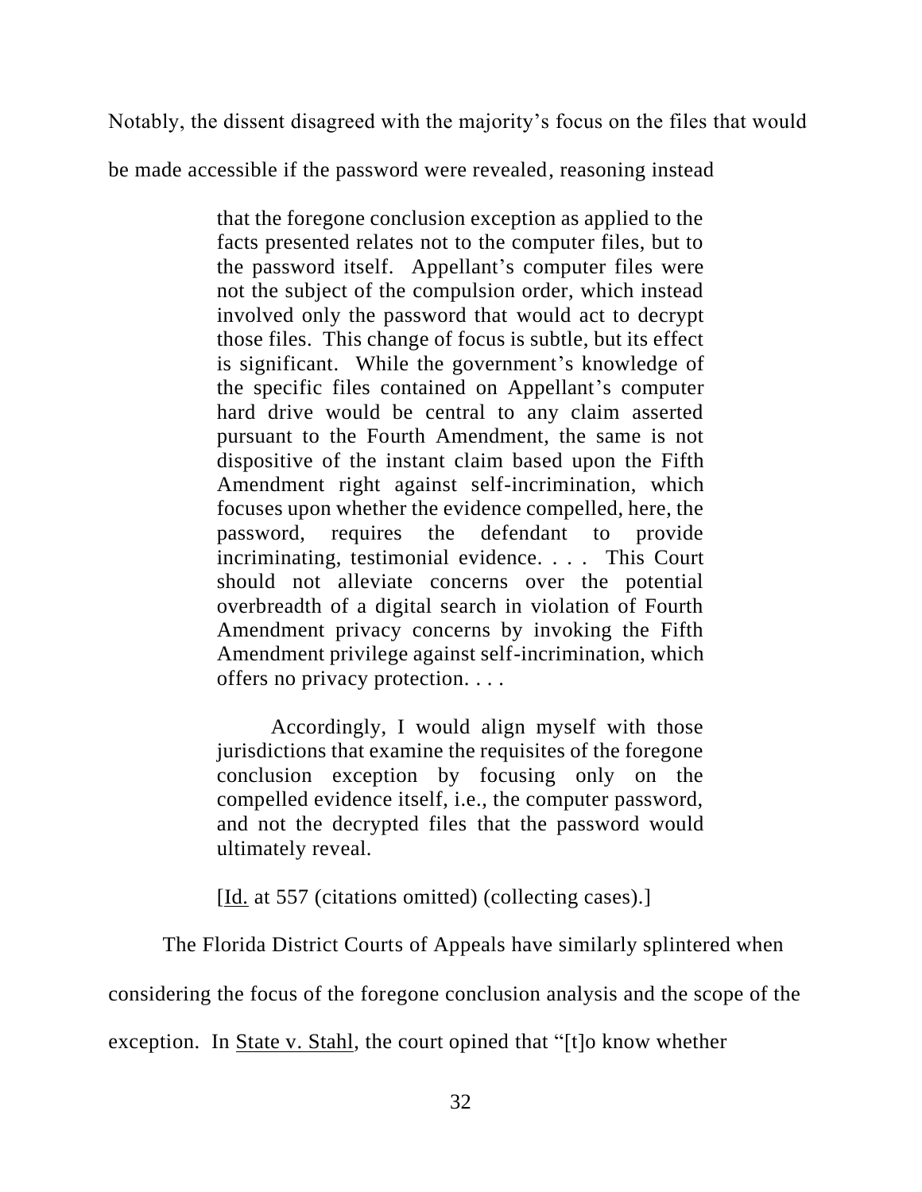Notably, the dissent disagreed with the majority's focus on the files that would be made accessible if the password were revealed, reasoning instead

> that the foregone conclusion exception as applied to the facts presented relates not to the computer files, but to the password itself. Appellant's computer files were not the subject of the compulsion order, which instead involved only the password that would act to decrypt those files. This change of focus is subtle, but its effect is significant. While the government's knowledge of the specific files contained on Appellant's computer hard drive would be central to any claim asserted pursuant to the Fourth Amendment, the same is not dispositive of the instant claim based upon the Fifth Amendment right against self-incrimination, which focuses upon whether the evidence compelled, here, the password, requires the defendant to provide incriminating, testimonial evidence. . . . This Court should not alleviate concerns over the potential overbreadth of a digital search in violation of Fourth Amendment privacy concerns by invoking the Fifth Amendment privilege against self-incrimination, which offers no privacy protection. . . .
>
> Accordingly, I would align myself with those jurisdictions that examine the requisites of the foregone conclusion exception by focusing only on the compelled evidence itself, i.e., the computer password, and not the decrypted files that the password would ultimately reveal.
>
> [Id. at 557 (citations omitted) (collecting cases).]

The Florida District Courts of Appeals have similarly splintered when considering the focus of the foregone conclusion analysis and the scope of the exception. In State v. Stahl, the court opined that "[t]o know whether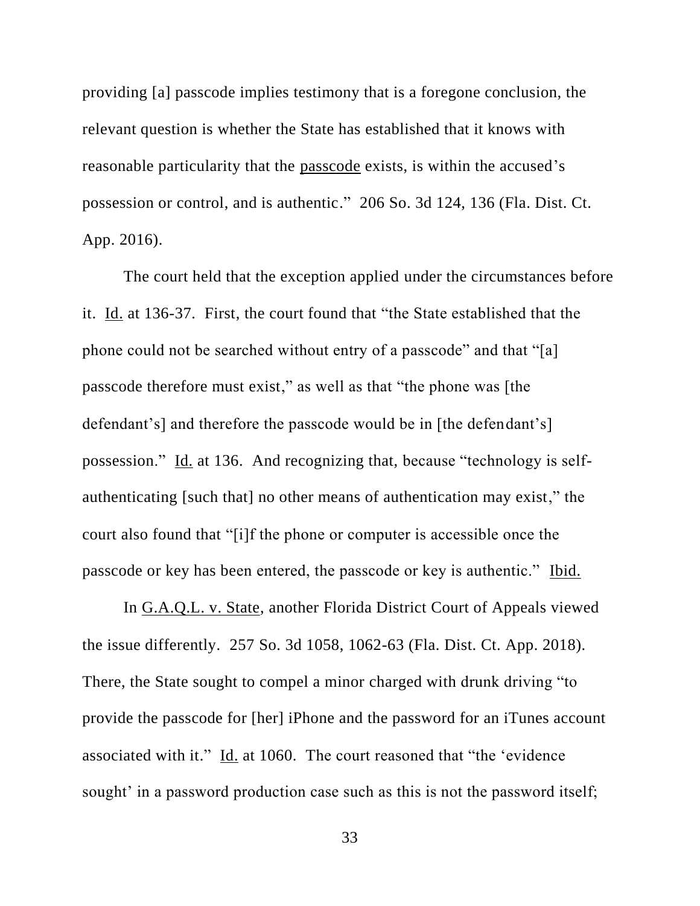providing [a] passcode implies testimony that is a foregone conclusion, the relevant question is whether the State has established that it knows with reasonable particularity that the <u>passcode</u> exists, is within the accused's possession or control, and is authentic." 206 So. 3d 124, 136 (Fla. Dist. Ct. App. 2016).

The court held that the exception applied under the circumstances before it. <u>Id.</u> at 136-37. First, the court found that "the State established that the phone could not be searched without entry of a passcode" and that "[a] passcode therefore must exist," as well as that "the phone was [the defendant's] and therefore the passcode would be in [the defendant's] possession." <u>Id.</u> at 136. And recognizing that, because "technology is self-authenticating [such that] no other means of authentication may exist," the court also found that "[i]f the phone or computer is accessible once the passcode or key has been entered, the passcode or key is authentic." <u>Ibid.</u>

In <u>G.A.Q.L. v. State</u>, another Florida District Court of Appeals viewed the issue differently. 257 So. 3d 1058, 1062-63 (Fla. Dist. Ct. App. 2018). There, the State sought to compel a minor charged with drunk driving "to provide the passcode for [her] iPhone and the password for an iTunes account associated with it." <u>Id.</u> at 1060. The court reasoned that "the 'evidence sought' in a password production case such as this is not the password itself;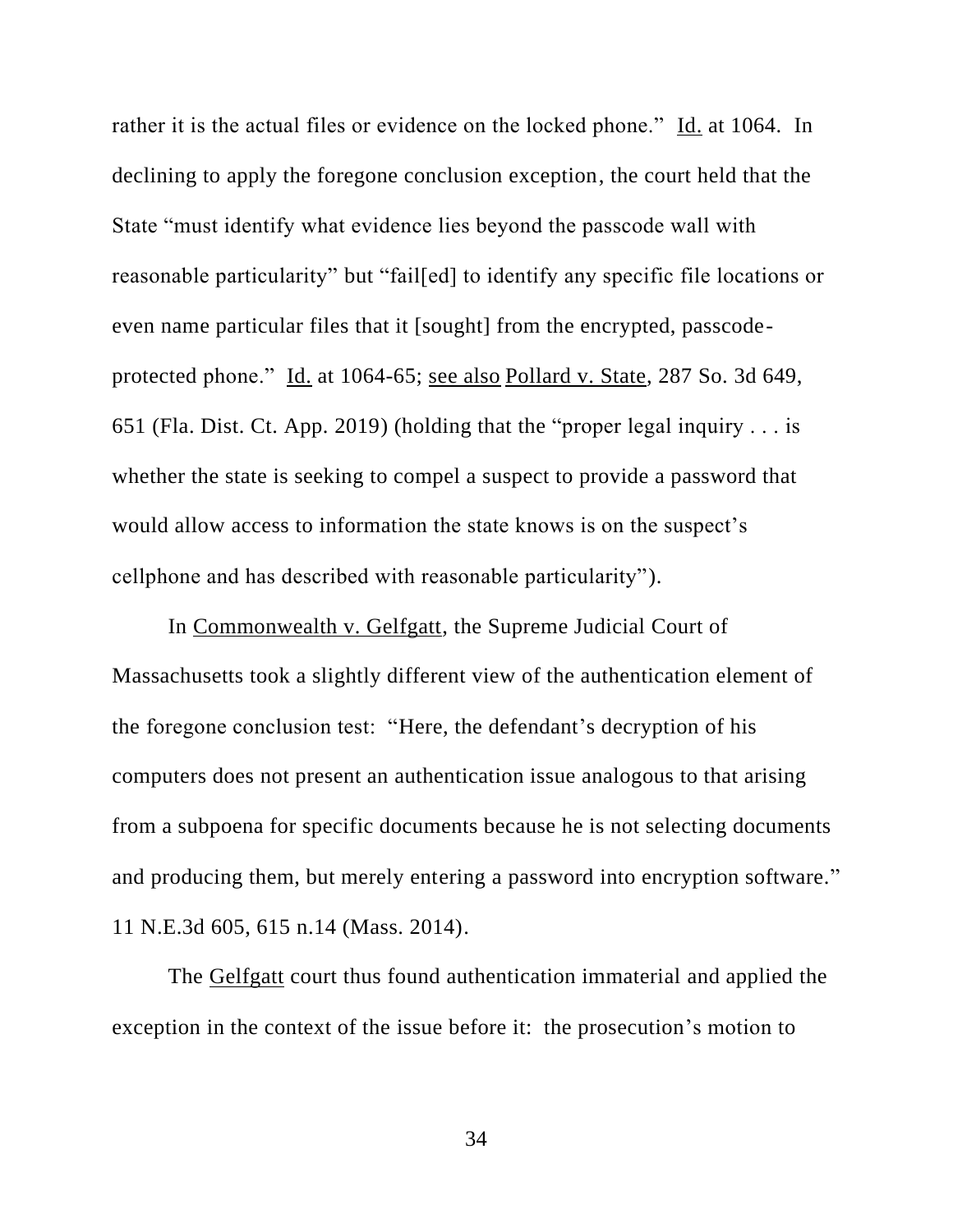rather it is the actual files or evidence on the locked phone." Id. at 1064. In declining to apply the foregone conclusion exception, the court held that the State "must identify what evidence lies beyond the passcode wall with reasonable particularity" but "fail[ed] to identify any specific file locations or even name particular files that it [sought] from the encrypted, passcode-protected phone." Id. at 1064-65; see also Pollard v. State, 287 So. 3d 649, 651 (Fla. Dist. Ct. App. 2019) (holding that the "proper legal inquiry . . . is whether the state is seeking to compel a suspect to provide a password that would allow access to information the state knows is on the suspect's cellphone and has described with reasonable particularity").

In Commonwealth v. Gelfgatt, the Supreme Judicial Court of Massachusetts took a slightly different view of the authentication element of the foregone conclusion test: "Here, the defendant's decryption of his computers does not present an authentication issue analogous to that arising from a subpoena for specific documents because he is not selecting documents and producing them, but merely entering a password into encryption software." 11 N.E.3d 605, 615 n.14 (Mass. 2014).

The Gelfgatt court thus found authentication immaterial and applied the exception in the context of the issue before it: the prosecution's motion to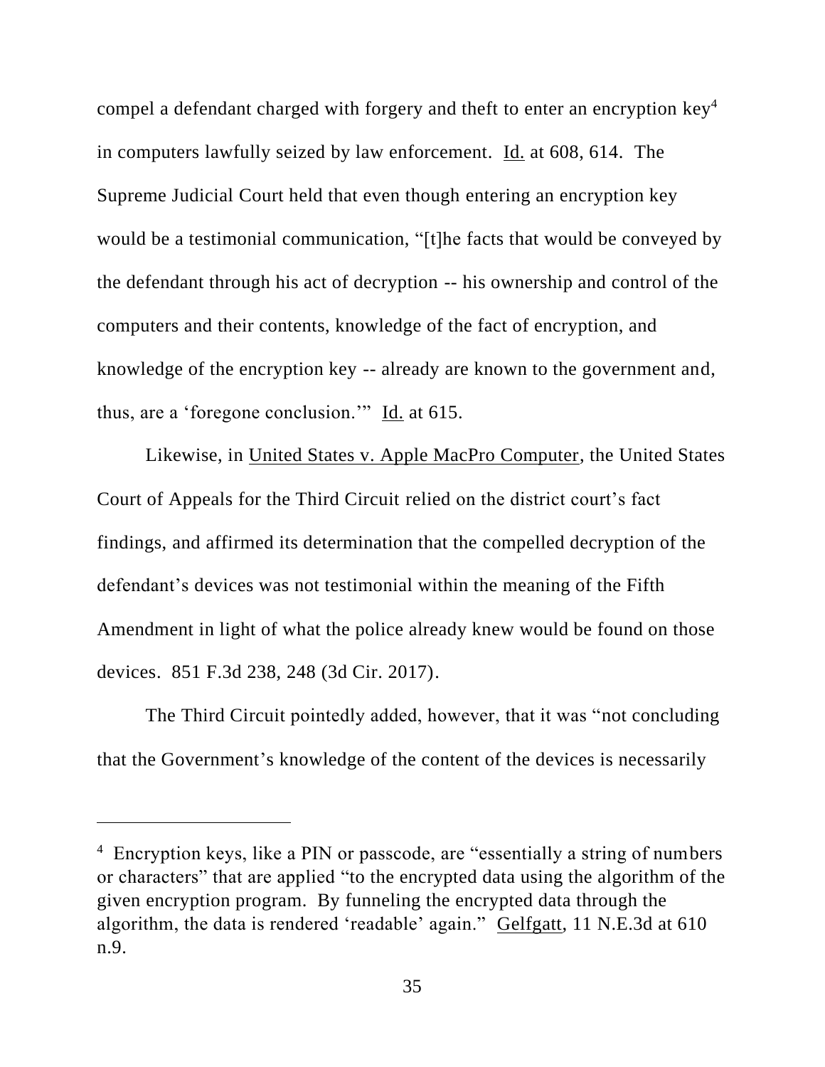compel a defendant charged with forgery and theft to enter an encryption key[4] in computers lawfully seized by law enforcement. Id. at 608, 614. The Supreme Judicial Court held that even though entering an encryption key would be a testimonial communication, "[t]he facts that would be conveyed by the defendant through his act of decryption -- his ownership and control of the computers and their contents, knowledge of the fact of encryption, and knowledge of the encryption key -- already are known to the government and, thus, are a 'foregone conclusion.'" Id. at 615.

Likewise, in United States v. Apple MacPro Computer, the United States Court of Appeals for the Third Circuit relied on the district court's fact findings, and affirmed its determination that the compelled decryption of the defendant's devices was not testimonial within the meaning of the Fifth Amendment in light of what the police already knew would be found on those devices. 851 F.3d 238, 248 (3d Cir. 2017).

The Third Circuit pointedly added, however, that it was "not concluding that the Government's knowledge of the content of the devices is necessarily

---

[4] Encryption keys, like a PIN or passcode, are "essentially a string of numbers or characters" that are applied "to the encrypted data using the algorithm of the given encryption program. By funneling the encrypted data through the algorithm, the data is rendered 'readable' again." Gelfgatt, 11 N.E.3d at 610 n.9.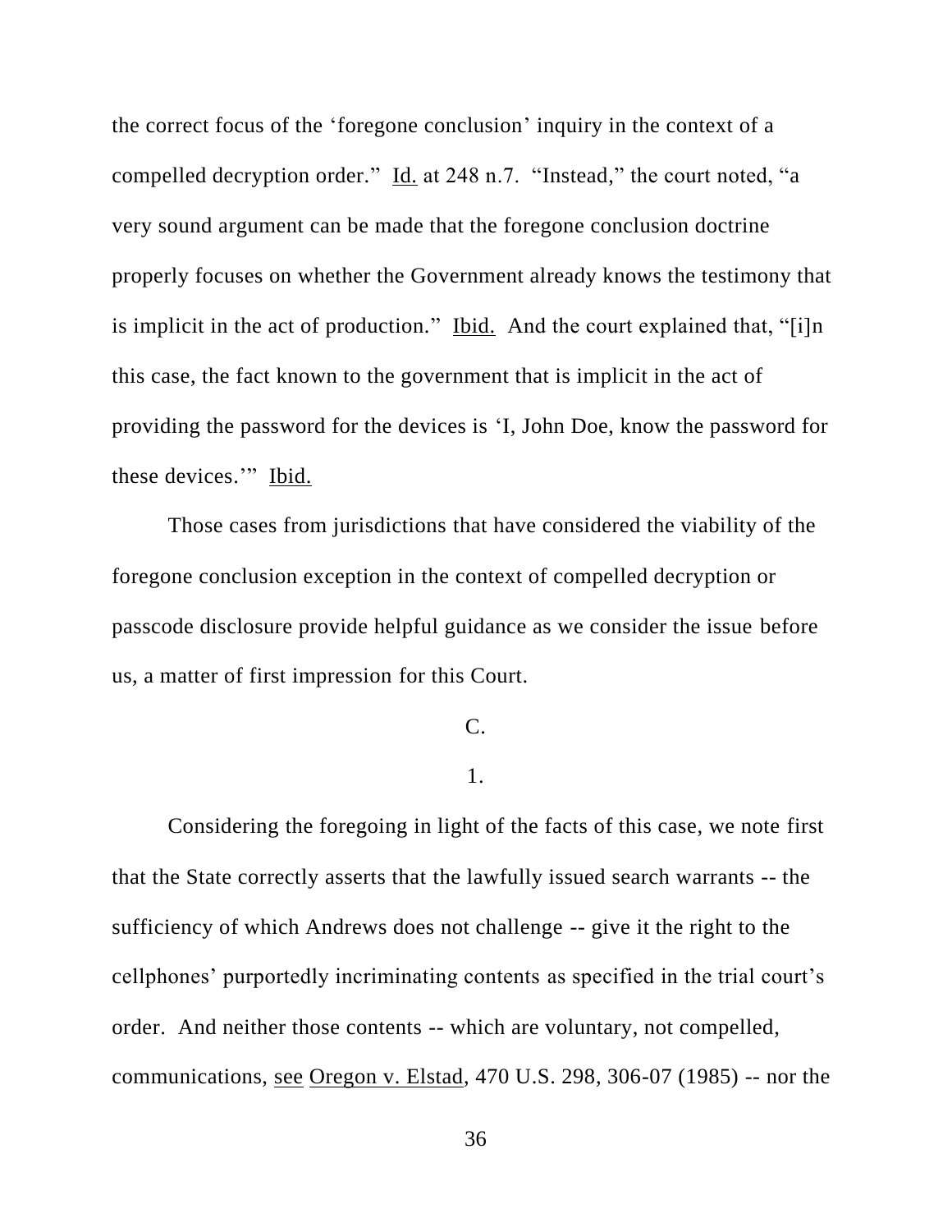the correct focus of the 'foregone conclusion' inquiry in the context of a compelled decryption order." Id. at 248 n.7. "Instead," the court noted, "a very sound argument can be made that the foregone conclusion doctrine properly focuses on whether the Government already knows the testimony that is implicit in the act of production." Ibid. And the court explained that, "[i]n this case, the fact known to the government that is implicit in the act of providing the password for the devices is 'I, John Doe, know the password for these devices.'" Ibid.

Those cases from jurisdictions that have considered the viability of the foregone conclusion exception in the context of compelled decryption or passcode disclosure provide helpful guidance as we consider the issue before us, a matter of first impression for this Court.

C.

1.

Considering the foregoing in light of the facts of this case, we note first that the State correctly asserts that the lawfully issued search warrants -- the sufficiency of which Andrews does not challenge -- give it the right to the cellphones' purportedly incriminating contents as specified in the trial court's order. And neither those contents -- which are voluntary, not compelled, communications, see Oregon v. Elstad, 470 U.S. 298, 306-07 (1985) -- nor the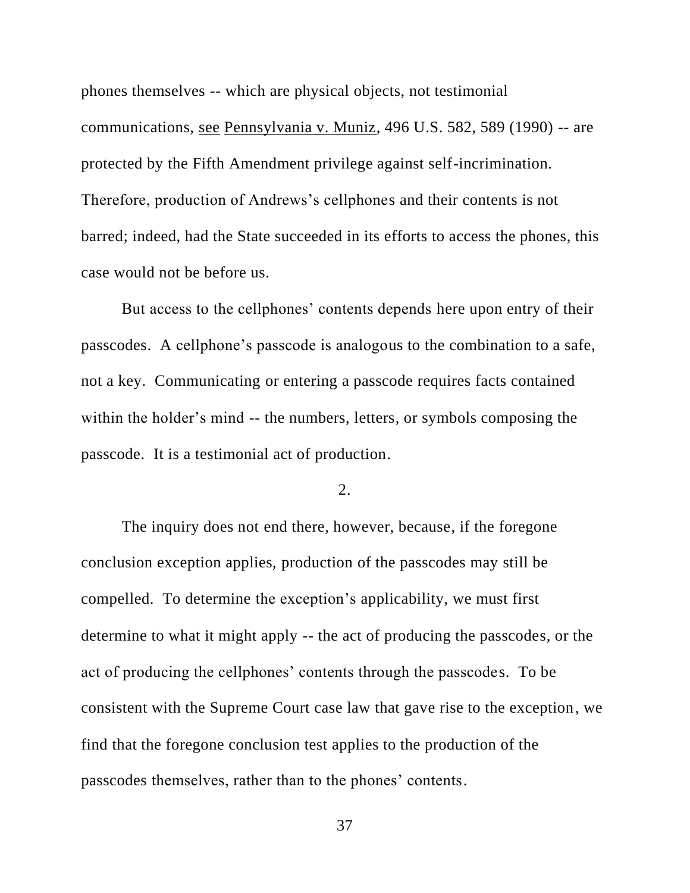phones themselves -- which are physical objects, not testimonial communications, see Pennsylvania v. Muniz, 496 U.S. 582, 589 (1990) -- are protected by the Fifth Amendment privilege against self-incrimination. Therefore, production of Andrews's cellphones and their contents is not barred; indeed, had the State succeeded in its efforts to access the phones, this case would not be before us.

But access to the cellphones' contents depends here upon entry of their passcodes. A cellphone's passcode is analogous to the combination to a safe, not a key. Communicating or entering a passcode requires facts contained within the holder's mind -- the numbers, letters, or symbols composing the passcode. It is a testimonial act of production.

2.

The inquiry does not end there, however, because, if the foregone conclusion exception applies, production of the passcodes may still be compelled. To determine the exception's applicability, we must first determine to what it might apply -- the act of producing the passcodes, or the act of producing the cellphones' contents through the passcodes. To be consistent with the Supreme Court case law that gave rise to the exception, we find that the foregone conclusion test applies to the production of the passcodes themselves, rather than to the phones' contents.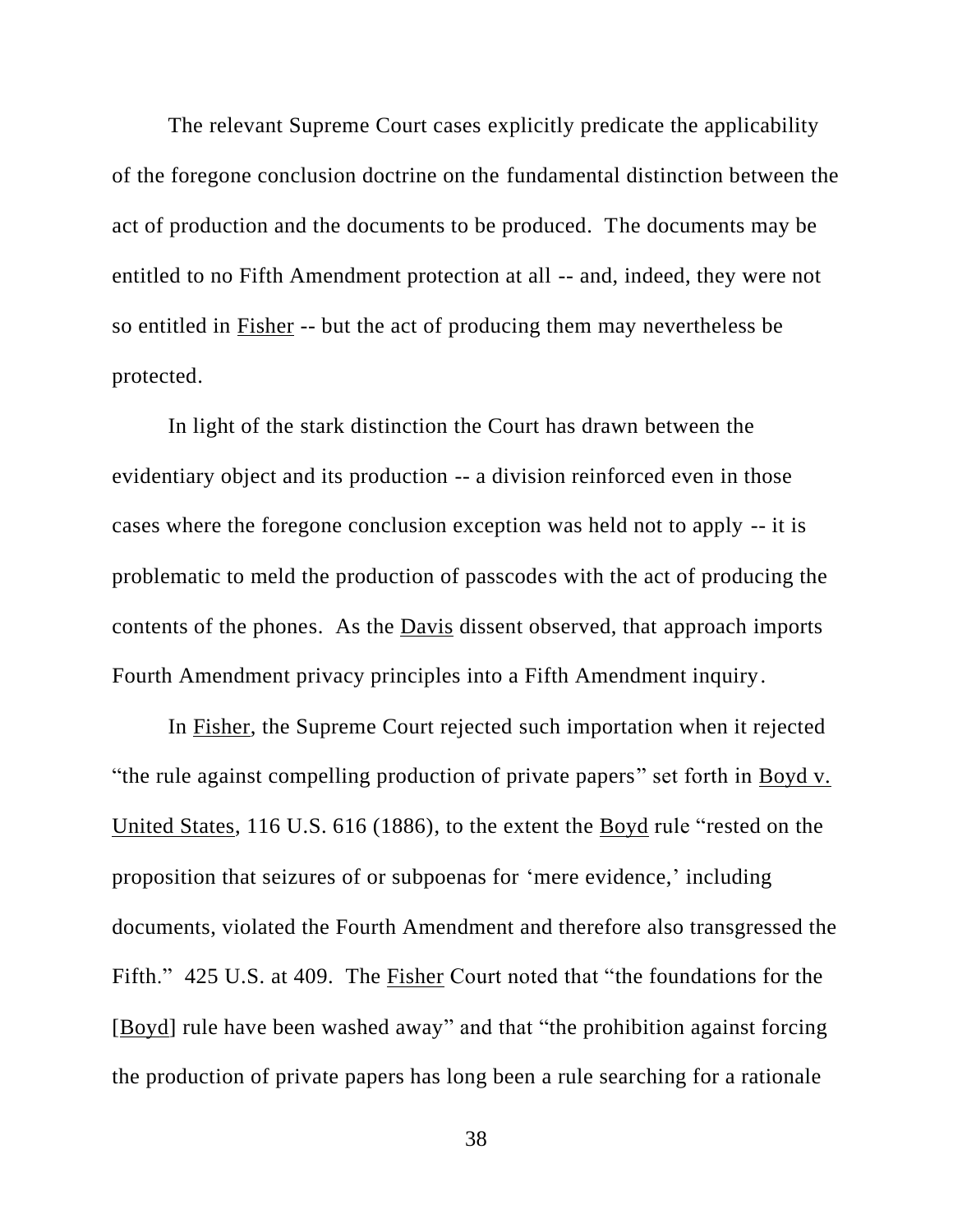The relevant Supreme Court cases explicitly predicate the applicability of the foregone conclusion doctrine on the fundamental distinction between the act of production and the documents to be produced. The documents may be entitled to no Fifth Amendment protection at all -- and, indeed, they were not so entitled in Fisher -- but the act of producing them may nevertheless be protected.

In light of the stark distinction the Court has drawn between the evidentiary object and its production -- a division reinforced even in those cases where the foregone conclusion exception was held not to apply -- it is problematic to meld the production of passcodes with the act of producing the contents of the phones. As the Davis dissent observed, that approach imports Fourth Amendment privacy principles into a Fifth Amendment inquiry.

In Fisher, the Supreme Court rejected such importation when it rejected "the rule against compelling production of private papers" set forth in Boyd v. United States, 116 U.S. 616 (1886), to the extent the Boyd rule "rested on the proposition that seizures of or subpoenas for 'mere evidence,' including documents, violated the Fourth Amendment and therefore also transgressed the Fifth." 425 U.S. at 409. The Fisher Court noted that "the foundations for the [Boyd] rule have been washed away" and that "the prohibition against forcing the production of private papers has long been a rule searching for a rationale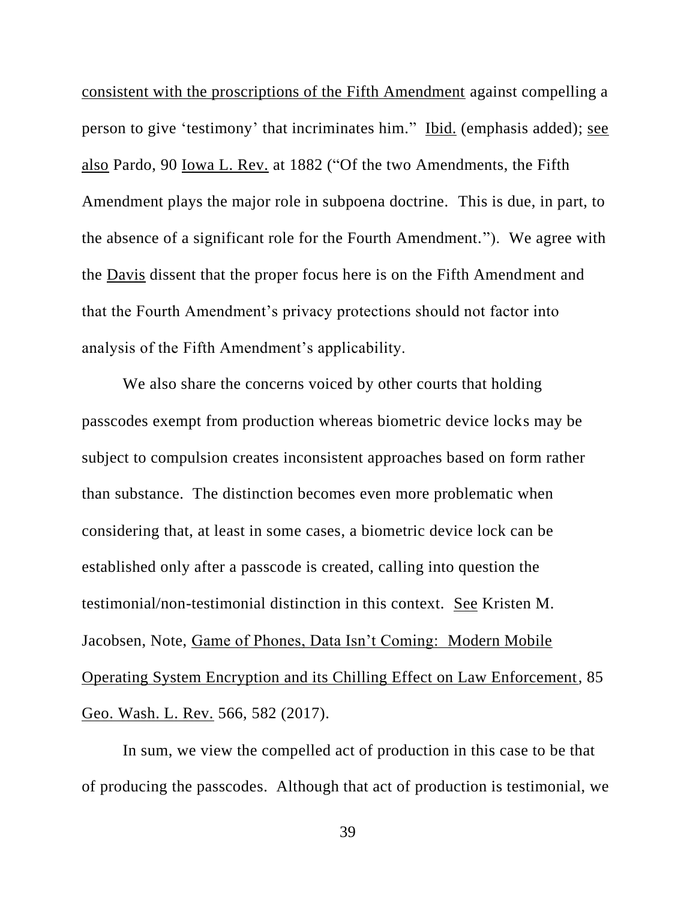consistent with the proscriptions of the Fifth Amendment against compelling a person to give 'testimony' that incriminates him." Ibid. (emphasis added); see also Pardo, 90 Iowa L. Rev. at 1882 ("Of the two Amendments, the Fifth Amendment plays the major role in subpoena doctrine. This is due, in part, to the absence of a significant role for the Fourth Amendment."). We agree with the Davis dissent that the proper focus here is on the Fifth Amendment and that the Fourth Amendment's privacy protections should not factor into analysis of the Fifth Amendment's applicability.

We also share the concerns voiced by other courts that holding passcodes exempt from production whereas biometric device locks may be subject to compulsion creates inconsistent approaches based on form rather than substance. The distinction becomes even more problematic when considering that, at least in some cases, a biometric device lock can be established only after a passcode is created, calling into question the testimonial/non-testimonial distinction in this context. See Kristen M. Jacobsen, Note, Game of Phones, Data Isn't Coming: Modern Mobile Operating System Encryption and its Chilling Effect on Law Enforcement, 85 Geo. Wash. L. Rev. 566, 582 (2017).

In sum, we view the compelled act of production in this case to be that of producing the passcodes. Although that act of production is testimonial, we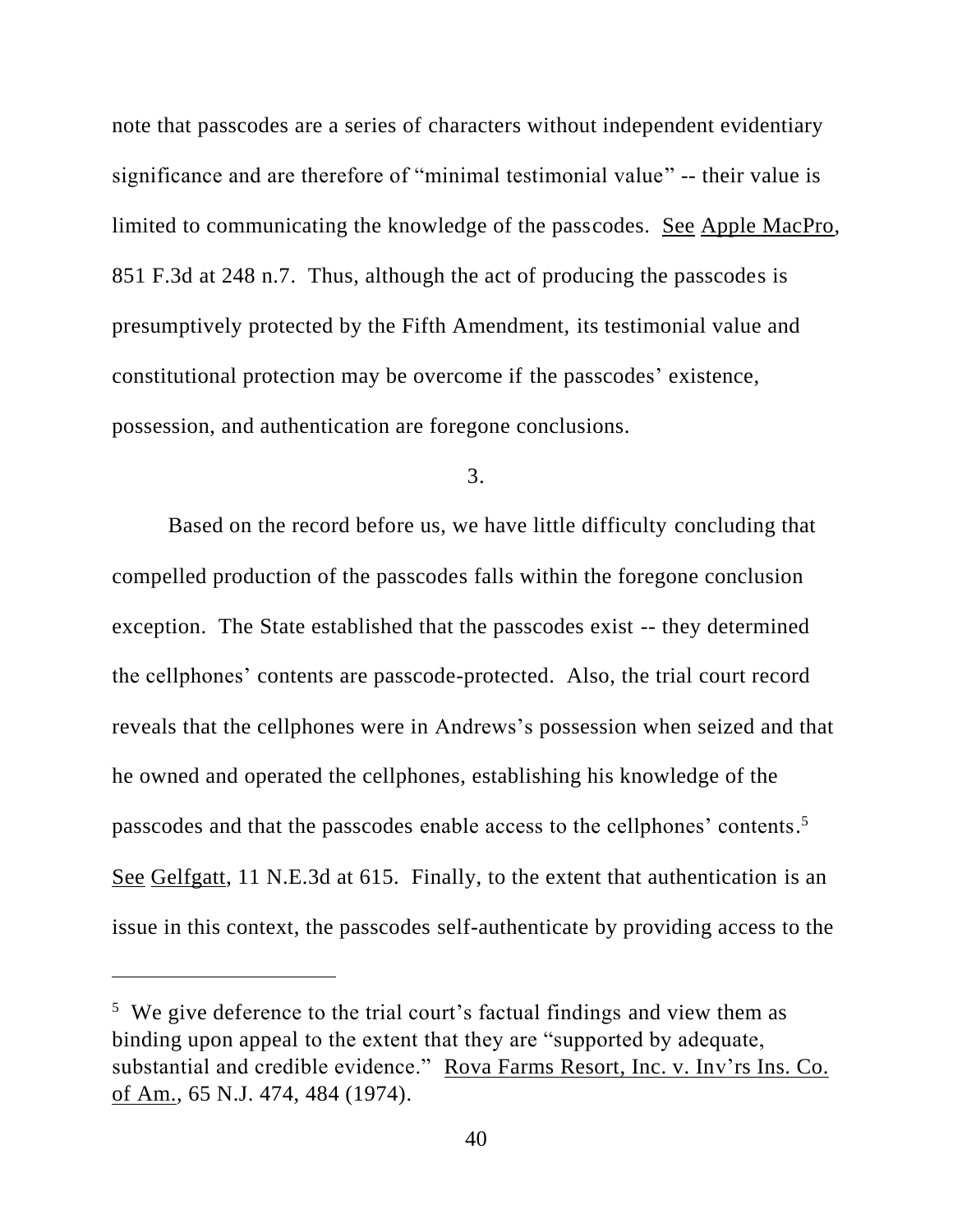note that passcodes are a series of characters without independent evidentiary significance and are therefore of "minimal testimonial value" -- their value is limited to communicating the knowledge of the passcodes. See Apple MacPro, 851 F.3d at 248 n.7. Thus, although the act of producing the passcodes is presumptively protected by the Fifth Amendment, its testimonial value and constitutional protection may be overcome if the passcodes' existence, possession, and authentication are foregone conclusions.

3.

Based on the record before us, we have little difficulty concluding that compelled production of the passcodes falls within the foregone conclusion exception. The State established that the passcodes exist -- they determined the cellphones' contents are passcode-protected. Also, the trial court record reveals that the cellphones were in Andrews's possession when seized and that he owned and operated the cellphones, establishing his knowledge of the passcodes and that the passcodes enable access to the cellphones' contents.[5] See Gelfgatt, 11 N.E.3d at 615. Finally, to the extent that authentication is an issue in this context, the passcodes self-authenticate by providing access to the

[5] We give deference to the trial court's factual findings and view them as binding upon appeal to the extent that they are "supported by adequate, substantial and credible evidence." Rova Farms Resort, Inc. v. Inv'rs Ins. Co. of Am., 65 N.J. 474, 484 (1974).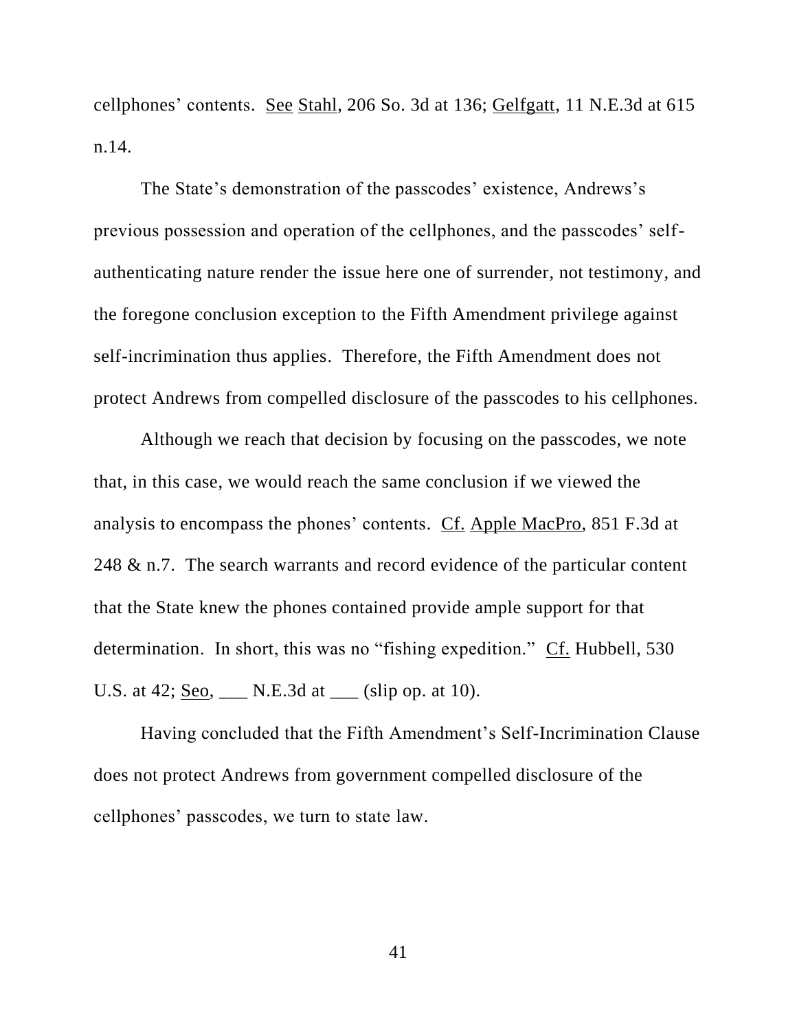cellphones' contents. See Stahl, 206 So. 3d at 136; Gelfgatt, 11 N.E.3d at 615 n.14.

The State's demonstration of the passcodes' existence, Andrews's previous possession and operation of the cellphones, and the passcodes' self-authenticating nature render the issue here one of surrender, not testimony, and the foregone conclusion exception to the Fifth Amendment privilege against self-incrimination thus applies. Therefore, the Fifth Amendment does not protect Andrews from compelled disclosure of the passcodes to his cellphones.

Although we reach that decision by focusing on the passcodes, we note that, in this case, we would reach the same conclusion if we viewed the analysis to encompass the phones' contents. Cf. Apple MacPro, 851 F.3d at 248 & n.7. The search warrants and record evidence of the particular content that the State knew the phones contained provide ample support for that determination. In short, this was no "fishing expedition." Cf. Hubbell, 530 U.S. at 42; Seo, ___ N.E.3d at ___ (slip op. at 10).

Having concluded that the Fifth Amendment's Self-Incrimination Clause does not protect Andrews from government compelled disclosure of the cellphones' passcodes, we turn to state law.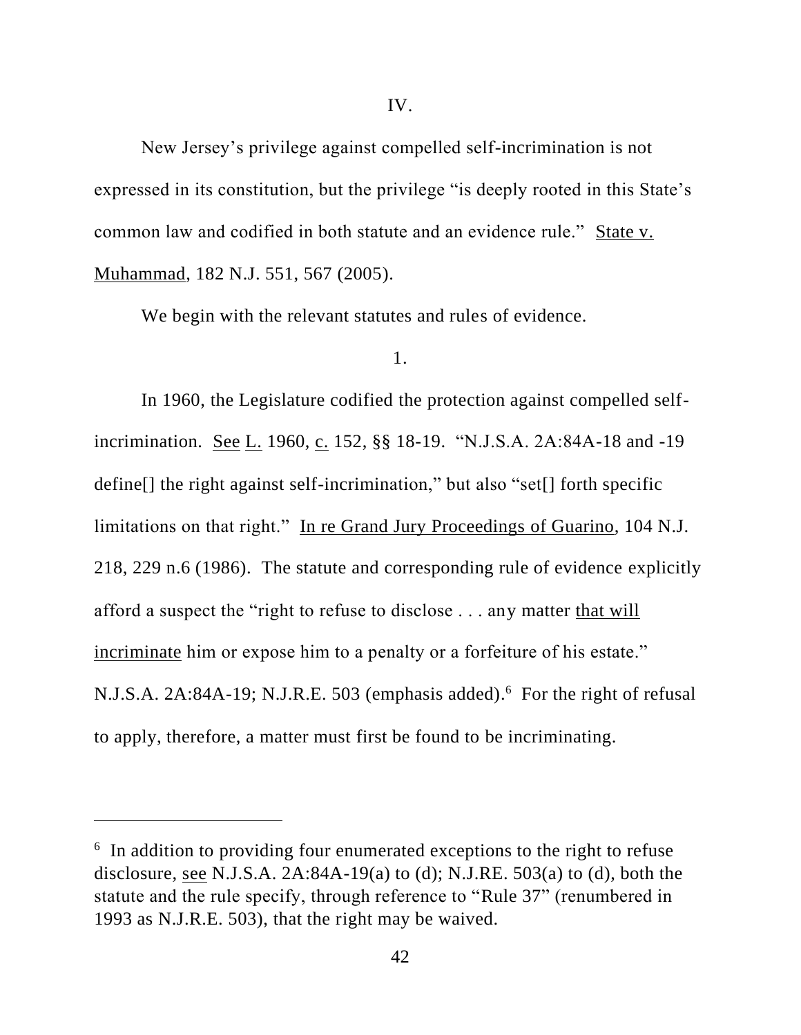IV.

New Jersey's privilege against compelled self-incrimination is not expressed in its constitution, but the privilege "is deeply rooted in this State's common law and codified in both statute and an evidence rule." State v. Muhammad, 182 N.J. 551, 567 (2005).

We begin with the relevant statutes and rules of evidence.

1.

In 1960, the Legislature codified the protection against compelled self-incrimination. See L. 1960, c. 152, §§ 18-19. "N.J.S.A. 2A:84A-18 and -19 define[] the right against self-incrimination," but also "set[] forth specific limitations on that right." In re Grand Jury Proceedings of Guarino, 104 N.J. 218, 229 n.6 (1986). The statute and corresponding rule of evidence explicitly afford a suspect the "right to refuse to disclose . . . any matter that will incriminate him or expose him to a penalty or a forfeiture of his estate." N.J.S.A. 2A:84A-19; N.J.R.E. 503 (emphasis added).[6] For the right of refusal to apply, therefore, a matter must first be found to be incriminating.

---

[6] In addition to providing four enumerated exceptions to the right to refuse disclosure, see N.J.S.A. 2A:84A-19(a) to (d); N.J.RE. 503(a) to (d), both the statute and the rule specify, through reference to "Rule 37" (renumbered in 1993 as N.J.R.E. 503), that the right may be waived.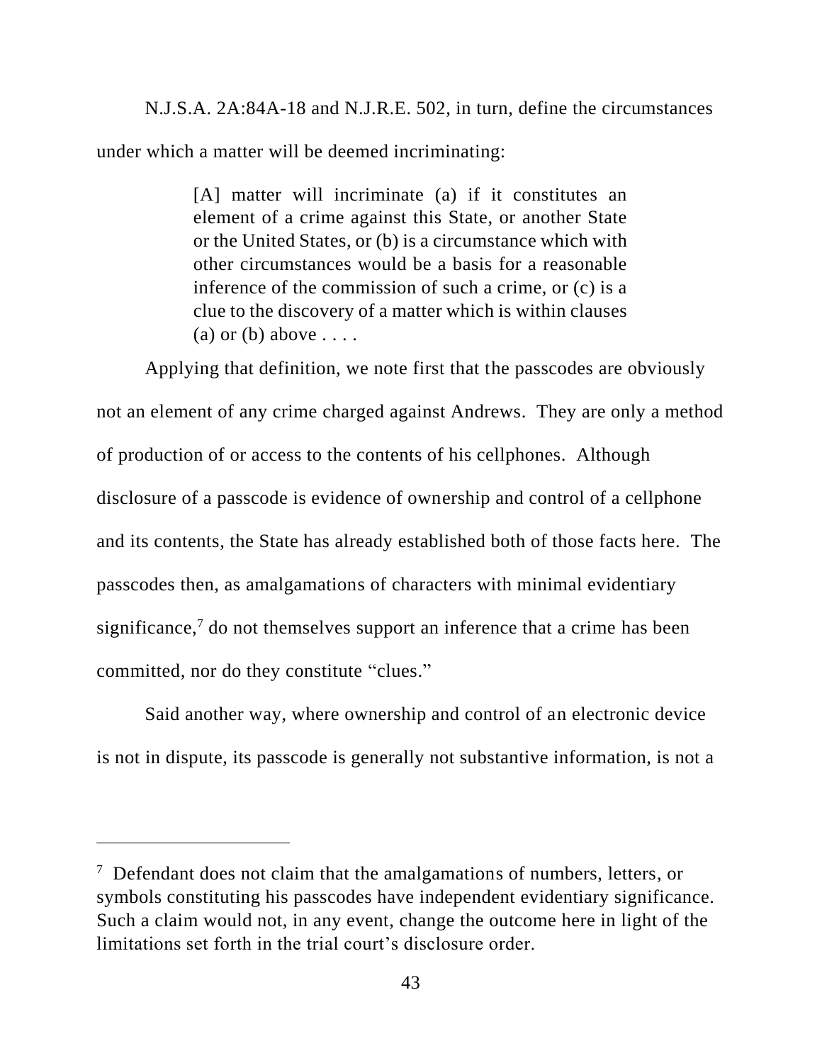N.J.S.A. 2A:84A-18 and N.J.R.E. 502, in turn, define the circumstances under which a matter will be deemed incriminating:

> [A] matter will incriminate (a) if it constitutes an element of a crime against this State, or another State or the United States, or (b) is a circumstance which with other circumstances would be a basis for a reasonable inference of the commission of such a crime, or (c) is a clue to the discovery of a matter which is within clauses (a) or (b) above . . . .

Applying that definition, we note first that the passcodes are obviously not an element of any crime charged against Andrews. They are only a method of production of or access to the contents of his cellphones. Although disclosure of a passcode is evidence of ownership and control of a cellphone and its contents, the State has already established both of those facts here. The passcodes then, as amalgamations of characters with minimal evidentiary significance,[7] do not themselves support an inference that a crime has been committed, nor do they constitute "clues."

Said another way, where ownership and control of an electronic device is not in dispute, its passcode is generally not substantive information, is not a

---

[7] Defendant does not claim that the amalgamations of numbers, letters, or symbols constituting his passcodes have independent evidentiary significance. Such a claim would not, in any event, change the outcome here in light of the limitations set forth in the trial court's disclosure order.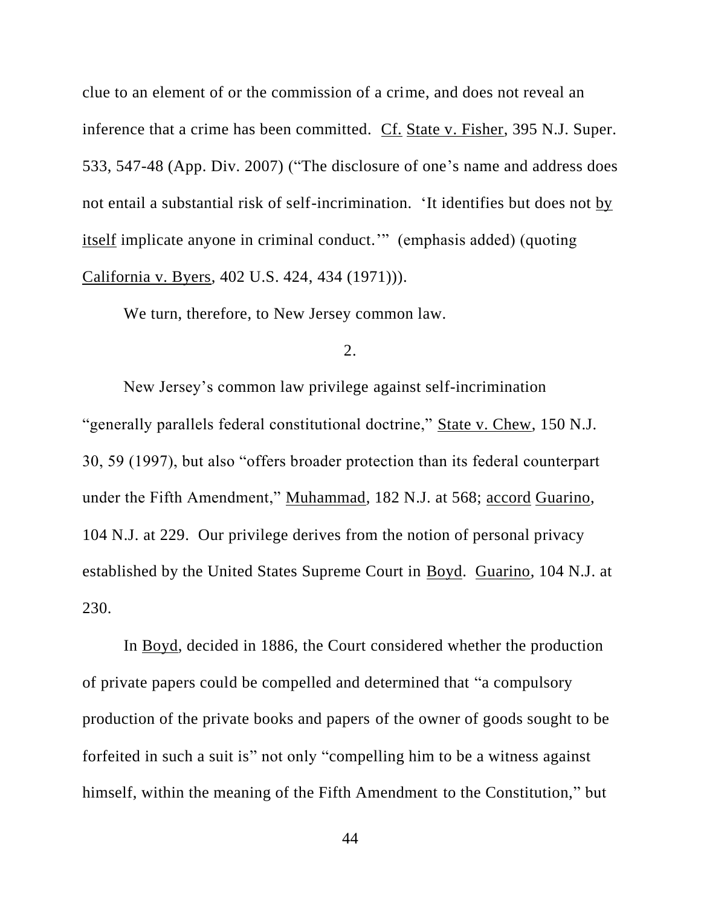clue to an element of or the commission of a crime, and does not reveal an inference that a crime has been committed. Cf. State v. Fisher, 395 N.J. Super. 533, 547-48 (App. Div. 2007) ("The disclosure of one's name and address does not entail a substantial risk of self-incrimination. 'It identifies but does not by itself implicate anyone in criminal conduct.'" (emphasis added) (quoting California v. Byers, 402 U.S. 424, 434 (1971))).

We turn, therefore, to New Jersey common law.

2.

New Jersey's common law privilege against self-incrimination "generally parallels federal constitutional doctrine," State v. Chew, 150 N.J. 30, 59 (1997), but also "offers broader protection than its federal counterpart under the Fifth Amendment," Muhammad, 182 N.J. at 568; accord Guarino, 104 N.J. at 229. Our privilege derives from the notion of personal privacy established by the United States Supreme Court in Boyd. Guarino, 104 N.J. at 230.

In Boyd, decided in 1886, the Court considered whether the production of private papers could be compelled and determined that "a compulsory production of the private books and papers of the owner of goods sought to be forfeited in such a suit is" not only "compelling him to be a witness against himself, within the meaning of the Fifth Amendment to the Constitution," but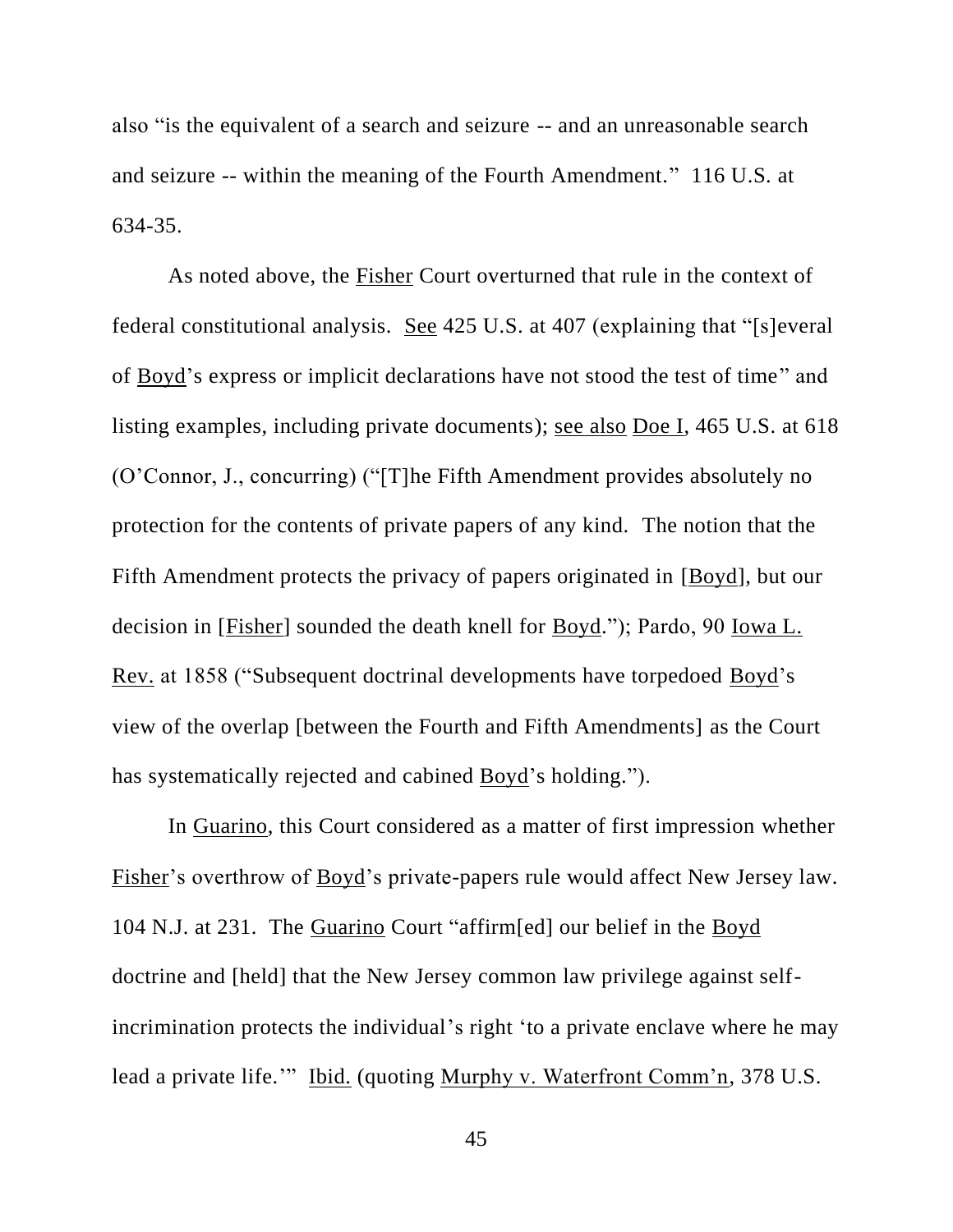also "is the equivalent of a search and seizure -- and an unreasonable search and seizure -- within the meaning of the Fourth Amendment." 116 U.S. at 634-35.

As noted above, the Fisher Court overturned that rule in the context of federal constitutional analysis. See 425 U.S. at 407 (explaining that "[s]everal of Boyd's express or implicit declarations have not stood the test of time" and listing examples, including private documents); see also Doe I, 465 U.S. at 618 (O'Connor, J., concurring) ("[T]he Fifth Amendment provides absolutely no protection for the contents of private papers of any kind. The notion that the Fifth Amendment protects the privacy of papers originated in [Boyd], but our decision in [Fisher] sounded the death knell for Boyd."); Pardo, 90 Iowa L. Rev. at 1858 ("Subsequent doctrinal developments have torpedoed Boyd's view of the overlap [between the Fourth and Fifth Amendments] as the Court has systematically rejected and cabined Boyd's holding.").

In Guarino, this Court considered as a matter of first impression whether Fisher's overthrow of Boyd's private-papers rule would affect New Jersey law. 104 N.J. at 231. The Guarino Court "affirm[ed] our belief in the Boyd doctrine and [held] that the New Jersey common law privilege against self-incrimination protects the individual's right 'to a private enclave where he may lead a private life.'" Ibid. (quoting Murphy v. Waterfront Comm'n, 378 U.S.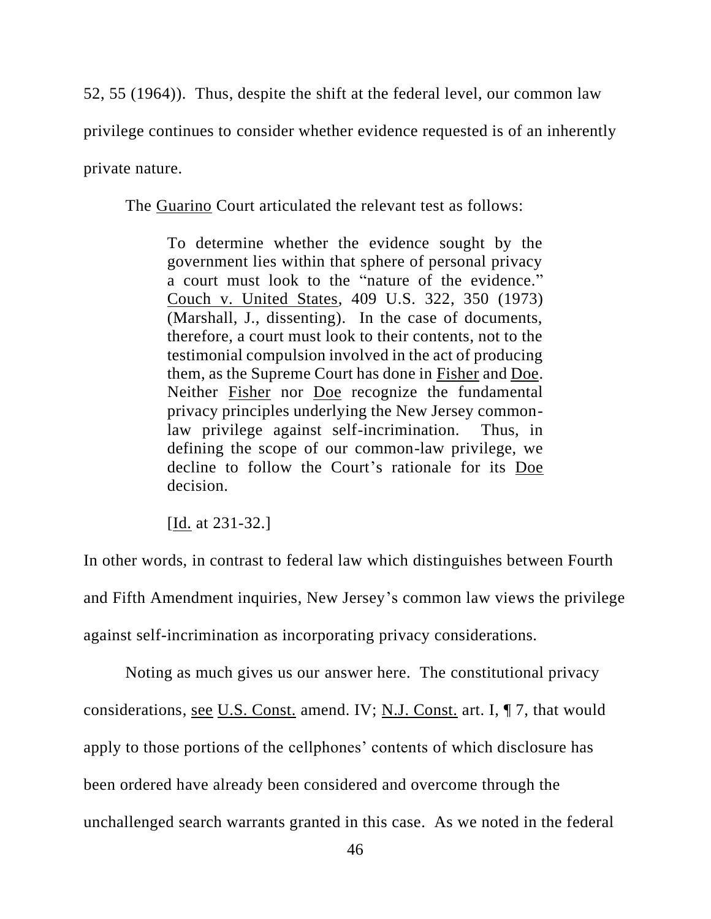52, 55 (1964)). Thus, despite the shift at the federal level, our common law privilege continues to consider whether evidence requested is of an inherently private nature.

The Guarino Court articulated the relevant test as follows:

> To determine whether the evidence sought by the government lies within that sphere of personal privacy a court must look to the "nature of the evidence." Couch v. United States, 409 U.S. 322, 350 (1973) (Marshall, J., dissenting). In the case of documents, therefore, a court must look to their contents, not to the testimonial compulsion involved in the act of producing them, as the Supreme Court has done in Fisher and Doe. Neither Fisher nor Doe recognize the fundamental privacy principles underlying the New Jersey common-law privilege against self-incrimination. Thus, in defining the scope of our common-law privilege, we decline to follow the Court's rationale for its Doe decision.
>
> [Id. at 231-32.]

In other words, in contrast to federal law which distinguishes between Fourth and Fifth Amendment inquiries, New Jersey's common law views the privilege against self-incrimination as incorporating privacy considerations.

Noting as much gives us our answer here. The constitutional privacy considerations, see U.S. Const. amend. IV; N.J. Const. art. I, ¶ 7, that would apply to those portions of the cellphones' contents of which disclosure has been ordered have already been considered and overcome through the unchallenged search warrants granted in this case. As we noted in the federal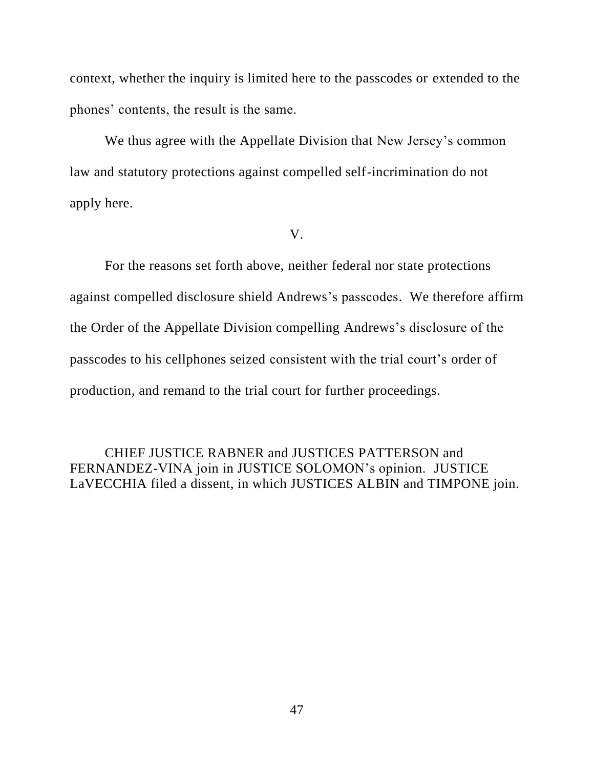context, whether the inquiry is limited here to the passcodes or extended to the phones' contents, the result is the same.

We thus agree with the Appellate Division that New Jersey's common law and statutory protections against compelled self-incrimination do not apply here.

## V.

For the reasons set forth above, neither federal nor state protections against compelled disclosure shield Andrews's passcodes. We therefore affirm the Order of the Appellate Division compelling Andrews's disclosure of the passcodes to his cellphones seized consistent with the trial court's order of production, and remand to the trial court for further proceedings.

CHIEF JUSTICE RABNER and JUSTICES PATTERSON and FERNANDEZ-VINA join in JUSTICE SOLOMON's opinion. JUSTICE LaVECCHIA filed a dissent, in which JUSTICES ALBIN and TIMPONE join.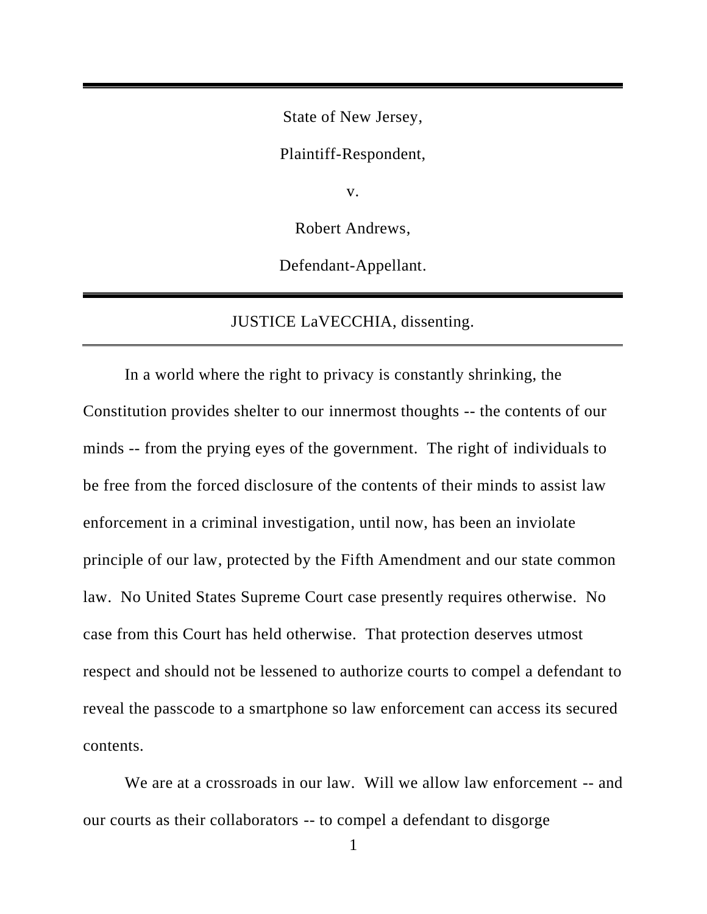State of New Jersey,

Plaintiff-Respondent,

v.

Robert Andrews,

Defendant-Appellant.

---

JUSTICE LaVECCHIA, dissenting.

---

In a world where the right to privacy is constantly shrinking, the Constitution provides shelter to our innermost thoughts -- the contents of our minds -- from the prying eyes of the government. The right of individuals to be free from the forced disclosure of the contents of their minds to assist law enforcement in a criminal investigation, until now, has been an inviolate principle of our law, protected by the Fifth Amendment and our state common law. No United States Supreme Court case presently requires otherwise. No case from this Court has held otherwise. That protection deserves utmost respect and should not be lessened to authorize courts to compel a defendant to reveal the passcode to a smartphone so law enforcement can access its secured contents.

We are at a crossroads in our law. Will we allow law enforcement -- and our courts as their collaborators -- to compel a defendant to disgorge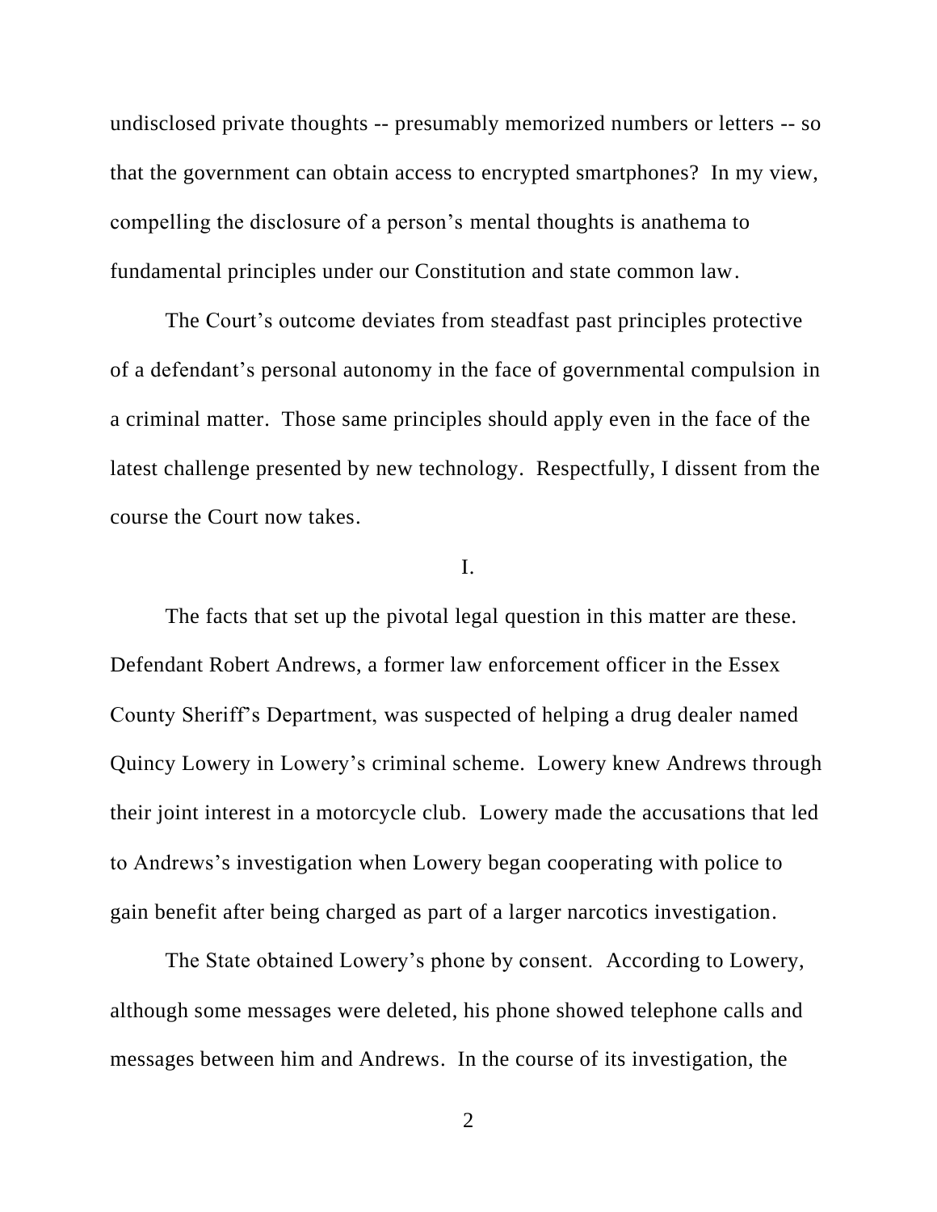undisclosed private thoughts -- presumably memorized numbers or letters -- so that the government can obtain access to encrypted smartphones? In my view, compelling the disclosure of a person's mental thoughts is anathema to fundamental principles under our Constitution and state common law.

The Court's outcome deviates from steadfast past principles protective of a defendant's personal autonomy in the face of governmental compulsion in a criminal matter. Those same principles should apply even in the face of the latest challenge presented by new technology. Respectfully, I dissent from the course the Court now takes.

I.

The facts that set up the pivotal legal question in this matter are these. Defendant Robert Andrews, a former law enforcement officer in the Essex County Sheriff's Department, was suspected of helping a drug dealer named Quincy Lowery in Lowery's criminal scheme. Lowery knew Andrews through their joint interest in a motorcycle club. Lowery made the accusations that led to Andrews's investigation when Lowery began cooperating with police to gain benefit after being charged as part of a larger narcotics investigation.

The State obtained Lowery's phone by consent. According to Lowery, although some messages were deleted, his phone showed telephone calls and messages between him and Andrews. In the course of its investigation, the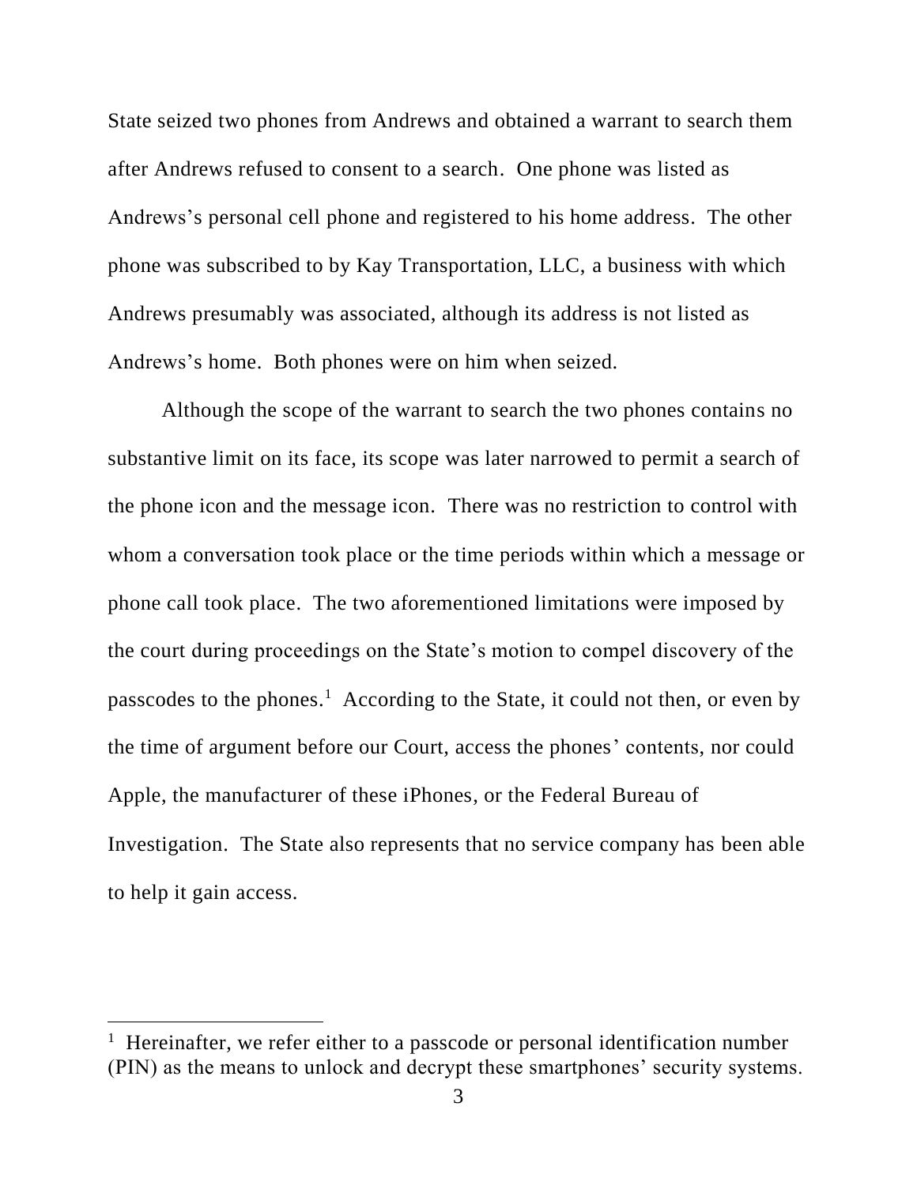State seized two phones from Andrews and obtained a warrant to search them after Andrews refused to consent to a search. One phone was listed as Andrews's personal cell phone and registered to his home address. The other phone was subscribed to by Kay Transportation, LLC, a business with which Andrews presumably was associated, although its address is not listed as Andrews's home. Both phones were on him when seized.

Although the scope of the warrant to search the two phones contains no substantive limit on its face, its scope was later narrowed to permit a search of the phone icon and the message icon. There was no restriction to control with whom a conversation took place or the time periods within which a message or phone call took place. The two aforementioned limitations were imposed by the court during proceedings on the State's motion to compel discovery of the passcodes to the phones.[1] According to the State, it could not then, or even by the time of argument before our Court, access the phones' contents, nor could Apple, the manufacturer of these iPhones, or the Federal Bureau of Investigation. The State also represents that no service company has been able to help it gain access.

[1] Hereinafter, we refer either to a passcode or personal identification number (PIN) as the means to unlock and decrypt these smartphones' security systems.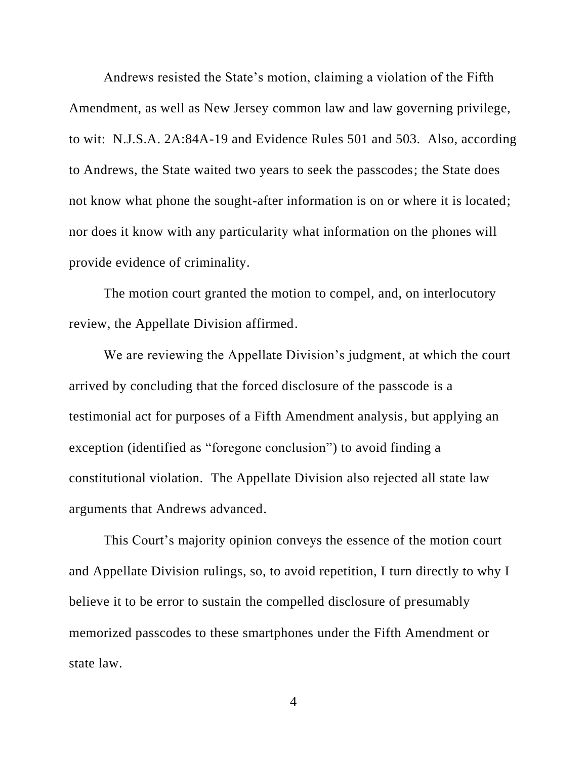Andrews resisted the State's motion, claiming a violation of the Fifth Amendment, as well as New Jersey common law and law governing privilege, to wit: N.J.S.A. 2A:84A-19 and Evidence Rules 501 and 503. Also, according to Andrews, the State waited two years to seek the passcodes; the State does not know what phone the sought-after information is on or where it is located; nor does it know with any particularity what information on the phones will provide evidence of criminality.

The motion court granted the motion to compel, and, on interlocutory review, the Appellate Division affirmed.

We are reviewing the Appellate Division's judgment, at which the court arrived by concluding that the forced disclosure of the passcode is a testimonial act for purposes of a Fifth Amendment analysis, but applying an exception (identified as "foregone conclusion") to avoid finding a constitutional violation. The Appellate Division also rejected all state law arguments that Andrews advanced.

This Court's majority opinion conveys the essence of the motion court and Appellate Division rulings, so, to avoid repetition, I turn directly to why I believe it to be error to sustain the compelled disclosure of presumably memorized passcodes to these smartphones under the Fifth Amendment or state law.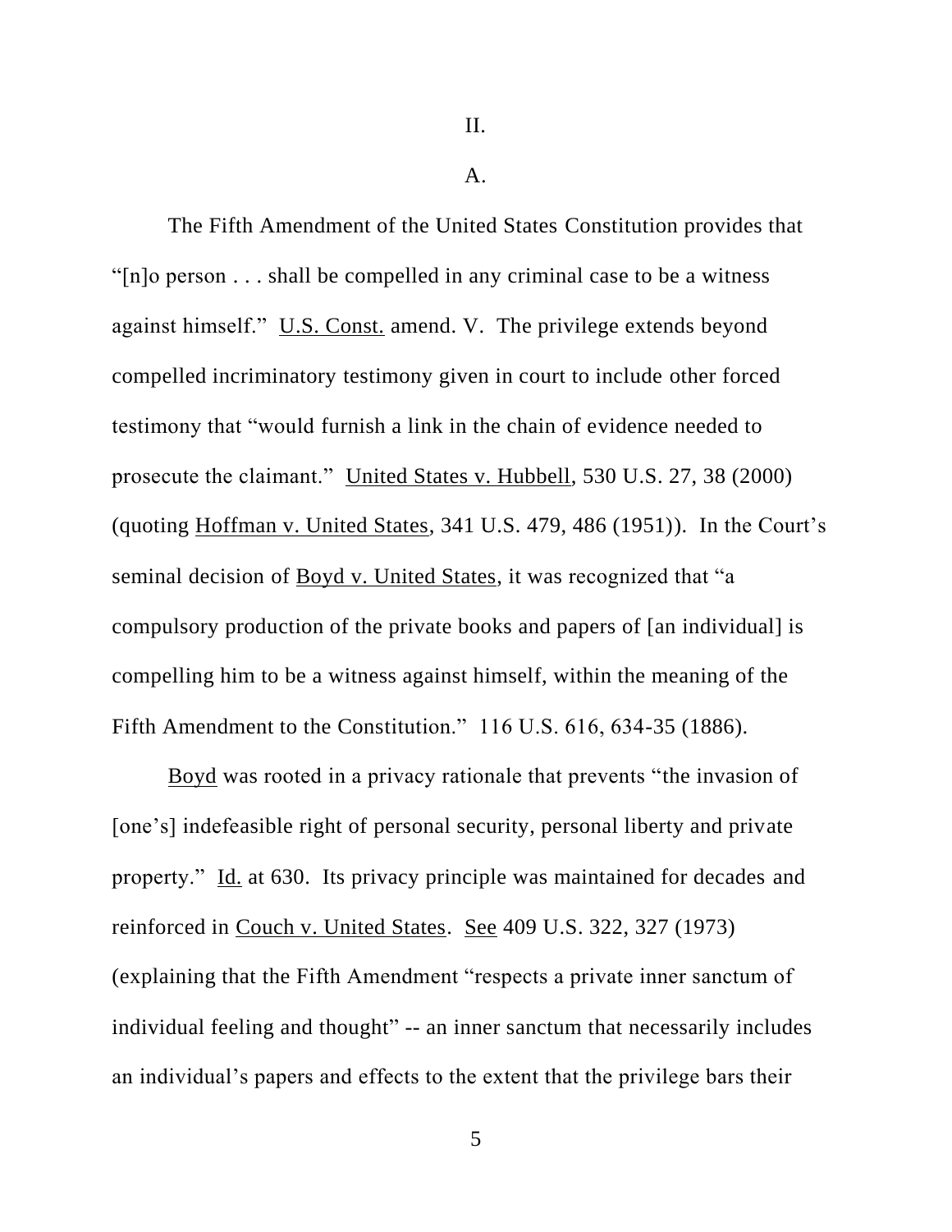II.

A.

The Fifth Amendment of the United States Constitution provides that "[n]o person . . . shall be compelled in any criminal case to be a witness against himself." U.S. Const. amend. V. The privilege extends beyond compelled incriminatory testimony given in court to include other forced testimony that "would furnish a link in the chain of evidence needed to prosecute the claimant." United States v. Hubbell, 530 U.S. 27, 38 (2000) (quoting Hoffman v. United States, 341 U.S. 479, 486 (1951)). In the Court's seminal decision of Boyd v. United States, it was recognized that "a compulsory production of the private books and papers of [an individual] is compelling him to be a witness against himself, within the meaning of the Fifth Amendment to the Constitution." 116 U.S. 616, 634-35 (1886).

Boyd was rooted in a privacy rationale that prevents "the invasion of [one's] indefeasible right of personal security, personal liberty and private property." Id. at 630. Its privacy principle was maintained for decades and reinforced in Couch v. United States. See 409 U.S. 322, 327 (1973) (explaining that the Fifth Amendment "respects a private inner sanctum of individual feeling and thought" -- an inner sanctum that necessarily includes an individual's papers and effects to the extent that the privilege bars their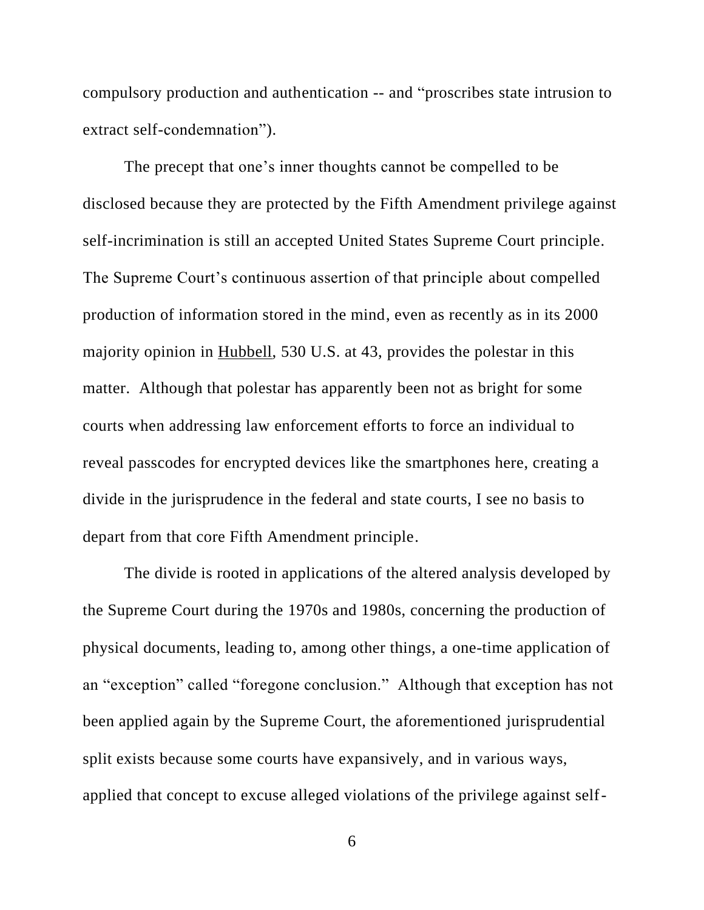compulsory production and authentication -- and "proscribes state intrusion to extract self-condemnation").

The precept that one's inner thoughts cannot be compelled to be disclosed because they are protected by the Fifth Amendment privilege against self-incrimination is still an accepted United States Supreme Court principle. The Supreme Court's continuous assertion of that principle about compelled production of information stored in the mind, even as recently as in its 2000 majority opinion in Hubbell, 530 U.S. at 43, provides the polestar in this matter. Although that polestar has apparently been not as bright for some courts when addressing law enforcement efforts to force an individual to reveal passcodes for encrypted devices like the smartphones here, creating a divide in the jurisprudence in the federal and state courts, I see no basis to depart from that core Fifth Amendment principle.

The divide is rooted in applications of the altered analysis developed by the Supreme Court during the 1970s and 1980s, concerning the production of physical documents, leading to, among other things, a one-time application of an "exception" called "foregone conclusion." Although that exception has not been applied again by the Supreme Court, the aforementioned jurisprudential split exists because some courts have expansively, and in various ways, applied that concept to excuse alleged violations of the privilege against self-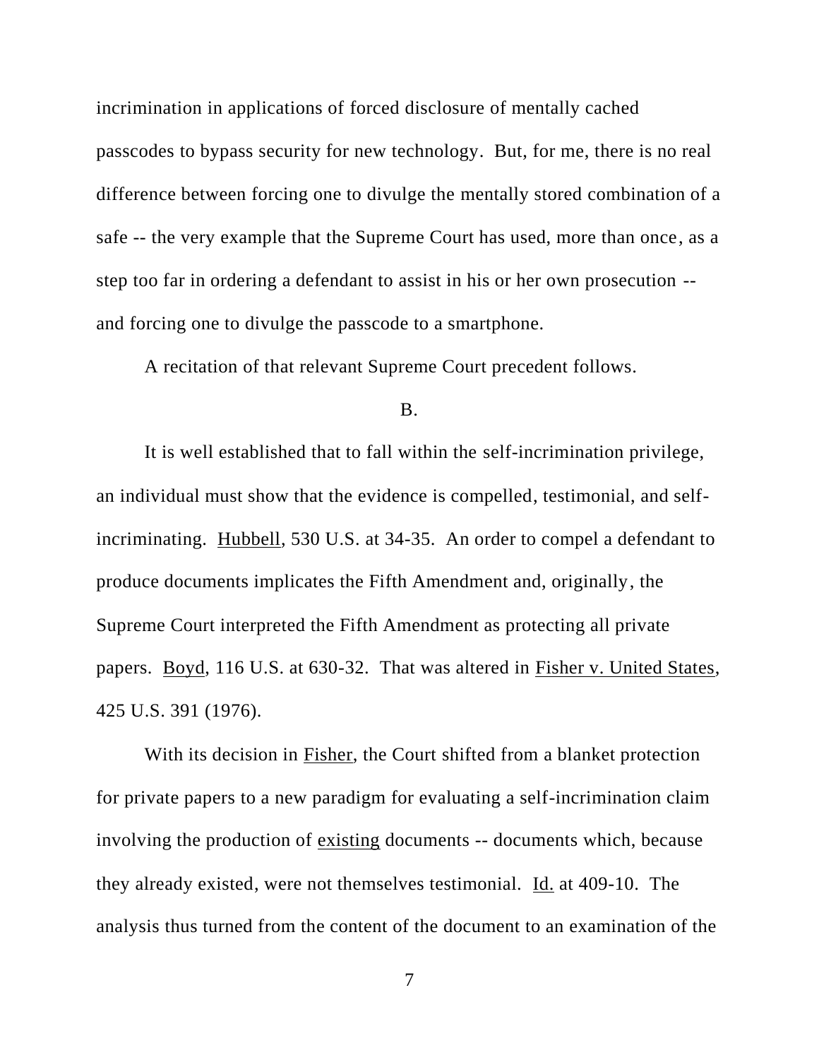incrimination in applications of forced disclosure of mentally cached passcodes to bypass security for new technology. But, for me, there is no real difference between forcing one to divulge the mentally stored combination of a safe -- the very example that the Supreme Court has used, more than once, as a step too far in ordering a defendant to assist in his or her own prosecution -- and forcing one to divulge the passcode to a smartphone.

A recitation of that relevant Supreme Court precedent follows.

B.

It is well established that to fall within the self-incrimination privilege, an individual must show that the evidence is compelled, testimonial, and self-incriminating. Hubbell, 530 U.S. at 34-35. An order to compel a defendant to produce documents implicates the Fifth Amendment and, originally, the Supreme Court interpreted the Fifth Amendment as protecting all private papers. Boyd, 116 U.S. at 630-32. That was altered in Fisher v. United States, 425 U.S. 391 (1976).

With its decision in Fisher, the Court shifted from a blanket protection for private papers to a new paradigm for evaluating a self-incrimination claim involving the production of existing documents -- documents which, because they already existed, were not themselves testimonial. Id. at 409-10. The analysis thus turned from the content of the document to an examination of the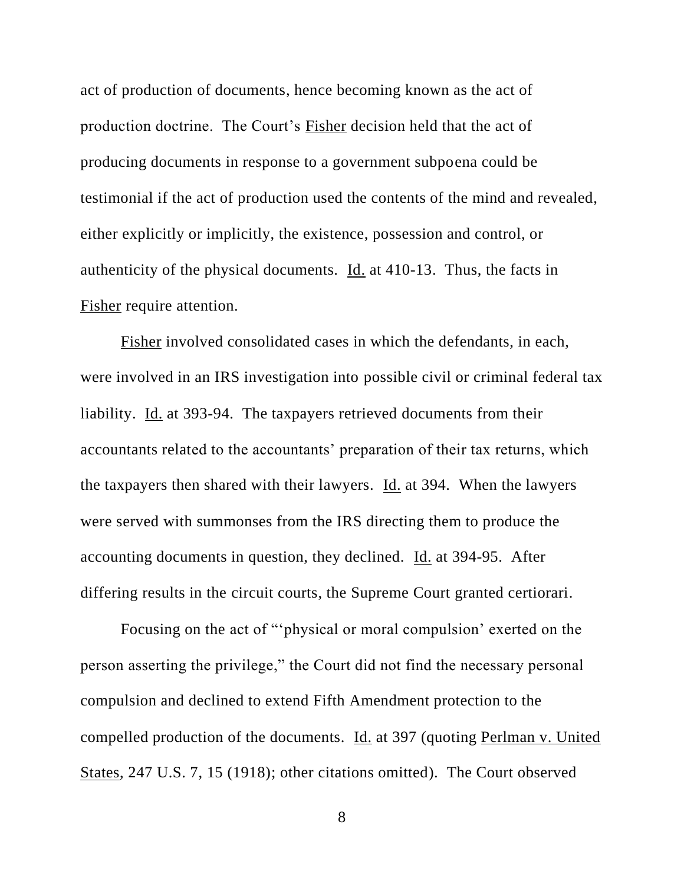act of production of documents, hence becoming known as the act of production doctrine. The Court's Fisher decision held that the act of producing documents in response to a government subpoena could be testimonial if the act of production used the contents of the mind and revealed, either explicitly or implicitly, the existence, possession and control, or authenticity of the physical documents. Id. at 410-13. Thus, the facts in Fisher require attention.

Fisher involved consolidated cases in which the defendants, in each, were involved in an IRS investigation into possible civil or criminal federal tax liability. Id. at 393-94. The taxpayers retrieved documents from their accountants related to the accountants' preparation of their tax returns, which the taxpayers then shared with their lawyers. Id. at 394. When the lawyers were served with summonses from the IRS directing them to produce the accounting documents in question, they declined. Id. at 394-95. After differing results in the circuit courts, the Supreme Court granted certiorari.

Focusing on the act of "'physical or moral compulsion' exerted on the person asserting the privilege," the Court did not find the necessary personal compulsion and declined to extend Fifth Amendment protection to the compelled production of the documents. Id. at 397 (quoting Perlman v. United States, 247 U.S. 7, 15 (1918); other citations omitted). The Court observed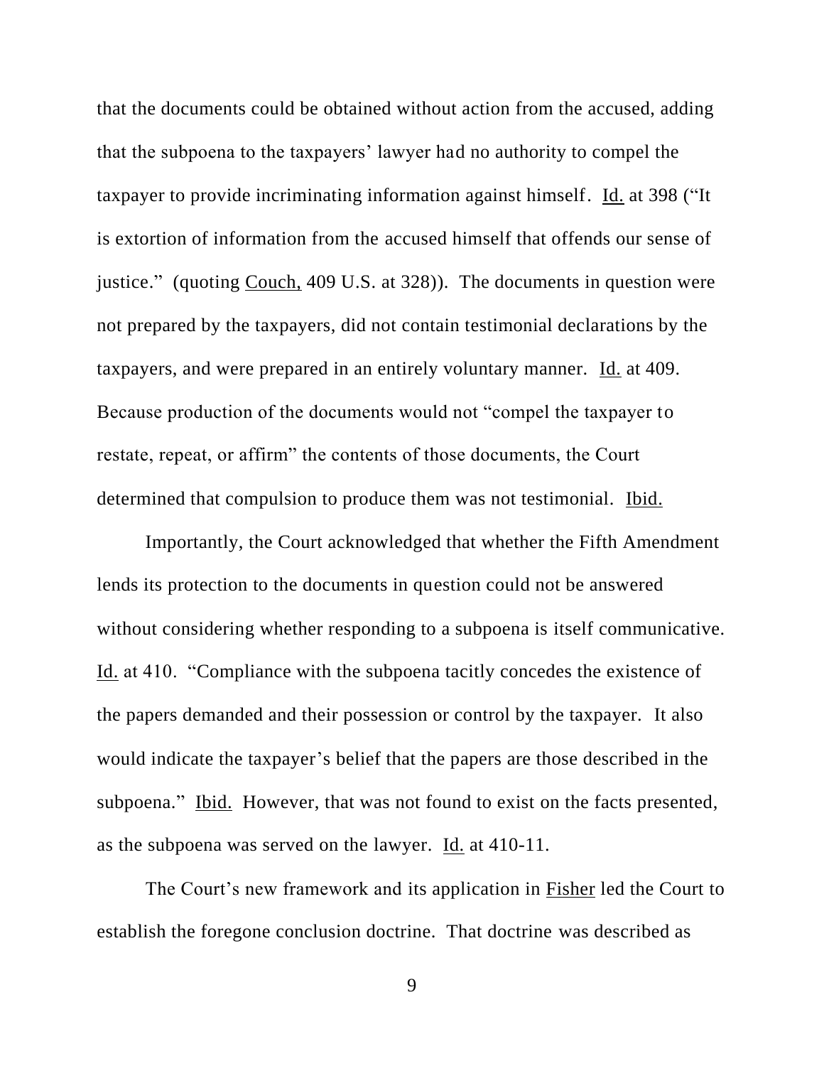that the documents could be obtained without action from the accused, adding that the subpoena to the taxpayers' lawyer had no authority to compel the taxpayer to provide incriminating information against himself. Id. at 398 ("It is extortion of information from the accused himself that offends our sense of justice." (quoting Couch, 409 U.S. at 328)). The documents in question were not prepared by the taxpayers, did not contain testimonial declarations by the taxpayers, and were prepared in an entirely voluntary manner. Id. at 409. Because production of the documents would not "compel the taxpayer to restate, repeat, or affirm" the contents of those documents, the Court determined that compulsion to produce them was not testimonial. Ibid.

Importantly, the Court acknowledged that whether the Fifth Amendment lends its protection to the documents in question could not be answered without considering whether responding to a subpoena is itself communicative. Id. at 410. "Compliance with the subpoena tacitly concedes the existence of the papers demanded and their possession or control by the taxpayer. It also would indicate the taxpayer's belief that the papers are those described in the subpoena." Ibid. However, that was not found to exist on the facts presented, as the subpoena was served on the lawyer. Id. at 410-11.

The Court's new framework and its application in Fisher led the Court to establish the foregone conclusion doctrine. That doctrine was described as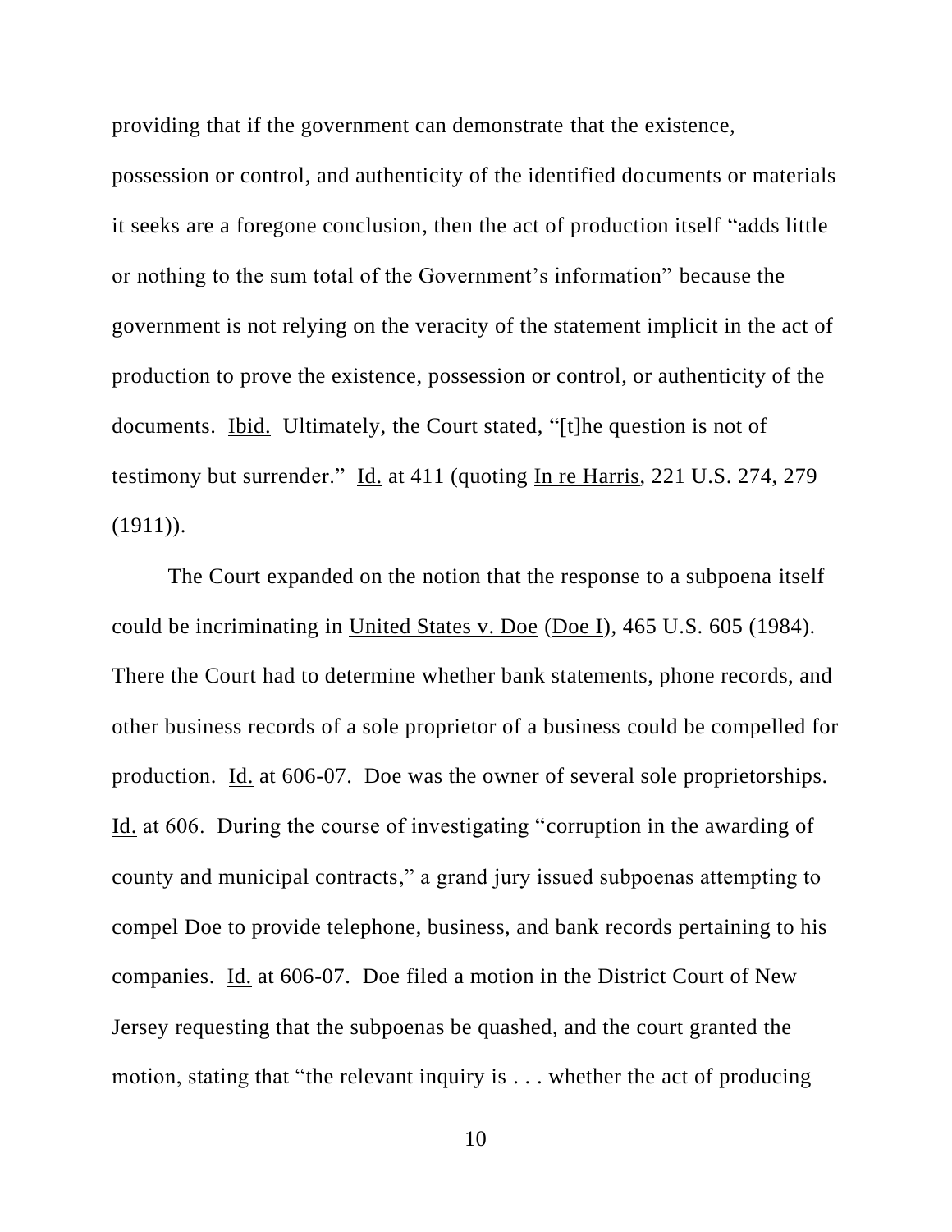providing that if the government can demonstrate that the existence, possession or control, and authenticity of the identified documents or materials it seeks are a foregone conclusion, then the act of production itself "adds little or nothing to the sum total of the Government's information" because the government is not relying on the veracity of the statement implicit in the act of production to prove the existence, possession or control, or authenticity of the documents. Ibid. Ultimately, the Court stated, "[t]he question is not of testimony but surrender." Id. at 411 (quoting In re Harris, 221 U.S. 274, 279 (1911)).

The Court expanded on the notion that the response to a subpoena itself could be incriminating in United States v. Doe (Doe I), 465 U.S. 605 (1984). There the Court had to determine whether bank statements, phone records, and other business records of a sole proprietor of a business could be compelled for production. Id. at 606-07. Doe was the owner of several sole proprietorships. Id. at 606. During the course of investigating "corruption in the awarding of county and municipal contracts," a grand jury issued subpoenas attempting to compel Doe to provide telephone, business, and bank records pertaining to his companies. Id. at 606-07. Doe filed a motion in the District Court of New Jersey requesting that the subpoenas be quashed, and the court granted the motion, stating that "the relevant inquiry is . . . whether the act of producing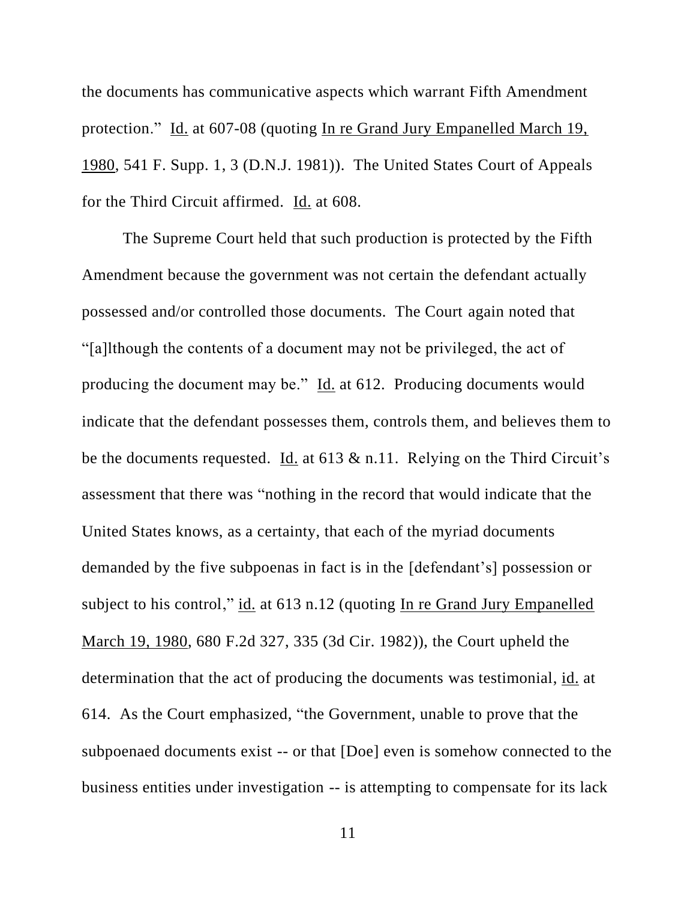the documents has communicative aspects which warrant Fifth Amendment protection." Id. at 607-08 (quoting In re Grand Jury Empanelled March 19, 1980, 541 F. Supp. 1, 3 (D.N.J. 1981)). The United States Court of Appeals for the Third Circuit affirmed. Id. at 608.

The Supreme Court held that such production is protected by the Fifth Amendment because the government was not certain the defendant actually possessed and/or controlled those documents. The Court again noted that "[a]lthough the contents of a document may not be privileged, the act of producing the document may be." Id. at 612. Producing documents would indicate that the defendant possesses them, controls them, and believes them to be the documents requested. Id. at 613 & n.11. Relying on the Third Circuit's assessment that there was "nothing in the record that would indicate that the United States knows, as a certainty, that each of the myriad documents demanded by the five subpoenas in fact is in the [defendant's] possession or subject to his control," id. at 613 n.12 (quoting In re Grand Jury Empanelled March 19, 1980, 680 F.2d 327, 335 (3d Cir. 1982)), the Court upheld the determination that the act of producing the documents was testimonial, id. at 614. As the Court emphasized, "the Government, unable to prove that the subpoenaed documents exist -- or that [Doe] even is somehow connected to the business entities under investigation -- is attempting to compensate for its lack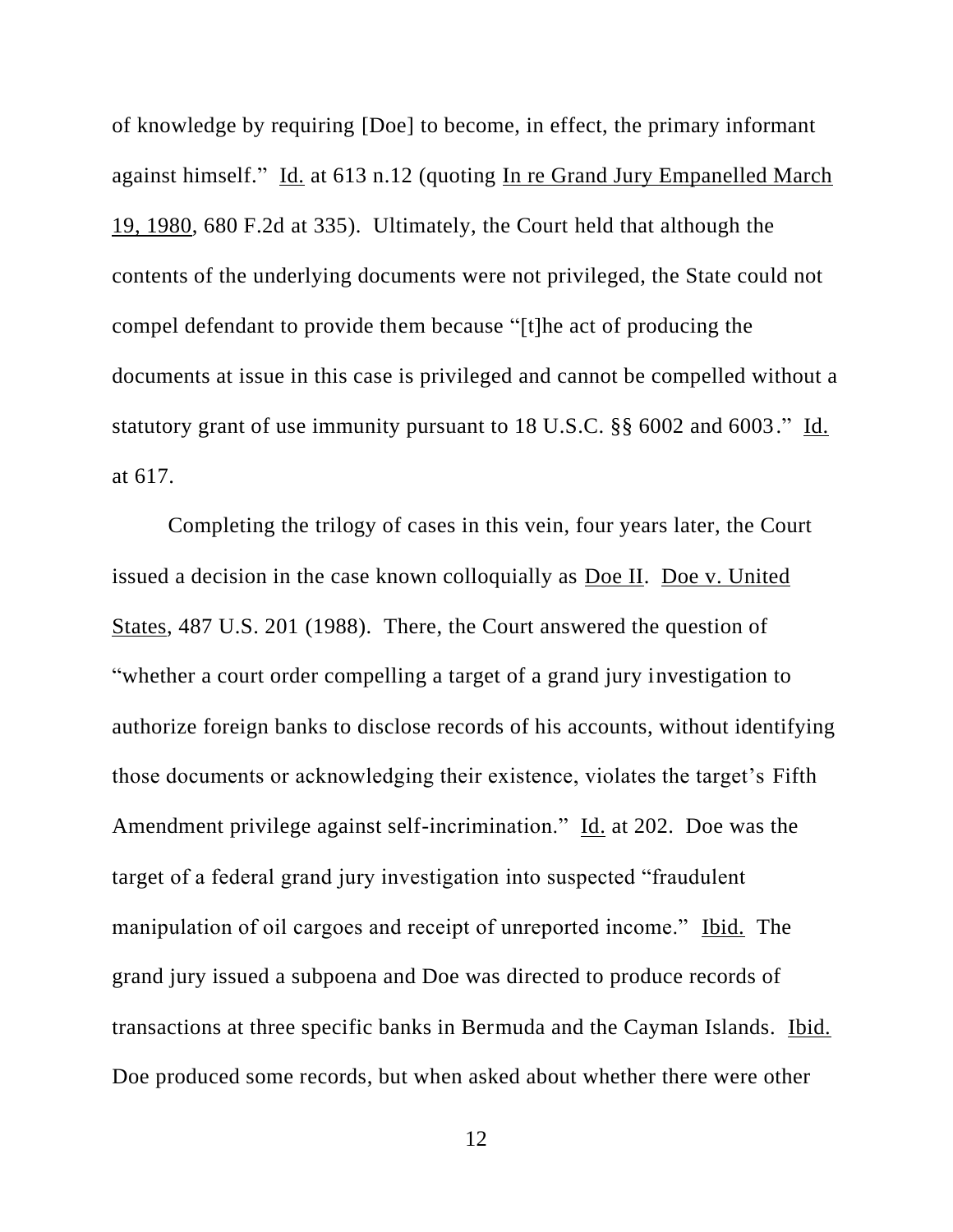of knowledge by requiring [Doe] to become, in effect, the primary informant against himself." Id. at 613 n.12 (quoting In re Grand Jury Empanelled March 19, 1980, 680 F.2d at 335). Ultimately, the Court held that although the contents of the underlying documents were not privileged, the State could not compel defendant to provide them because "[t]he act of producing the documents at issue in this case is privileged and cannot be compelled without a statutory grant of use immunity pursuant to 18 U.S.C. §§ 6002 and 6003." Id. at 617.

Completing the trilogy of cases in this vein, four years later, the Court issued a decision in the case known colloquially as Doe II. Doe v. United States, 487 U.S. 201 (1988). There, the Court answered the question of "whether a court order compelling a target of a grand jury investigation to authorize foreign banks to disclose records of his accounts, without identifying those documents or acknowledging their existence, violates the target's Fifth Amendment privilege against self-incrimination." Id. at 202. Doe was the target of a federal grand jury investigation into suspected "fraudulent manipulation of oil cargoes and receipt of unreported income." Ibid. The grand jury issued a subpoena and Doe was directed to produce records of transactions at three specific banks in Bermuda and the Cayman Islands. Ibid. Doe produced some records, but when asked about whether there were other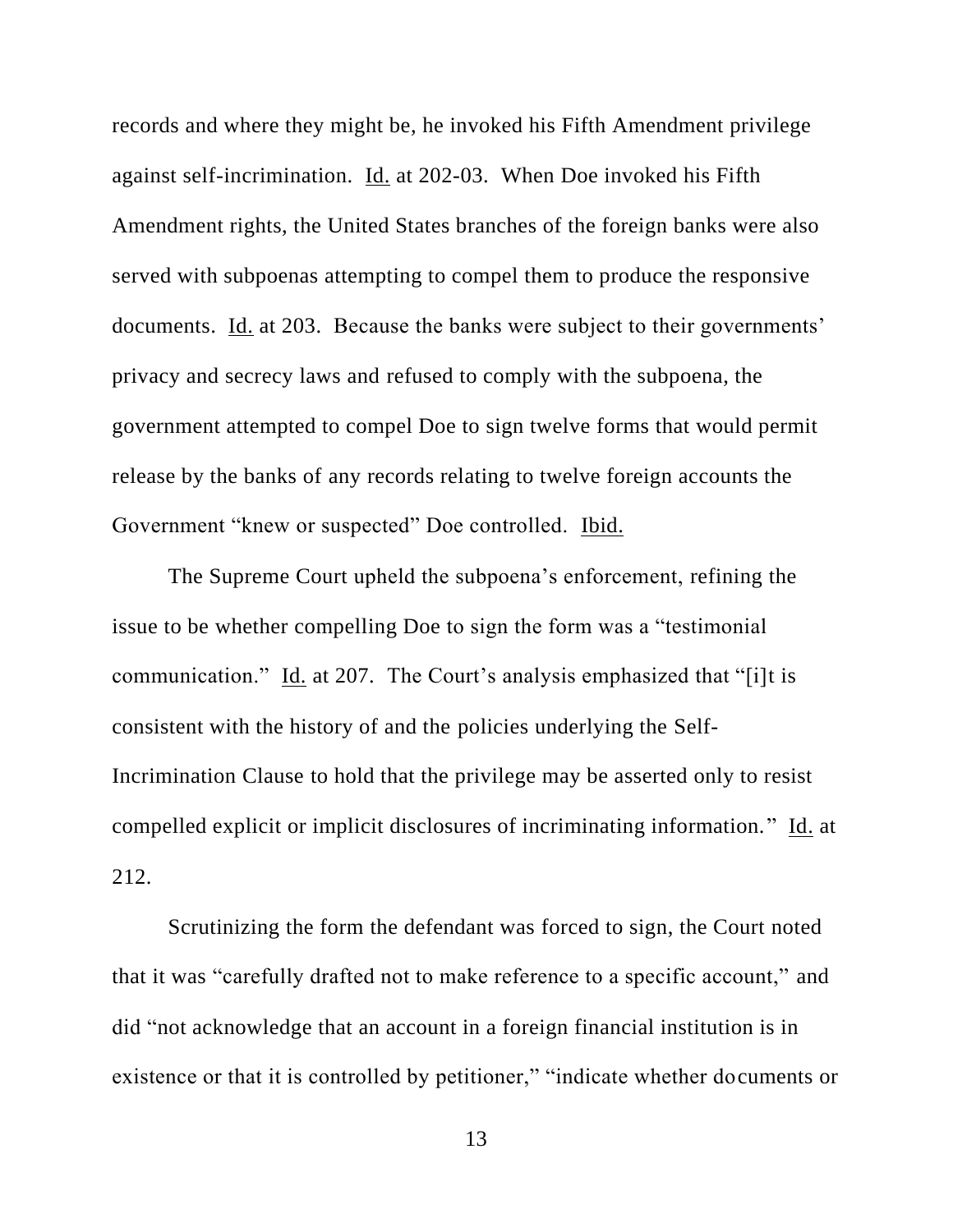records and where they might be, he invoked his Fifth Amendment privilege against self-incrimination. Id. at 202-03. When Doe invoked his Fifth Amendment rights, the United States branches of the foreign banks were also served with subpoenas attempting to compel them to produce the responsive documents. Id. at 203. Because the banks were subject to their governments' privacy and secrecy laws and refused to comply with the subpoena, the government attempted to compel Doe to sign twelve forms that would permit release by the banks of any records relating to twelve foreign accounts the Government "knew or suspected" Doe controlled. Ibid.

The Supreme Court upheld the subpoena's enforcement, refining the issue to be whether compelling Doe to sign the form was a "testimonial communication." Id. at 207. The Court's analysis emphasized that "[i]t is consistent with the history of and the policies underlying the Self-Incrimination Clause to hold that the privilege may be asserted only to resist compelled explicit or implicit disclosures of incriminating information." Id. at 212.

Scrutinizing the form the defendant was forced to sign, the Court noted that it was "carefully drafted not to make reference to a specific account," and did "not acknowledge that an account in a foreign financial institution is in existence or that it is controlled by petitioner," "indicate whether documents or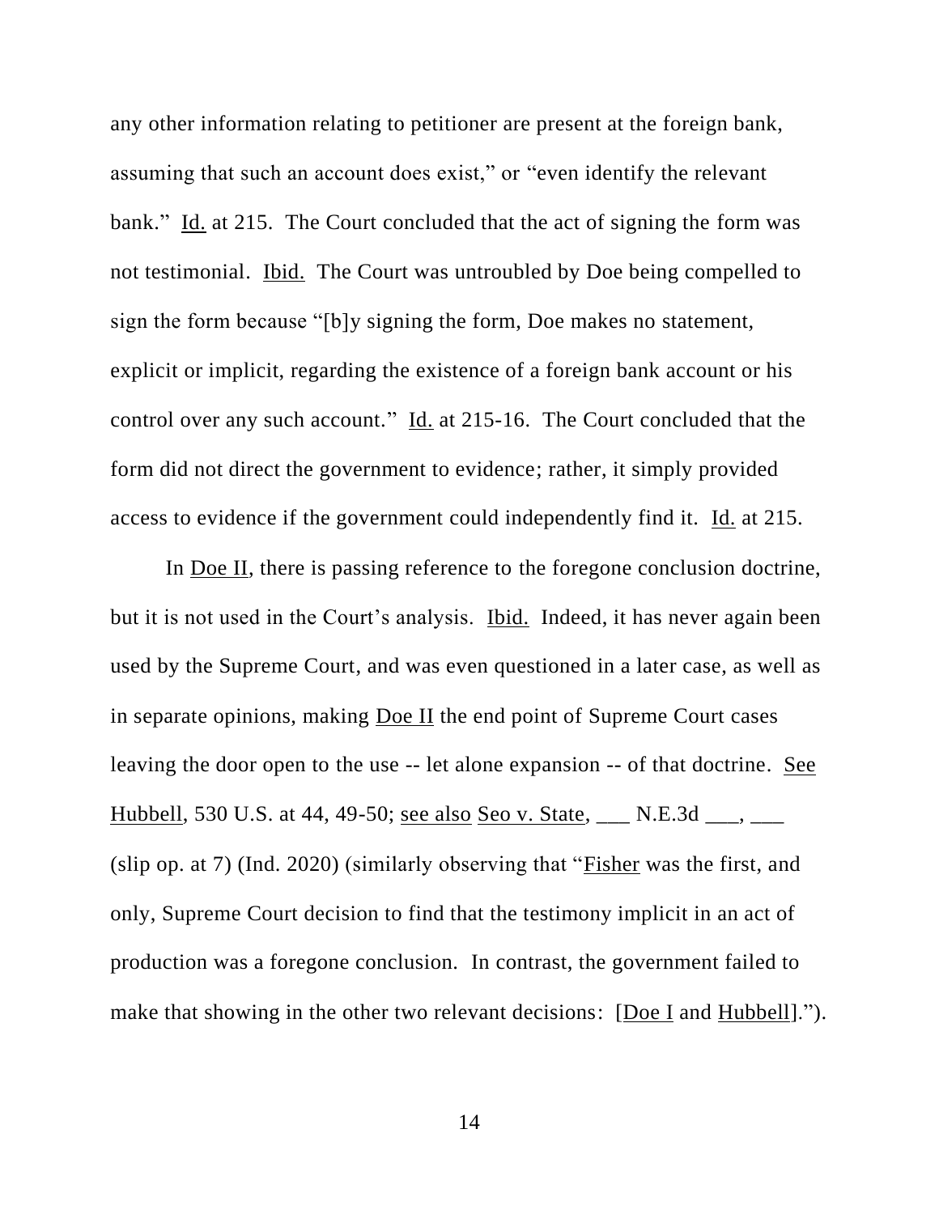any other information relating to petitioner are present at the foreign bank, assuming that such an account does exist," or "even identify the relevant bank." Id. at 215. The Court concluded that the act of signing the form was not testimonial. Ibid. The Court was untroubled by Doe being compelled to sign the form because "[b]y signing the form, Doe makes no statement, explicit or implicit, regarding the existence of a foreign bank account or his control over any such account." Id. at 215-16. The Court concluded that the form did not direct the government to evidence; rather, it simply provided access to evidence if the government could independently find it. Id. at 215.

In Doe II, there is passing reference to the foregone conclusion doctrine, but it is not used in the Court's analysis. Ibid. Indeed, it has never again been used by the Supreme Court, and was even questioned in a later case, as well as in separate opinions, making Doe II the end point of Supreme Court cases leaving the door open to the use -- let alone expansion -- of that doctrine. See Hubbell, 530 U.S. at 44, 49-50; see also Seo v. State, ___ N.E.3d ___, ___ (slip op. at 7) (Ind. 2020) (similarly observing that "Fisher was the first, and only, Supreme Court decision to find that the testimony implicit in an act of production was a foregone conclusion. In contrast, the government failed to make that showing in the other two relevant decisions: [Doe I and Hubbell].").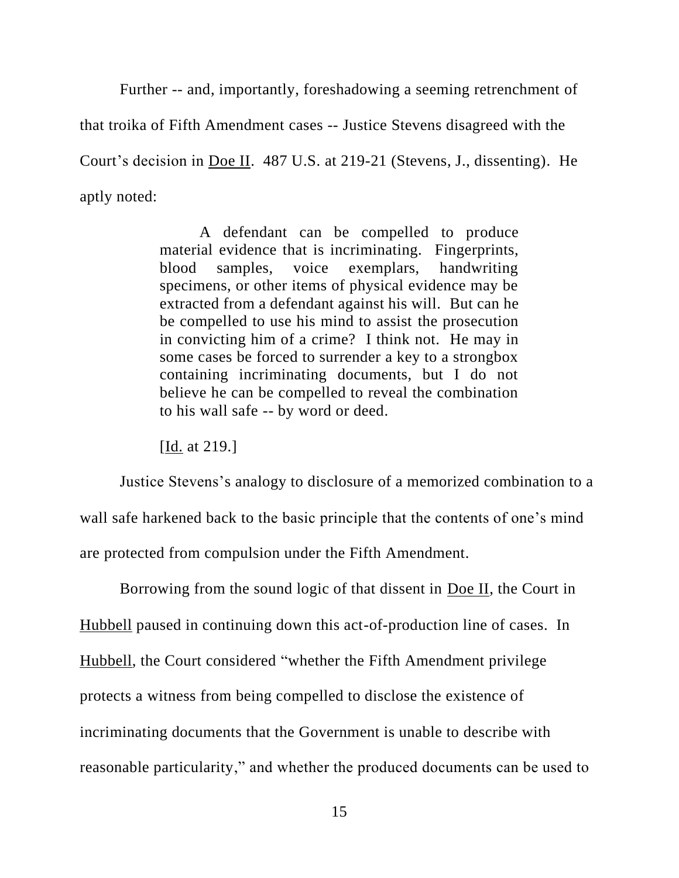Further -- and, importantly, foreshadowing a seeming retrenchment of that troika of Fifth Amendment cases -- Justice Stevens disagreed with the Court's decision in Doe II. 487 U.S. at 219-21 (Stevens, J., dissenting). He aptly noted:

> A defendant can be compelled to produce material evidence that is incriminating. Fingerprints, blood samples, voice exemplars, handwriting specimens, or other items of physical evidence may be extracted from a defendant against his will. But can he be compelled to use his mind to assist the prosecution in convicting him of a crime? I think not. He may in some cases be forced to surrender a key to a strongbox containing incriminating documents, but I do not believe he can be compelled to reveal the combination to his wall safe -- by word or deed.
>
> [Id. at 219.]

Justice Stevens's analogy to disclosure of a memorized combination to a wall safe harkened back to the basic principle that the contents of one's mind are protected from compulsion under the Fifth Amendment.

Borrowing from the sound logic of that dissent in Doe II, the Court in Hubbell paused in continuing down this act-of-production line of cases. In Hubbell, the Court considered "whether the Fifth Amendment privilege protects a witness from being compelled to disclose the existence of incriminating documents that the Government is unable to describe with reasonable particularity," and whether the produced documents can be used to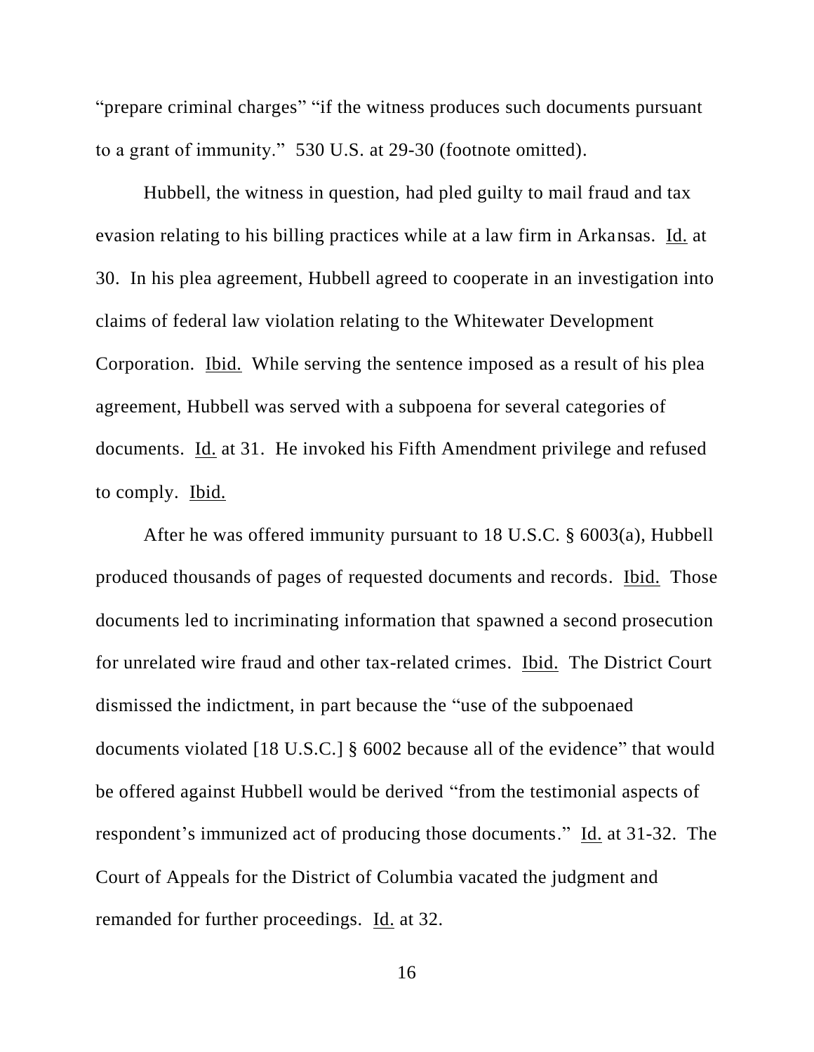"prepare criminal charges" "if the witness produces such documents pursuant to a grant of immunity." 530 U.S. at 29-30 (footnote omitted).

Hubbell, the witness in question, had pled guilty to mail fraud and tax evasion relating to his billing practices while at a law firm in Arkansas. Id. at 30. In his plea agreement, Hubbell agreed to cooperate in an investigation into claims of federal law violation relating to the Whitewater Development Corporation. Ibid. While serving the sentence imposed as a result of his plea agreement, Hubbell was served with a subpoena for several categories of documents. Id. at 31. He invoked his Fifth Amendment privilege and refused to comply. Ibid.

After he was offered immunity pursuant to 18 U.S.C. § 6003(a), Hubbell produced thousands of pages of requested documents and records. Ibid. Those documents led to incriminating information that spawned a second prosecution for unrelated wire fraud and other tax-related crimes. Ibid. The District Court dismissed the indictment, in part because the "use of the subpoenaed documents violated [18 U.S.C.] § 6002 because all of the evidence" that would be offered against Hubbell would be derived "from the testimonial aspects of respondent's immunized act of producing those documents." Id. at 31-32. The Court of Appeals for the District of Columbia vacated the judgment and remanded for further proceedings. Id. at 32.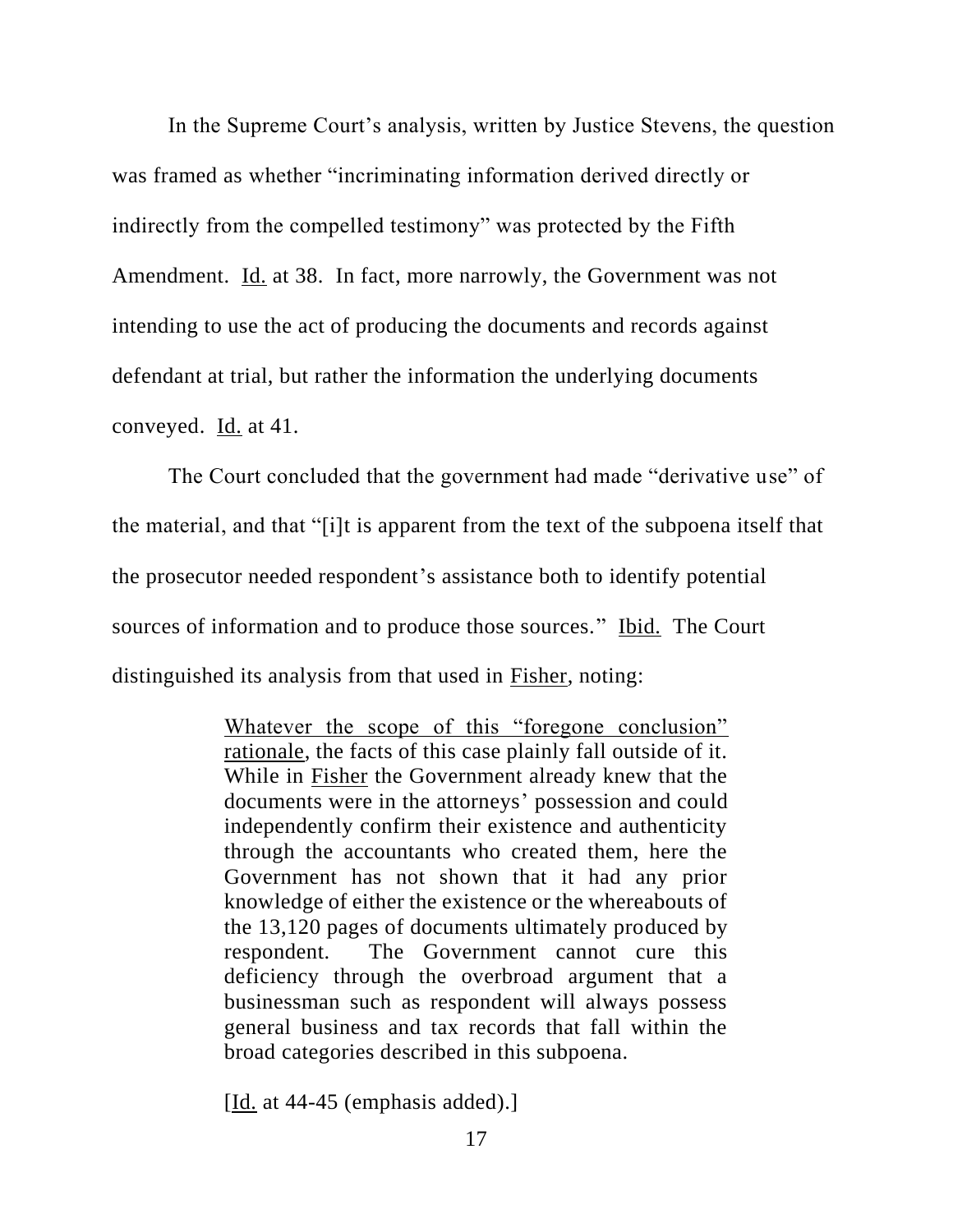In the Supreme Court's analysis, written by Justice Stevens, the question was framed as whether "incriminating information derived directly or indirectly from the compelled testimony" was protected by the Fifth Amendment. Id. at 38. In fact, more narrowly, the Government was not intending to use the act of producing the documents and records against defendant at trial, but rather the information the underlying documents conveyed. Id. at 41.

The Court concluded that the government had made "derivative use" of the material, and that "[i]t is apparent from the text of the subpoena itself that the prosecutor needed respondent's assistance both to identify potential sources of information and to produce those sources." Ibid. The Court distinguished its analysis from that used in Fisher, noting:

> Whatever the scope of this "foregone conclusion" rationale, the facts of this case plainly fall outside of it. While in Fisher the Government already knew that the documents were in the attorneys' possession and could independently confirm their existence and authenticity through the accountants who created them, here the Government has not shown that it had any prior knowledge of either the existence or the whereabouts of the 13,120 pages of documents ultimately produced by respondent. The Government cannot cure this deficiency through the overbroad argument that a businessman such as respondent will always possess general business and tax records that fall within the broad categories described in this subpoena.
>
> [Id. at 44-45 (emphasis added).]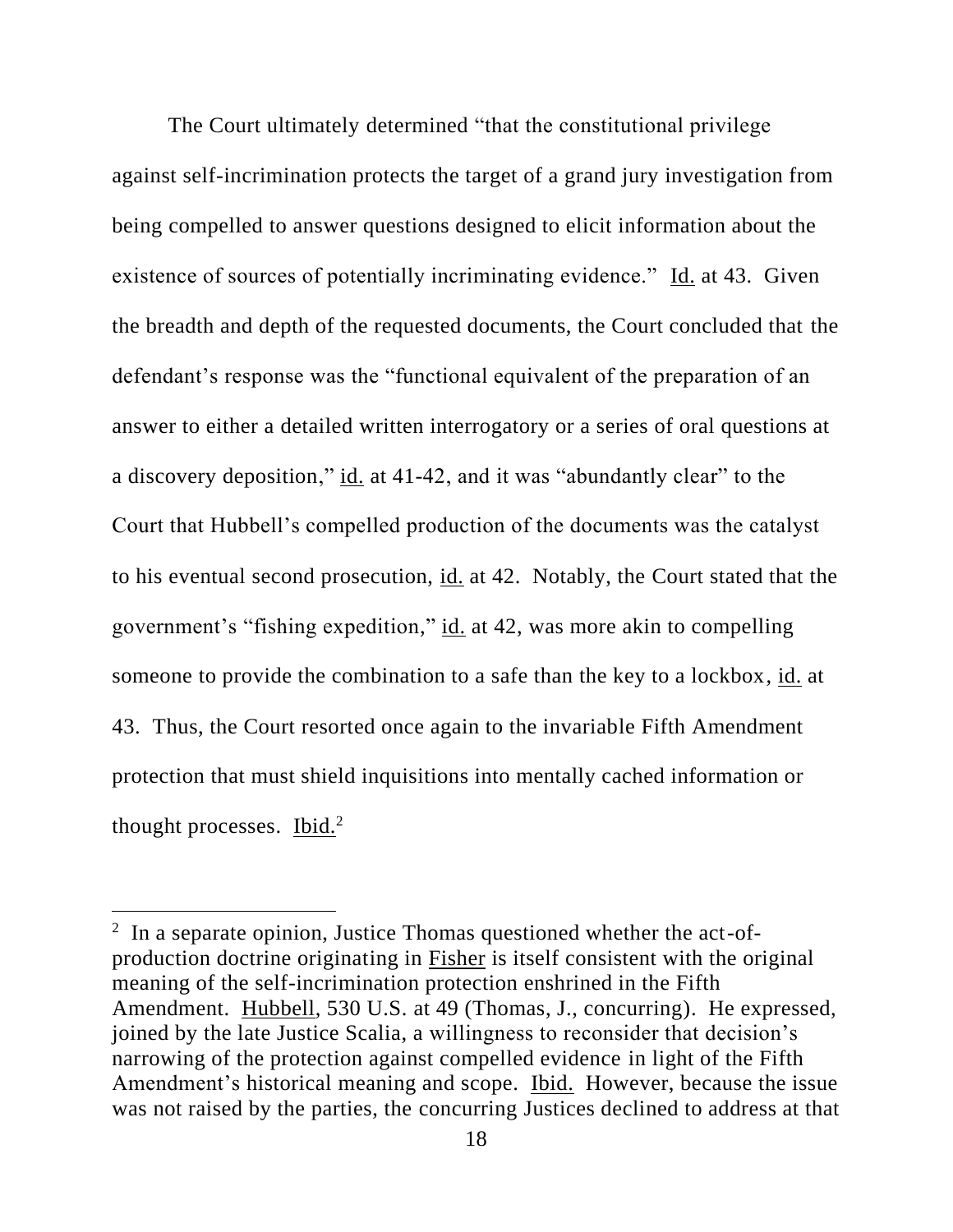The Court ultimately determined "that the constitutional privilege against self-incrimination protects the target of a grand jury investigation from being compelled to answer questions designed to elicit information about the existence of sources of potentially incriminating evidence." Id. at 43. Given the breadth and depth of the requested documents, the Court concluded that the defendant's response was the "functional equivalent of the preparation of an answer to either a detailed written interrogatory or a series of oral questions at a discovery deposition," id. at 41-42, and it was "abundantly clear" to the Court that Hubbell's compelled production of the documents was the catalyst to his eventual second prosecution, id. at 42. Notably, the Court stated that the government's "fishing expedition," id. at 42, was more akin to compelling someone to provide the combination to a safe than the key to a lockbox, id. at 43. Thus, the Court resorted once again to the invariable Fifth Amendment protection that must shield inquisitions into mentally cached information or thought processes. Ibid.[2]

---

[2] In a separate opinion, Justice Thomas questioned whether the act-of-production doctrine originating in Fisher is itself consistent with the original meaning of the self-incrimination protection enshrined in the Fifth Amendment. Hubbell, 530 U.S. at 49 (Thomas, J., concurring). He expressed, joined by the late Justice Scalia, a willingness to reconsider that decision's narrowing of the protection against compelled evidence in light of the Fifth Amendment's historical meaning and scope. Ibid. However, because the issue was not raised by the parties, the concurring Justices declined to address at that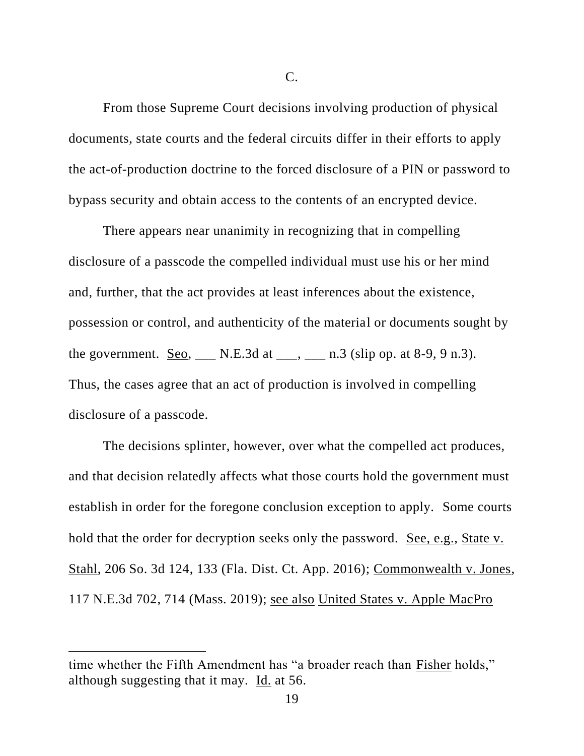C.

From those Supreme Court decisions involving production of physical documents, state courts and the federal circuits differ in their efforts to apply the act-of-production doctrine to the forced disclosure of a PIN or password to bypass security and obtain access to the contents of an encrypted device.

There appears near unanimity in recognizing that in compelling disclosure of a passcode the compelled individual must use his or her mind and, further, that the act provides at least inferences about the existence, possession or control, and authenticity of the material or documents sought by the government. Seo, ___ N.E.3d at ___, ___ n.3 (slip op. at 8-9, 9 n.3). Thus, the cases agree that an act of production is involved in compelling disclosure of a passcode.

The decisions splinter, however, over what the compelled act produces, and that decision relatedly affects what those courts hold the government must establish in order for the foregone conclusion exception to apply. Some courts hold that the order for decryption seeks only the password. See, e.g., State v. Stahl, 206 So. 3d 124, 133 (Fla. Dist. Ct. App. 2016); Commonwealth v. Jones, 117 N.E.3d 702, 714 (Mass. 2019); see also United States v. Apple MacPro

---

time whether the Fifth Amendment has "a broader reach than Fisher holds," although suggesting that it may. Id. at 56.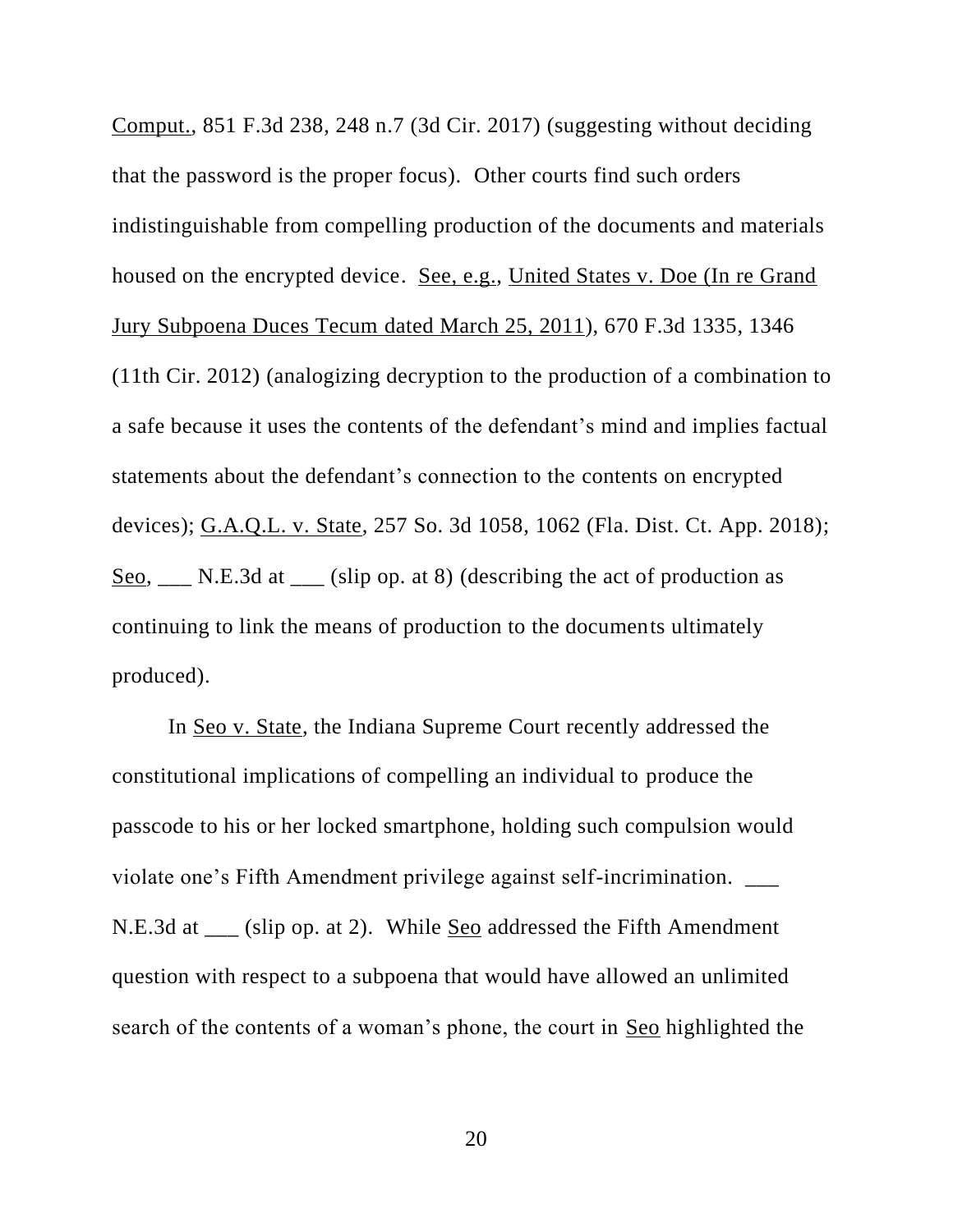Comput., 851 F.3d 238, 248 n.7 (3d Cir. 2017) (suggesting without deciding that the password is the proper focus). Other courts find such orders indistinguishable from compelling production of the documents and materials housed on the encrypted device. See, e.g., United States v. Doe (In re Grand Jury Subpoena Duces Tecum dated March 25, 2011), 670 F.3d 1335, 1346 (11th Cir. 2012) (analogizing decryption to the production of a combination to a safe because it uses the contents of the defendant's mind and implies factual statements about the defendant's connection to the contents on encrypted devices); G.A.Q.L. v. State, 257 So. 3d 1058, 1062 (Fla. Dist. Ct. App. 2018); Seo, ___ N.E.3d at ___ (slip op. at 8) (describing the act of production as continuing to link the means of production to the documents ultimately produced).

In Seo v. State, the Indiana Supreme Court recently addressed the constitutional implications of compelling an individual to produce the passcode to his or her locked smartphone, holding such compulsion would violate one's Fifth Amendment privilege against self-incrimination. ___ N.E.3d at ___ (slip op. at 2). While Seo addressed the Fifth Amendment question with respect to a subpoena that would have allowed an unlimited search of the contents of a woman's phone, the court in Seo highlighted the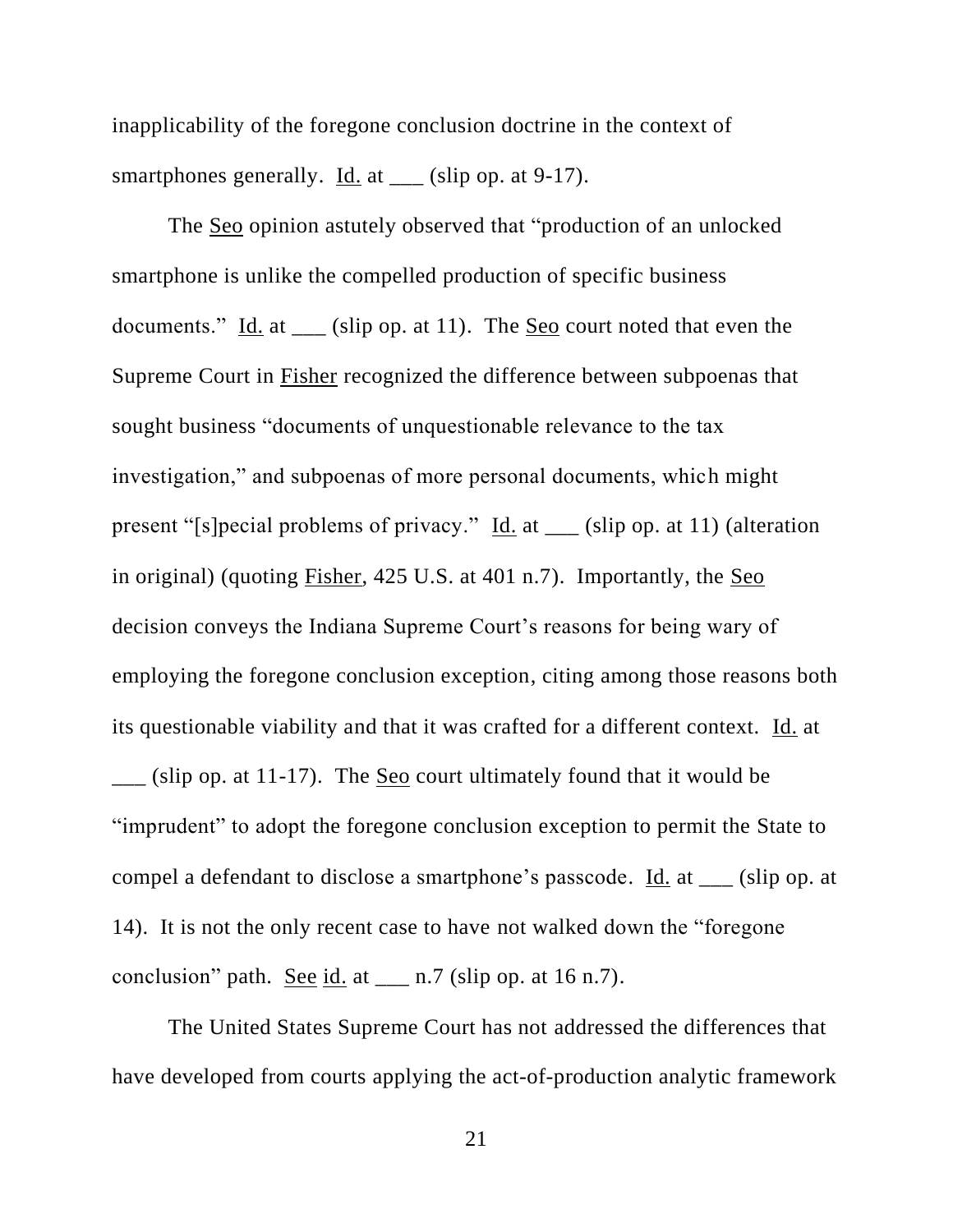inapplicability of the foregone conclusion doctrine in the context of smartphones generally. Id. at ___ (slip op. at 9-17).

The Seo opinion astutely observed that "production of an unlocked smartphone is unlike the compelled production of specific business documents." Id. at ___ (slip op. at 11). The Seo court noted that even the Supreme Court in Fisher recognized the difference between subpoenas that sought business "documents of unquestionable relevance to the tax investigation," and subpoenas of more personal documents, which might present "[s]pecial problems of privacy." Id. at ___ (slip op. at 11) (alteration in original) (quoting Fisher, 425 U.S. at 401 n.7). Importantly, the Seo decision conveys the Indiana Supreme Court's reasons for being wary of employing the foregone conclusion exception, citing among those reasons both its questionable viability and that it was crafted for a different context. Id. at ___ (slip op. at 11-17). The Seo court ultimately found that it would be "imprudent" to adopt the foregone conclusion exception to permit the State to compel a defendant to disclose a smartphone's passcode. Id. at ___ (slip op. at 14). It is not the only recent case to have not walked down the "foregone conclusion" path. See id. at ___ n.7 (slip op. at 16 n.7).

The United States Supreme Court has not addressed the differences that have developed from courts applying the act-of-production analytic framework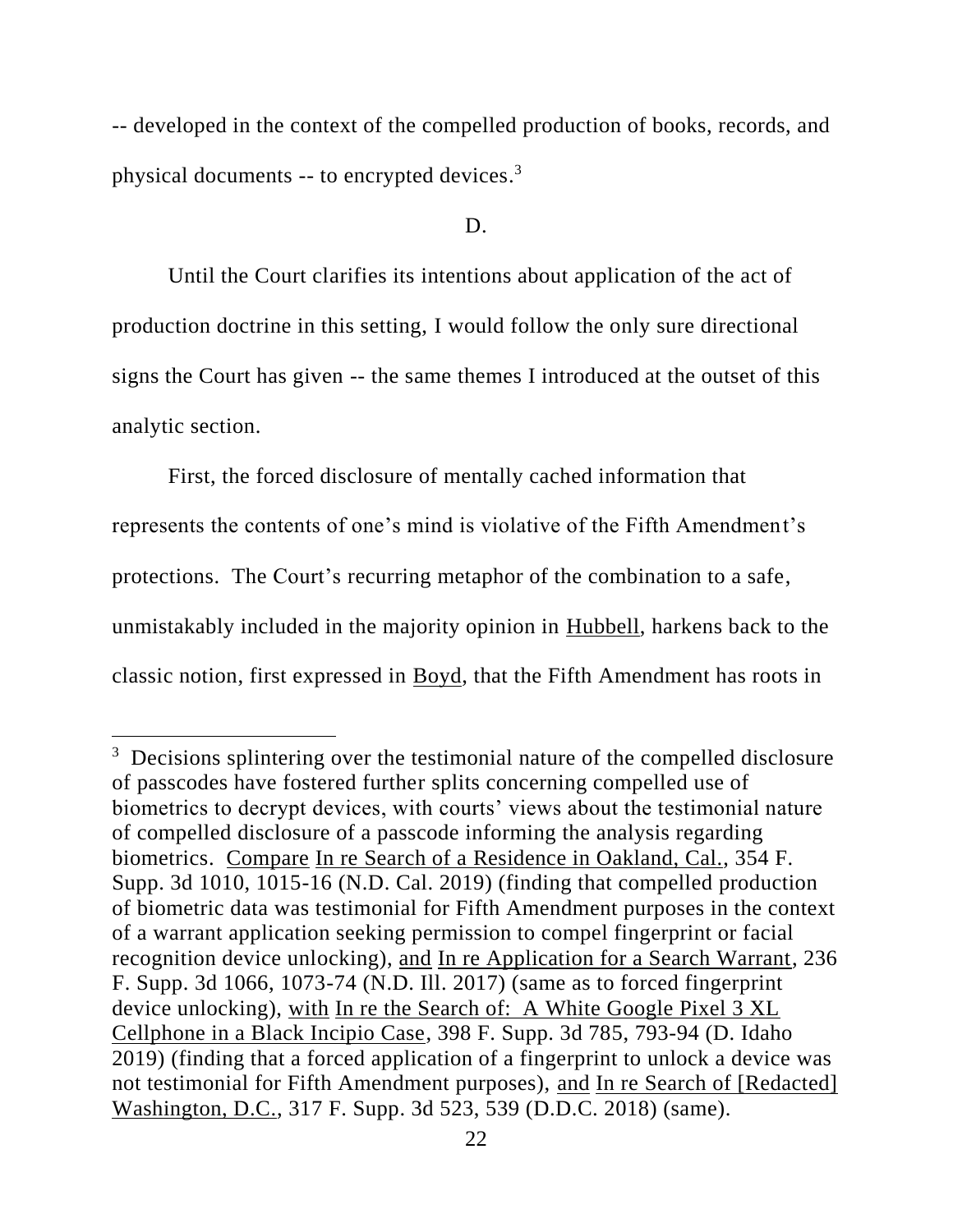-- developed in the context of the compelled production of books, records, and physical documents -- to encrypted devices.[3]

D.

Until the Court clarifies its intentions about application of the act of production doctrine in this setting, I would follow the only sure directional signs the Court has given -- the same themes I introduced at the outset of this analytic section.

First, the forced disclosure of mentally cached information that represents the contents of one's mind is violative of the Fifth Amendment's protections. The Court's recurring metaphor of the combination to a safe, unmistakably included in the majority opinion in Hubbell, harkens back to the classic notion, first expressed in Boyd, that the Fifth Amendment has roots in

---

[3] Decisions splintering over the testimonial nature of the compelled disclosure of passcodes have fostered further splits concerning compelled use of biometrics to decrypt devices, with courts' views about the testimonial nature of compelled disclosure of a passcode informing the analysis regarding biometrics. Compare In re Search of a Residence in Oakland, Cal., 354 F. Supp. 3d 1010, 1015-16 (N.D. Cal. 2019) (finding that compelled production of biometric data was testimonial for Fifth Amendment purposes in the context of a warrant application seeking permission to compel fingerprint or facial recognition device unlocking), and In re Application for a Search Warrant, 236 F. Supp. 3d 1066, 1073-74 (N.D. Ill. 2017) (same as to forced fingerprint device unlocking), with In re the Search of: A White Google Pixel 3 XL Cellphone in a Black Incipio Case, 398 F. Supp. 3d 785, 793-94 (D. Idaho 2019) (finding that a forced application of a fingerprint to unlock a device was not testimonial for Fifth Amendment purposes), and In re Search of [Redacted] Washington, D.C., 317 F. Supp. 3d 523, 539 (D.D.C. 2018) (same).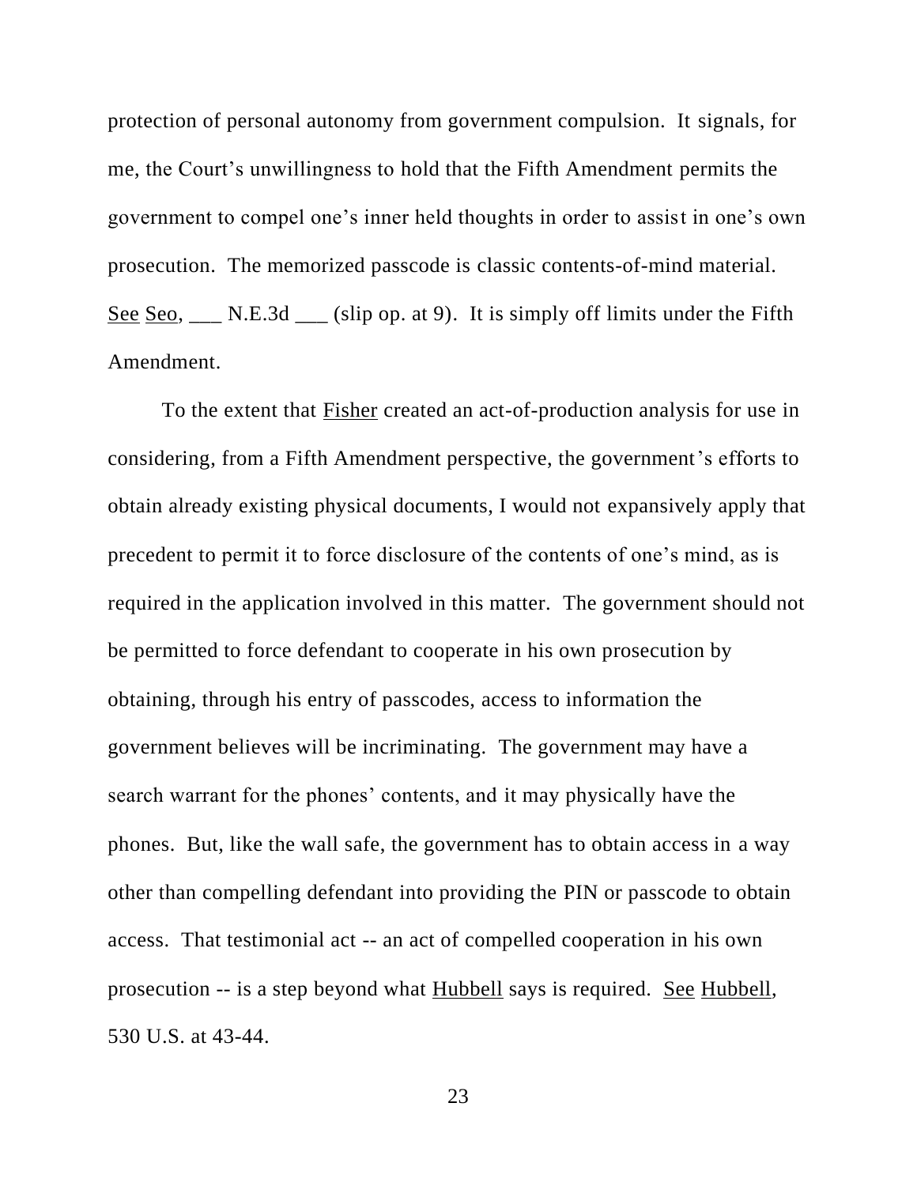protection of personal autonomy from government compulsion. It signals, for me, the Court's unwillingness to hold that the Fifth Amendment permits the government to compel one's inner held thoughts in order to assist in one's own prosecution. The memorized passcode is classic contents-of-mind material. See Seo, ___ N.E.3d ___ (slip op. at 9). It is simply off limits under the Fifth Amendment.

To the extent that Fisher created an act-of-production analysis for use in considering, from a Fifth Amendment perspective, the government's efforts to obtain already existing physical documents, I would not expansively apply that precedent to permit it to force disclosure of the contents of one's mind, as is required in the application involved in this matter. The government should not be permitted to force defendant to cooperate in his own prosecution by obtaining, through his entry of passcodes, access to information the government believes will be incriminating. The government may have a search warrant for the phones' contents, and it may physically have the phones. But, like the wall safe, the government has to obtain access in a way other than compelling defendant into providing the PIN or passcode to obtain access. That testimonial act -- an act of compelled cooperation in his own prosecution -- is a step beyond what Hubbell says is required. See Hubbell, 530 U.S. at 43-44.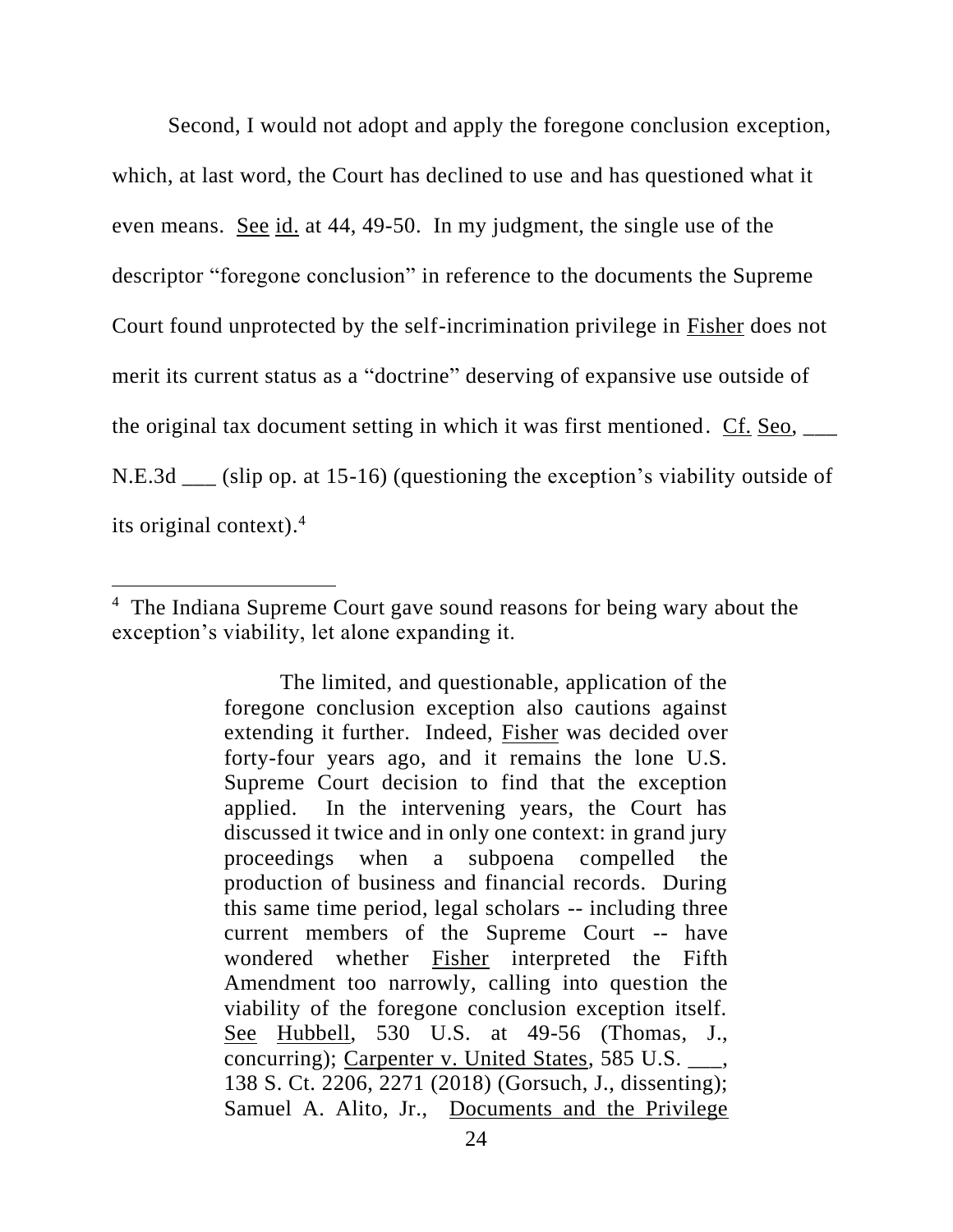Second, I would not adopt and apply the foregone conclusion exception, which, at last word, the Court has declined to use and has questioned what it even means. See id. at 44, 49-50. In my judgment, the single use of the descriptor "foregone conclusion" in reference to the documents the Supreme Court found unprotected by the self-incrimination privilege in Fisher does not merit its current status as a "doctrine" deserving of expansive use outside of the original tax document setting in which it was first mentioned. Cf. Seo, ___ N.E.3d ___ (slip op. at 15-16) (questioning the exception's viability outside of its original context).[4]

---

[4] The Indiana Supreme Court gave sound reasons for being wary about the exception's viability, let alone expanding it.

> The limited, and questionable, application of the foregone conclusion exception also cautions against extending it further. Indeed, Fisher was decided over forty-four years ago, and it remains the lone U.S. Supreme Court decision to find that the exception applied. In the intervening years, the Court has discussed it twice and in only one context: in grand jury proceedings when a subpoena compelled the production of business and financial records. During this same time period, legal scholars -- including three current members of the Supreme Court -- have wondered whether Fisher interpreted the Fifth Amendment too narrowly, calling into question the viability of the foregone conclusion exception itself. See Hubbell, 530 U.S. at 49-56 (Thomas, J., concurring); Carpenter v. United States, 585 U.S. ___, 138 S. Ct. 2206, 2271 (2018) (Gorsuch, J., dissenting); Samuel A. Alito, Jr., Documents and the Privilege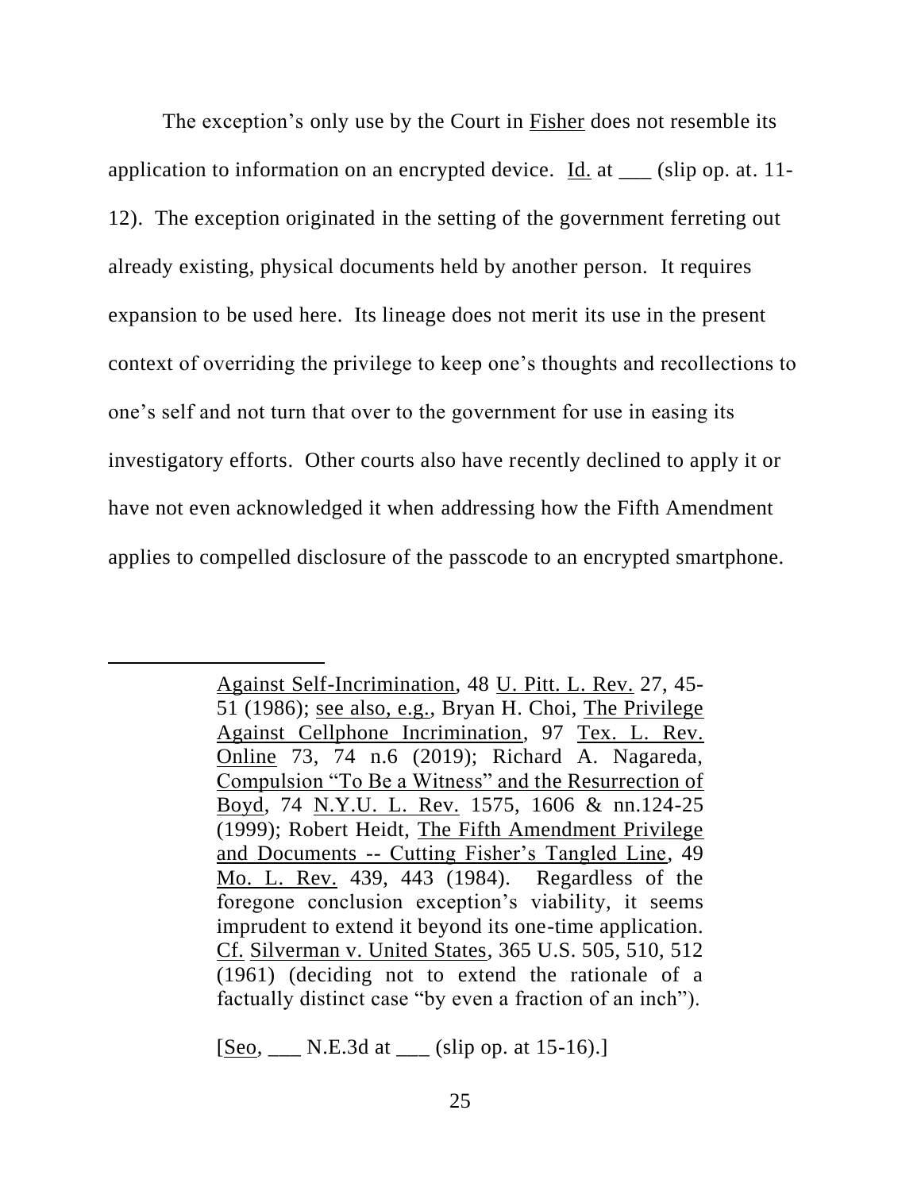The exception's only use by the Court in Fisher does not resemble its application to information on an encrypted device. Id. at ___ (slip op. at. 11-12). The exception originated in the setting of the government ferreting out already existing, physical documents held by another person. It requires expansion to be used here. Its lineage does not merit its use in the present context of overriding the privilege to keep one's thoughts and recollections to one's self and not turn that over to the government for use in easing its investigatory efforts. Other courts also have recently declined to apply it or have not even acknowledged it when addressing how the Fifth Amendment applies to compelled disclosure of the passcode to an encrypted smartphone.

---

> Against Self-Incrimination, 48 U. Pitt. L. Rev. 27, 45-51 (1986); see also, e.g., Bryan H. Choi, The Privilege Against Cellphone Incrimination, 97 Tex. L. Rev. Online 73, 74 n.6 (2019); Richard A. Nagareda, Compulsion "To Be a Witness" and the Resurrection of Boyd, 74 N.Y.U. L. Rev. 1575, 1606 & nn.124-25 (1999); Robert Heidt, The Fifth Amendment Privilege and Documents -- Cutting Fisher's Tangled Line, 49 Mo. L. Rev. 439, 443 (1984). Regardless of the foregone conclusion exception's viability, it seems imprudent to extend it beyond its one-time application. Cf. Silverman v. United States, 365 U.S. 505, 510, 512 (1961) (deciding not to extend the rationale of a factually distinct case "by even a fraction of an inch").
>
> [Seo, ___ N.E.3d at ___ (slip op. at 15-16).]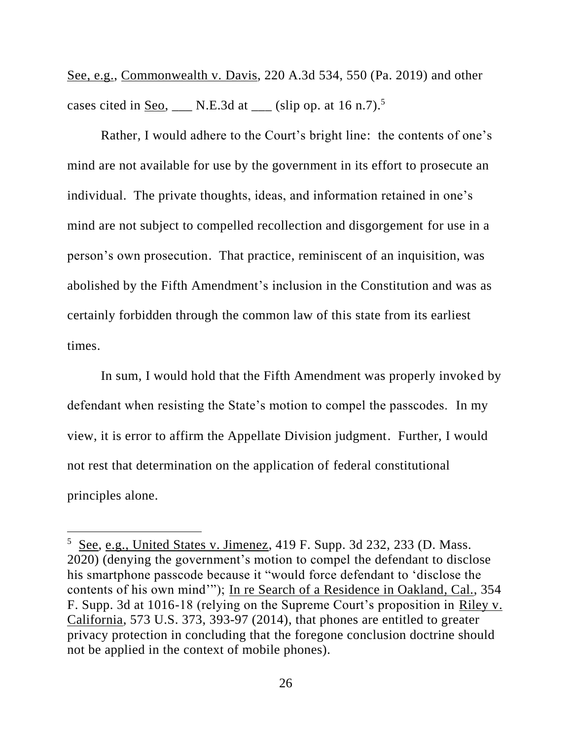See, e.g., Commonwealth v. Davis, 220 A.3d 534, 550 (Pa. 2019) and other cases cited in Seo, ___ N.E.3d at ___ (slip op. at 16 n.7).[5]

Rather, I would adhere to the Court's bright line: the contents of one's mind are not available for use by the government in its effort to prosecute an individual. The private thoughts, ideas, and information retained in one's mind are not subject to compelled recollection and disgorgement for use in a person's own prosecution. That practice, reminiscent of an inquisition, was abolished by the Fifth Amendment's inclusion in the Constitution and was as certainly forbidden through the common law of this state from its earliest times.

In sum, I would hold that the Fifth Amendment was properly invoked by defendant when resisting the State's motion to compel the passcodes. In my view, it is error to affirm the Appellate Division judgment. Further, I would not rest that determination on the application of federal constitutional principles alone.

---

[5] See, e.g., United States v. Jimenez, 419 F. Supp. 3d 232, 233 (D. Mass. 2020) (denying the government's motion to compel the defendant to disclose his smartphone passcode because it "would force defendant to 'disclose the contents of his own mind'"); In re Search of a Residence in Oakland, Cal., 354 F. Supp. 3d at 1016-18 (relying on the Supreme Court's proposition in Riley v. California, 573 U.S. 373, 393-97 (2014), that phones are entitled to greater privacy protection in concluding that the foregone conclusion doctrine should not be applied in the context of mobile phones).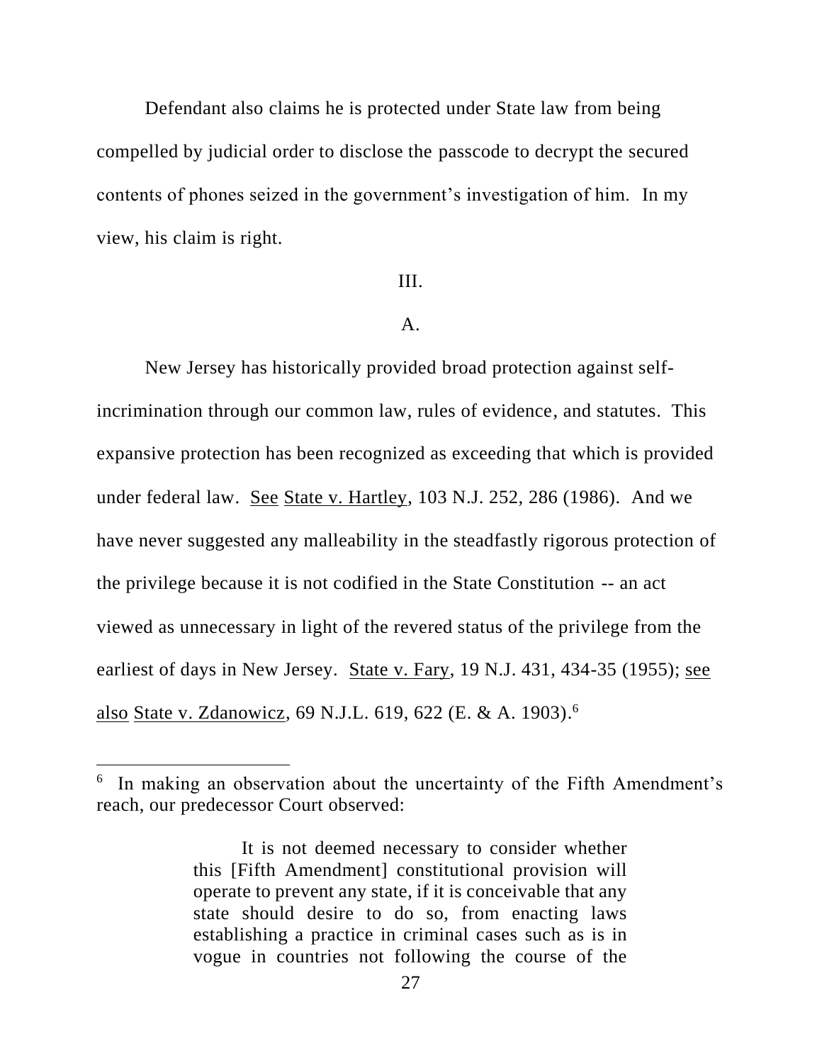Defendant also claims he is protected under State law from being compelled by judicial order to disclose the passcode to decrypt the secured contents of phones seized in the government's investigation of him. In my view, his claim is right.

III.

A.

New Jersey has historically provided broad protection against self-incrimination through our common law, rules of evidence, and statutes. This expansive protection has been recognized as exceeding that which is provided under federal law. See State v. Hartley, 103 N.J. 252, 286 (1986). And we have never suggested any malleability in the steadfastly rigorous protection of the privilege because it is not codified in the State Constitution -- an act viewed as unnecessary in light of the revered status of the privilege from the earliest of days in New Jersey. State v. Fary, 19 N.J. 431, 434-35 (1955); see also State v. Zdanowicz, 69 N.J.L. 619, 622 (E. & A. 1903).[6]

---

[6] In making an observation about the uncertainty of the Fifth Amendment's reach, our predecessor Court observed:

> It is not deemed necessary to consider whether this [Fifth Amendment] constitutional provision will operate to prevent any state, if it is conceivable that any state should desire to do so, from enacting laws establishing a practice in criminal cases such as is in vogue in countries not following the course of the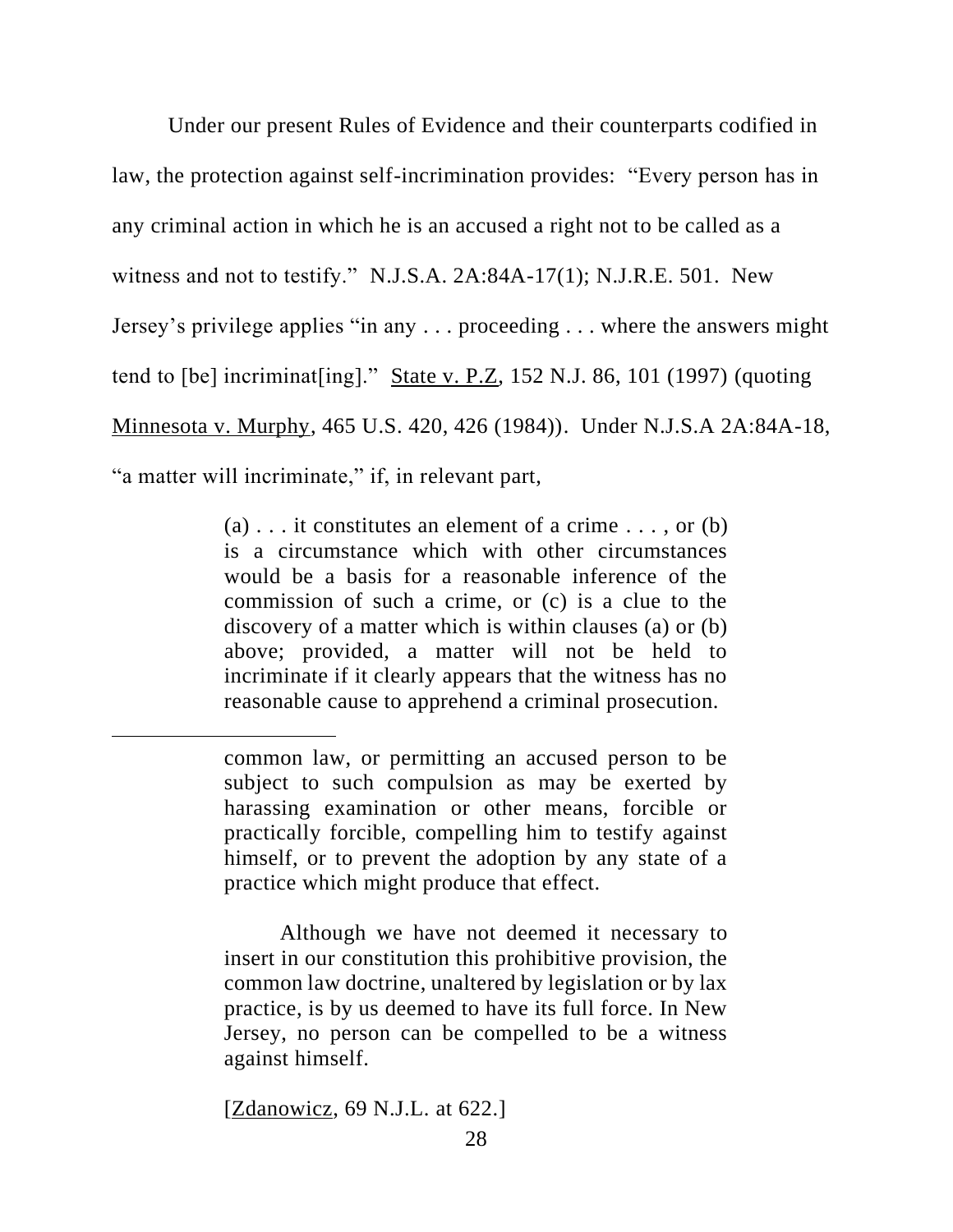Under our present Rules of Evidence and their counterparts codified in law, the protection against self-incrimination provides: "Every person has in any criminal action in which he is an accused a right not to be called as a witness and not to testify." N.J.S.A. 2A:84A-17(1); N.J.R.E. 501. New Jersey's privilege applies "in any . . . proceeding . . . where the answers might tend to [be] incriminat[ing]." State v. P.Z, 152 N.J. 86, 101 (1997) (quoting Minnesota v. Murphy, 465 U.S. 420, 426 (1984)). Under N.J.S.A 2A:84A-18, "a matter will incriminate," if, in relevant part,

> (a) . . . it constitutes an element of a crime . . . , or (b) is a circumstance which with other circumstances would be a basis for a reasonable inference of the commission of such a crime, or (c) is a clue to the discovery of a matter which is within clauses (a) or (b) above; provided, a matter will not be held to incriminate if it clearly appears that the witness has no reasonable cause to apprehend a criminal prosecution.

---

> common law, or permitting an accused person to be subject to such compulsion as may be exerted by harassing examination or other means, forcible or practically forcible, compelling him to testify against himself, or to prevent the adoption by any state of a practice which might produce that effect.
>
> Although we have not deemed it necessary to insert in our constitution this prohibitive provision, the common law doctrine, unaltered by legislation or by lax practice, is by us deemed to have its full force. In New Jersey, no person can be compelled to be a witness against himself.
>
> [Zdanowicz, 69 N.J.L. at 622.]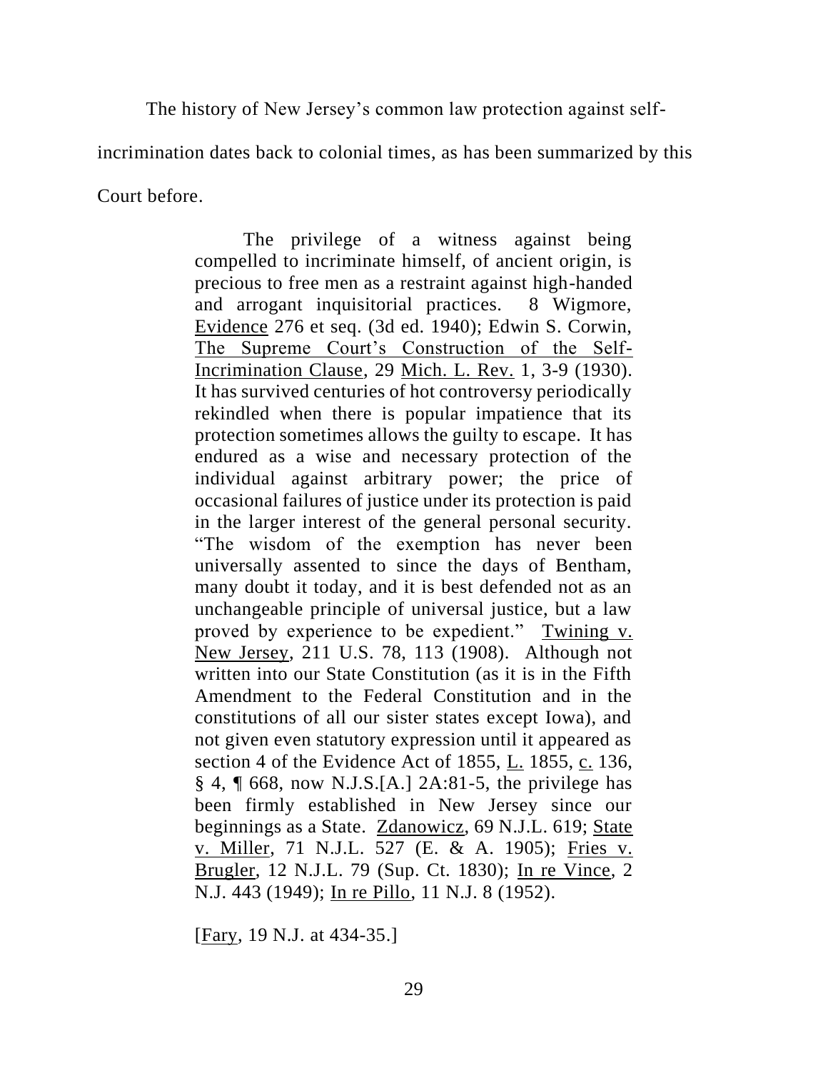The history of New Jersey's common law protection against self-incrimination dates back to colonial times, as has been summarized by this Court before.

> The privilege of a witness against being compelled to incriminate himself, of ancient origin, is precious to free men as a restraint against high-handed and arrogant inquisitorial practices. 8 Wigmore, Evidence 276 et seq. (3d ed. 1940); Edwin S. Corwin, The Supreme Court's Construction of the Self-Incrimination Clause, 29 Mich. L. Rev. 1, 3-9 (1930). It has survived centuries of hot controversy periodically rekindled when there is popular impatience that its protection sometimes allows the guilty to escape. It has endured as a wise and necessary protection of the individual against arbitrary power; the price of occasional failures of justice under its protection is paid in the larger interest of the general personal security. "The wisdom of the exemption has never been universally assented to since the days of Bentham, many doubt it today, and it is best defended not as an unchangeable principle of universal justice, but a law proved by experience to be expedient." Twining v. New Jersey, 211 U.S. 78, 113 (1908). Although not written into our State Constitution (as it is in the Fifth Amendment to the Federal Constitution and in the constitutions of all our sister states except Iowa), and not given even statutory expression until it appeared as section 4 of the Evidence Act of 1855, L. 1855, c. 136, § 4, ¶ 668, now N.J.S.[A.] 2A:81-5, the privilege has been firmly established in New Jersey since our beginnings as a State. Zdanowicz, 69 N.J.L. 619; State v. Miller, 71 N.J.L. 527 (E. & A. 1905); Fries v. Brugler, 12 N.J.L. 79 (Sup. Ct. 1830); In re Vince, 2 N.J. 443 (1949); In re Pillo, 11 N.J. 8 (1952).
>
> [Fary, 19 N.J. at 434-35.]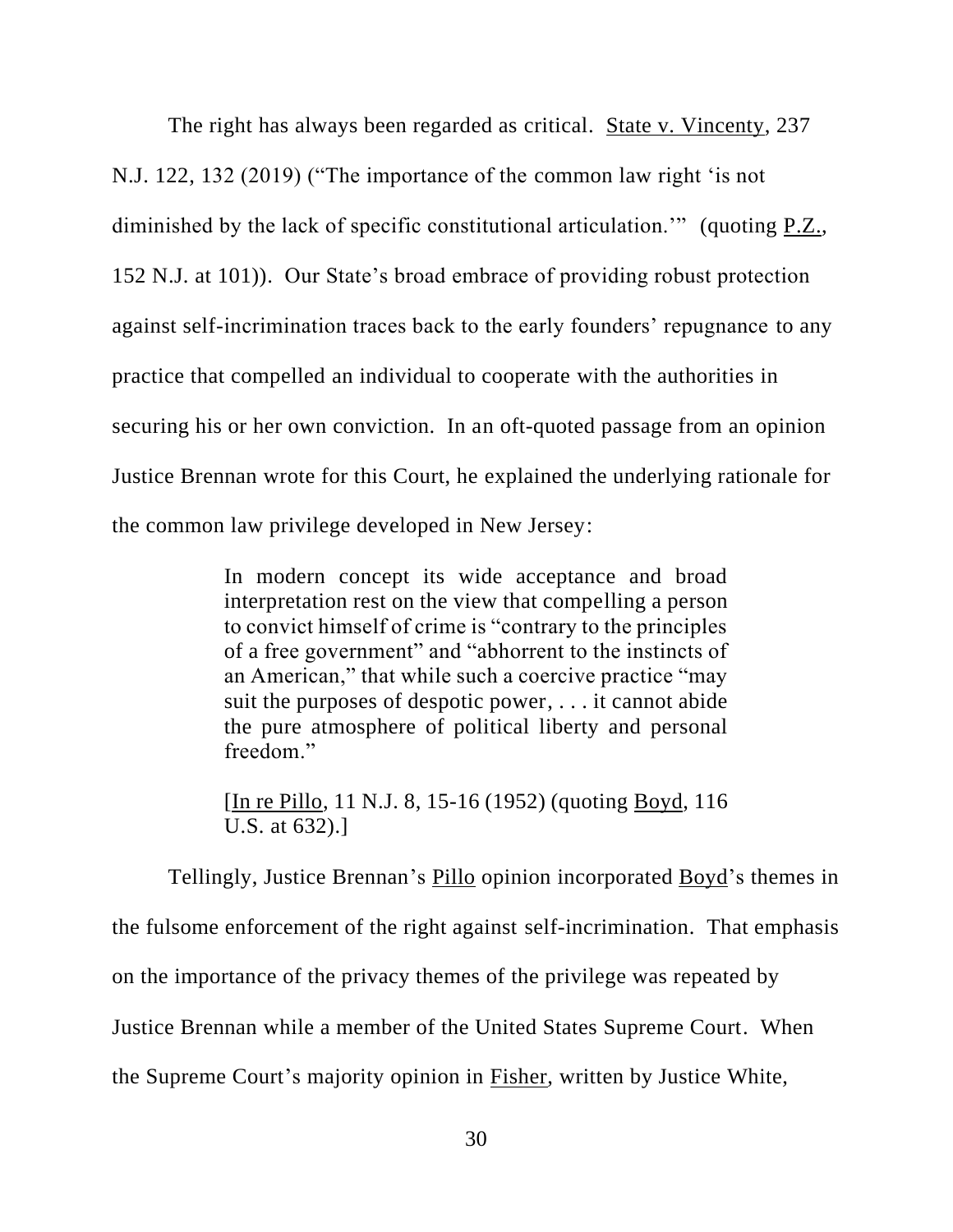The right has always been regarded as critical. State v. Vincenty, 237 N.J. 122, 132 (2019) ("The importance of the common law right 'is not diminished by the lack of specific constitutional articulation.'" (quoting P.Z., 152 N.J. at 101)). Our State's broad embrace of providing robust protection against self-incrimination traces back to the early founders' repugnance to any practice that compelled an individual to cooperate with the authorities in securing his or her own conviction. In an oft-quoted passage from an opinion Justice Brennan wrote for this Court, he explained the underlying rationale for the common law privilege developed in New Jersey:

> In modern concept its wide acceptance and broad interpretation rest on the view that compelling a person to convict himself of crime is "contrary to the principles of a free government" and "abhorrent to the instincts of an American," that while such a coercive practice "may suit the purposes of despotic power, . . . it cannot abide the pure atmosphere of political liberty and personal freedom."
>
> [In re Pillo, 11 N.J. 8, 15-16 (1952) (quoting Boyd, 116 U.S. at 632).]

Tellingly, Justice Brennan's Pillo opinion incorporated Boyd's themes in the fulsome enforcement of the right against self-incrimination. That emphasis on the importance of the privacy themes of the privilege was repeated by Justice Brennan while a member of the United States Supreme Court. When the Supreme Court's majority opinion in Fisher, written by Justice White,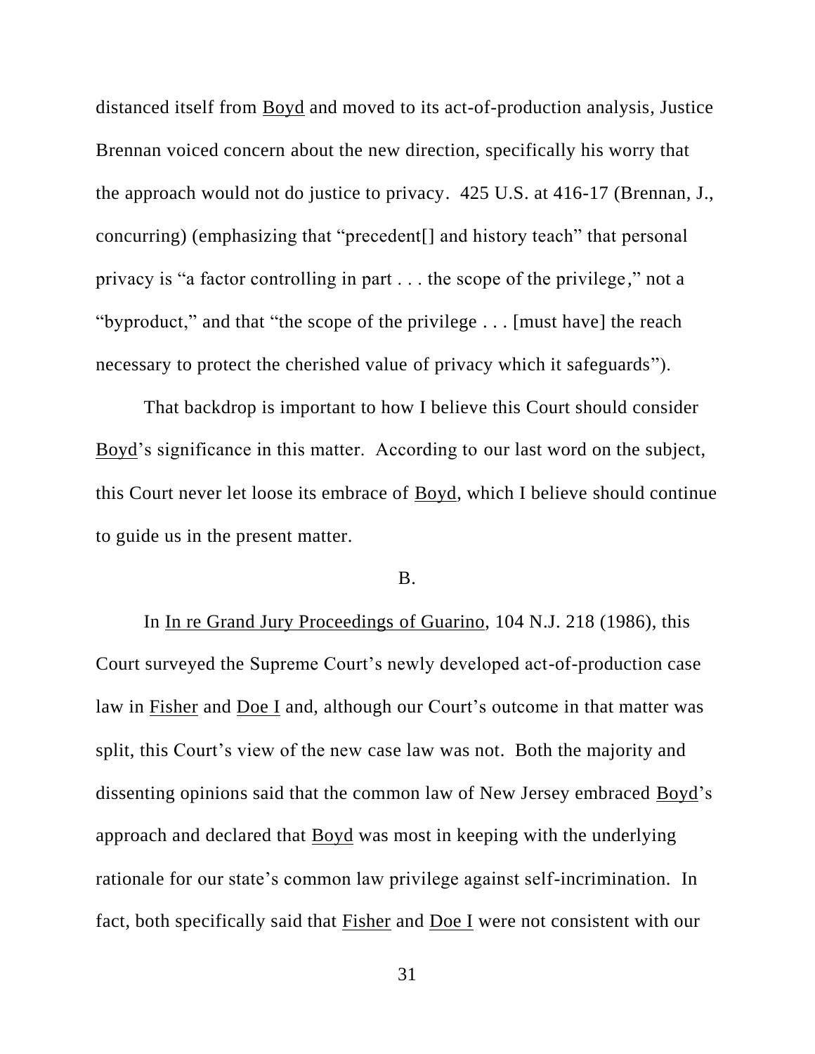distanced itself from Boyd and moved to its act-of-production analysis, Justice Brennan voiced concern about the new direction, specifically his worry that the approach would not do justice to privacy. 425 U.S. at 416-17 (Brennan, J., concurring) (emphasizing that "precedent[] and history teach" that personal privacy is "a factor controlling in part . . . the scope of the privilege," not a "byproduct," and that "the scope of the privilege . . . [must have] the reach necessary to protect the cherished value of privacy which it safeguards").

That backdrop is important to how I believe this Court should consider Boyd's significance in this matter. According to our last word on the subject, this Court never let loose its embrace of Boyd, which I believe should continue to guide us in the present matter.

B.

In In re Grand Jury Proceedings of Guarino, 104 N.J. 218 (1986), this Court surveyed the Supreme Court's newly developed act-of-production case law in Fisher and Doe I and, although our Court's outcome in that matter was split, this Court's view of the new case law was not. Both the majority and dissenting opinions said that the common law of New Jersey embraced Boyd's approach and declared that Boyd was most in keeping with the underlying rationale for our state's common law privilege against self-incrimination. In fact, both specifically said that Fisher and Doe I were not consistent with our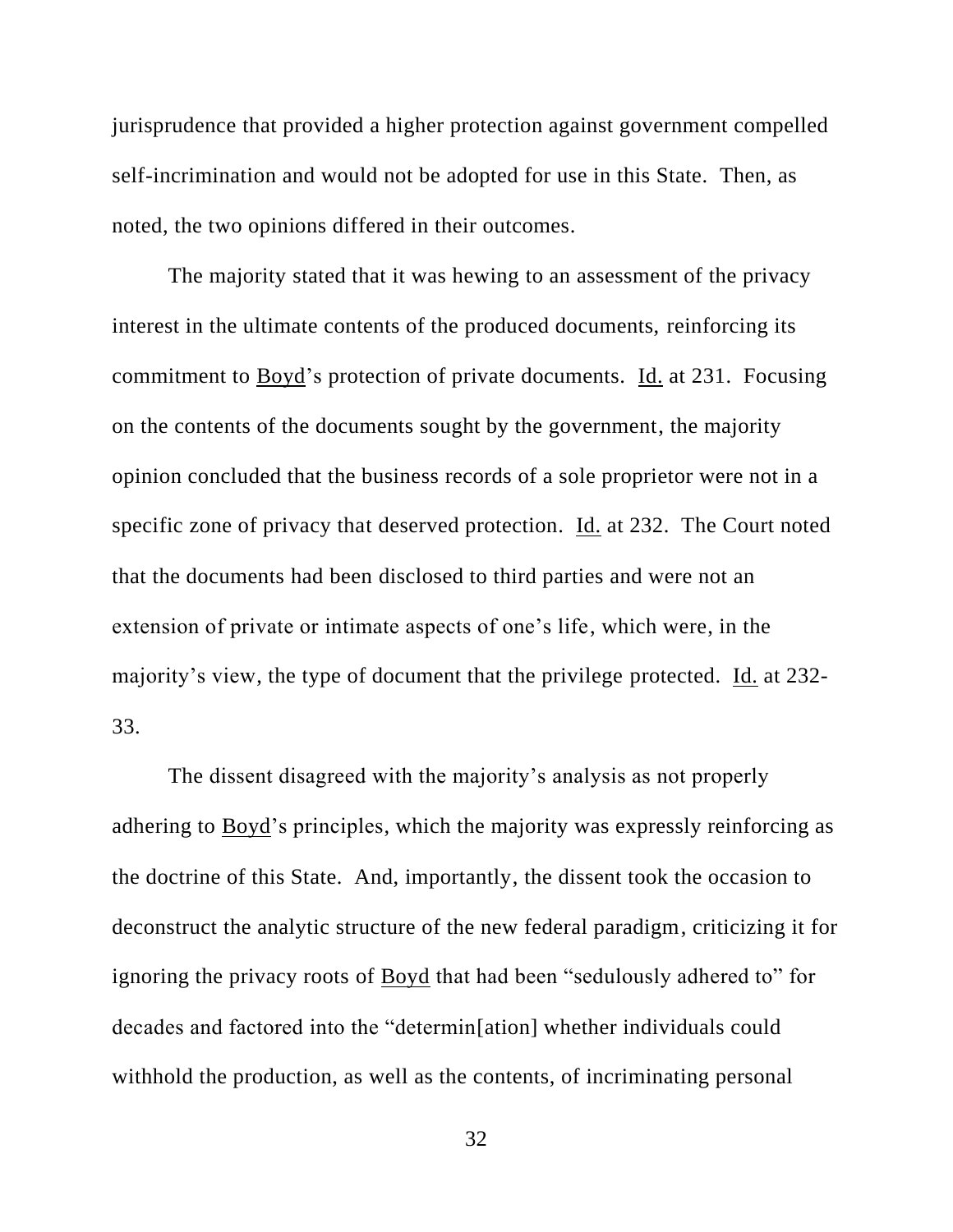jurisprudence that provided a higher protection against government compelled self-incrimination and would not be adopted for use in this State. Then, as noted, the two opinions differed in their outcomes.

The majority stated that it was hewing to an assessment of the privacy interest in the ultimate contents of the produced documents, reinforcing its commitment to Boyd's protection of private documents. Id. at 231. Focusing on the contents of the documents sought by the government, the majority opinion concluded that the business records of a sole proprietor were not in a specific zone of privacy that deserved protection. Id. at 232. The Court noted that the documents had been disclosed to third parties and were not an extension of private or intimate aspects of one's life, which were, in the majority's view, the type of document that the privilege protected. Id. at 232-33.

The dissent disagreed with the majority's analysis as not properly adhering to Boyd's principles, which the majority was expressly reinforcing as the doctrine of this State. And, importantly, the dissent took the occasion to deconstruct the analytic structure of the new federal paradigm, criticizing it for ignoring the privacy roots of Boyd that had been "sedulously adhered to" for decades and factored into the "determin[ation] whether individuals could withhold the production, as well as the contents, of incriminating personal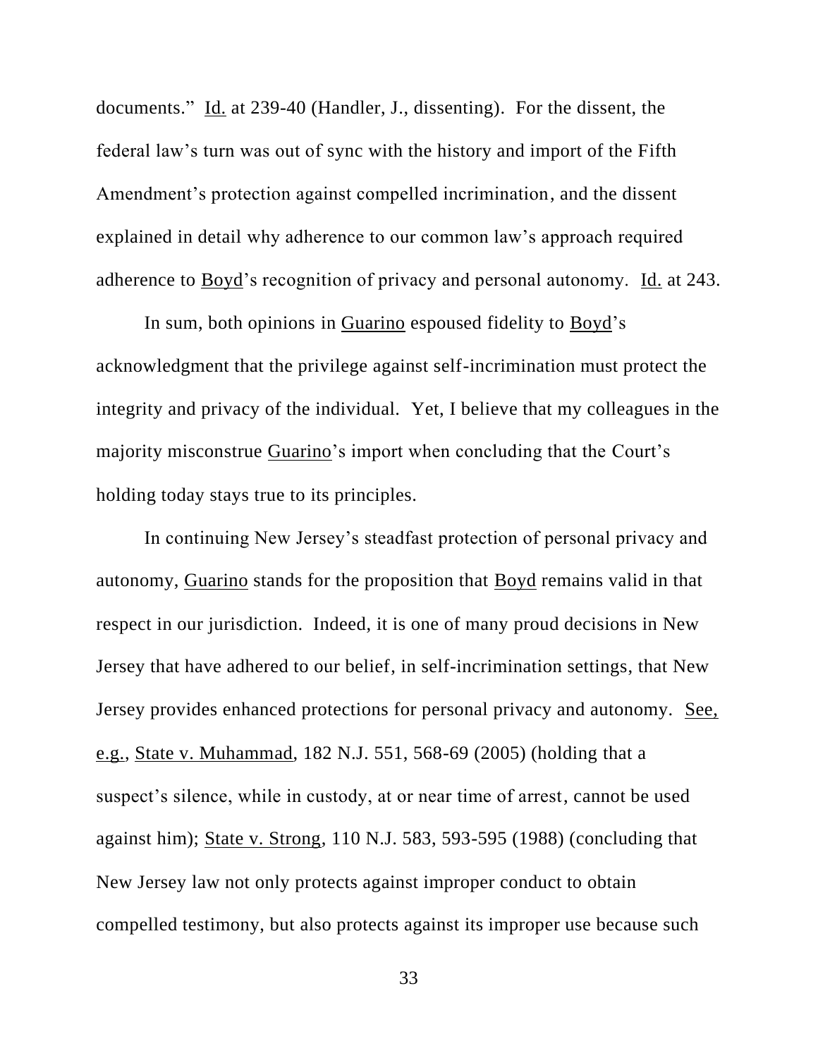documents." Id. at 239-40 (Handler, J., dissenting). For the dissent, the federal law's turn was out of sync with the history and import of the Fifth Amendment's protection against compelled incrimination, and the dissent explained in detail why adherence to our common law's approach required adherence to Boyd's recognition of privacy and personal autonomy. Id. at 243.

In sum, both opinions in Guarino espoused fidelity to Boyd's acknowledgment that the privilege against self-incrimination must protect the integrity and privacy of the individual. Yet, I believe that my colleagues in the majority misconstrue Guarino's import when concluding that the Court's holding today stays true to its principles.

In continuing New Jersey's steadfast protection of personal privacy and autonomy, Guarino stands for the proposition that Boyd remains valid in that respect in our jurisdiction. Indeed, it is one of many proud decisions in New Jersey that have adhered to our belief, in self-incrimination settings, that New Jersey provides enhanced protections for personal privacy and autonomy. See, e.g., State v. Muhammad, 182 N.J. 551, 568-69 (2005) (holding that a suspect's silence, while in custody, at or near time of arrest, cannot be used against him); State v. Strong, 110 N.J. 583, 593-595 (1988) (concluding that New Jersey law not only protects against improper conduct to obtain compelled testimony, but also protects against its improper use because such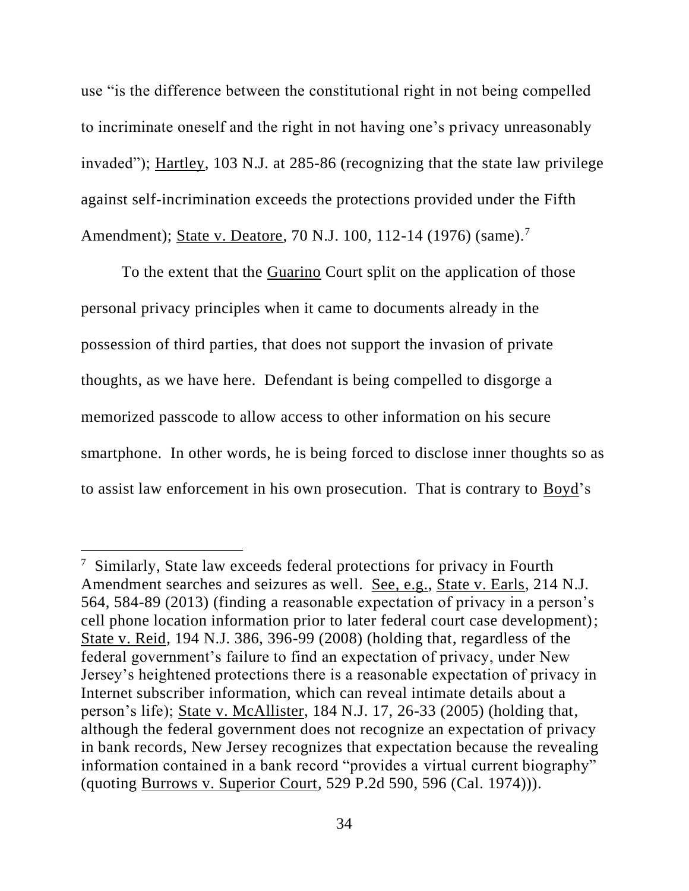use "is the difference between the constitutional right in not being compelled to incriminate oneself and the right in not having one's privacy unreasonably invaded"); Hartley, 103 N.J. at 285-86 (recognizing that the state law privilege against self-incrimination exceeds the protections provided under the Fifth Amendment); State v. Deatore, 70 N.J. 100, 112-14 (1976) (same).[7]

To the extent that the Guarino Court split on the application of those personal privacy principles when it came to documents already in the possession of third parties, that does not support the invasion of private thoughts, as we have here. Defendant is being compelled to disgorge a memorized passcode to allow access to other information on his secure smartphone. In other words, he is being forced to disclose inner thoughts so as to assist law enforcement in his own prosecution. That is contrary to Boyd's

---

[7] Similarly, State law exceeds federal protections for privacy in Fourth Amendment searches and seizures as well. See, e.g., State v. Earls, 214 N.J. 564, 584-89 (2013) (finding a reasonable expectation of privacy in a person's cell phone location information prior to later federal court case development); State v. Reid, 194 N.J. 386, 396-99 (2008) (holding that, regardless of the federal government's failure to find an expectation of privacy, under New Jersey's heightened protections there is a reasonable expectation of privacy in Internet subscriber information, which can reveal intimate details about a person's life); State v. McAllister, 184 N.J. 17, 26-33 (2005) (holding that, although the federal government does not recognize an expectation of privacy in bank records, New Jersey recognizes that expectation because the revealing information contained in a bank record "provides a virtual current biography" (quoting Burrows v. Superior Court, 529 P.2d 590, 596 (Cal. 1974))).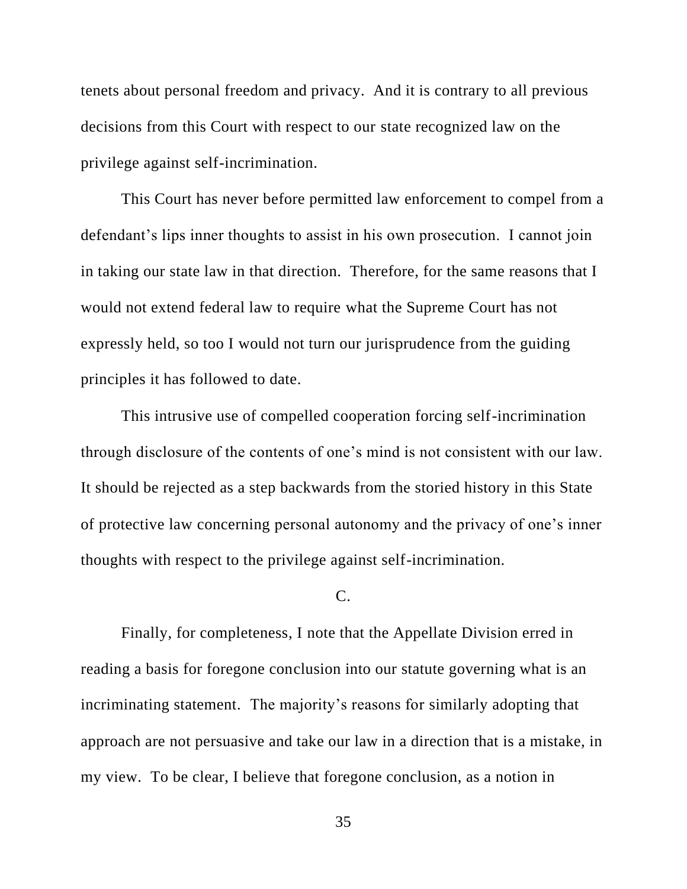tenets about personal freedom and privacy. And it is contrary to all previous decisions from this Court with respect to our state recognized law on the privilege against self-incrimination.

This Court has never before permitted law enforcement to compel from a defendant's lips inner thoughts to assist in his own prosecution. I cannot join in taking our state law in that direction. Therefore, for the same reasons that I would not extend federal law to require what the Supreme Court has not expressly held, so too I would not turn our jurisprudence from the guiding principles it has followed to date.

This intrusive use of compelled cooperation forcing self-incrimination through disclosure of the contents of one's mind is not consistent with our law. It should be rejected as a step backwards from the storied history in this State of protective law concerning personal autonomy and the privacy of one's inner thoughts with respect to the privilege against self-incrimination.

C.

Finally, for completeness, I note that the Appellate Division erred in reading a basis for foregone conclusion into our statute governing what is an incriminating statement. The majority's reasons for similarly adopting that approach are not persuasive and take our law in a direction that is a mistake, in my view. To be clear, I believe that foregone conclusion, as a notion in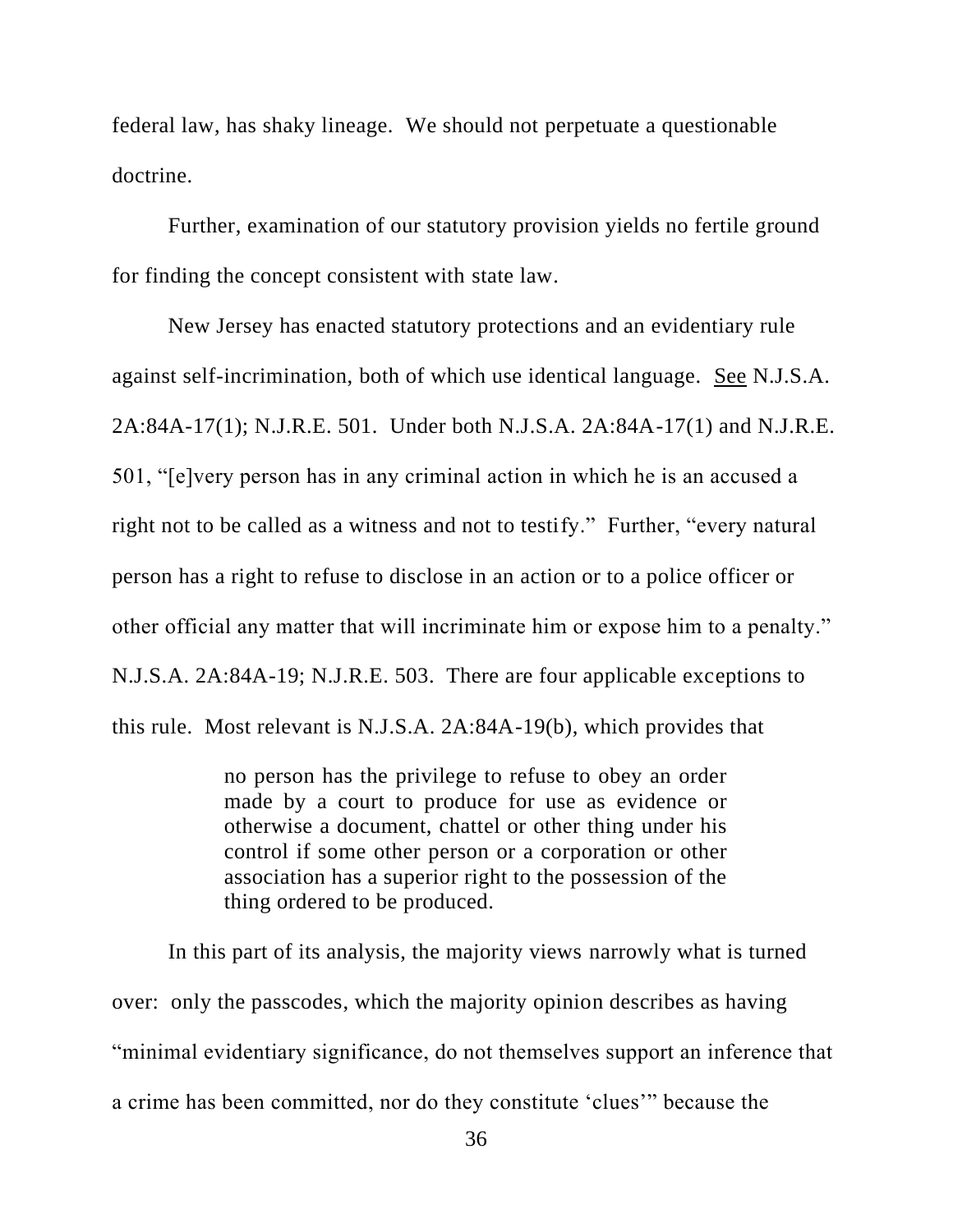federal law, has shaky lineage. We should not perpetuate a questionable doctrine.

Further, examination of our statutory provision yields no fertile ground for finding the concept consistent with state law.

New Jersey has enacted statutory protections and an evidentiary rule against self-incrimination, both of which use identical language. See N.J.S.A. 2A:84A-17(1); N.J.R.E. 501. Under both N.J.S.A. 2A:84A-17(1) and N.J.R.E. 501, "[e]very person has in any criminal action in which he is an accused a right not to be called as a witness and not to testify." Further, "every natural person has a right to refuse to disclose in an action or to a police officer or other official any matter that will incriminate him or expose him to a penalty." N.J.S.A. 2A:84A-19; N.J.R.E. 503. There are four applicable exceptions to this rule. Most relevant is N.J.S.A. 2A:84A-19(b), which provides that

> no person has the privilege to refuse to obey an order made by a court to produce for use as evidence or otherwise a document, chattel or other thing under his control if some other person or a corporation or other association has a superior right to the possession of the thing ordered to be produced.

In this part of its analysis, the majority views narrowly what is turned over: only the passcodes, which the majority opinion describes as having "minimal evidentiary significance, do not themselves support an inference that a crime has been committed, nor do they constitute 'clues'" because the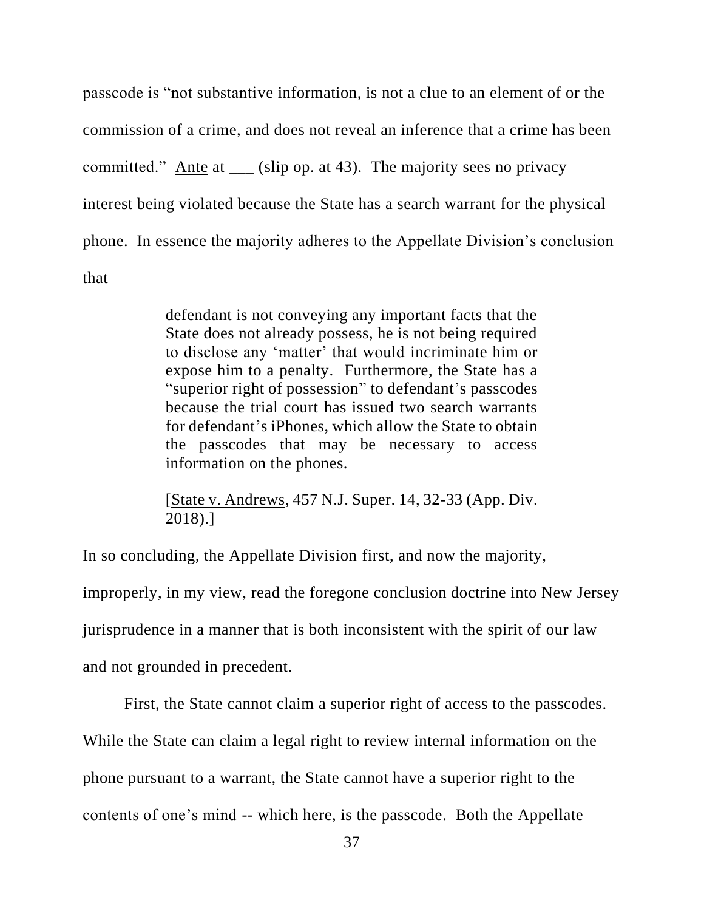passcode is "not substantive information, is not a clue to an element of or the commission of a crime, and does not reveal an inference that a crime has been committed." Ante at ___ (slip op. at 43). The majority sees no privacy interest being violated because the State has a search warrant for the physical phone. In essence the majority adheres to the Appellate Division's conclusion that

> defendant is not conveying any important facts that the State does not already possess, he is not being required to disclose any 'matter' that would incriminate him or expose him to a penalty. Furthermore, the State has a "superior right of possession" to defendant's passcodes because the trial court has issued two search warrants for defendant's iPhones, which allow the State to obtain the passcodes that may be necessary to access information on the phones.
>
> [State v. Andrews, 457 N.J. Super. 14, 32-33 (App. Div. 2018).]

In so concluding, the Appellate Division first, and now the majority, improperly, in my view, read the foregone conclusion doctrine into New Jersey jurisprudence in a manner that is both inconsistent with the spirit of our law and not grounded in precedent.

First, the State cannot claim a superior right of access to the passcodes. While the State can claim a legal right to review internal information on the phone pursuant to a warrant, the State cannot have a superior right to the contents of one's mind -- which here, is the passcode. Both the Appellate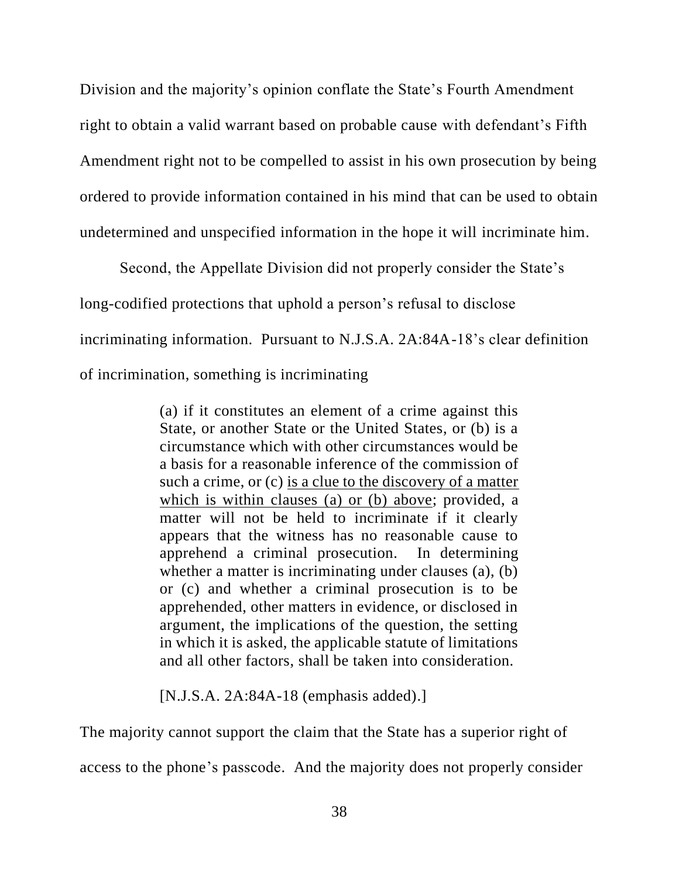Division and the majority's opinion conflate the State's Fourth Amendment right to obtain a valid warrant based on probable cause with defendant's Fifth Amendment right not to be compelled to assist in his own prosecution by being ordered to provide information contained in his mind that can be used to obtain undetermined and unspecified information in the hope it will incriminate him.

Second, the Appellate Division did not properly consider the State's long-codified protections that uphold a person's refusal to disclose incriminating information. Pursuant to N.J.S.A. 2A:84A-18's clear definition of incrimination, something is incriminating

> (a) if it constitutes an element of a crime against this State, or another State or the United States, or (b) is a circumstance which with other circumstances would be a basis for a reasonable inference of the commission of such a crime, or (c) <u>is a clue to the discovery of a matter which is within clauses (a) or (b) above</u>; provided, a matter will not be held to incriminate if it clearly appears that the witness has no reasonable cause to apprehend a criminal prosecution. In determining whether a matter is incriminating under clauses (a), (b) or (c) and whether a criminal prosecution is to be apprehended, other matters in evidence, or disclosed in argument, the implications of the question, the setting in which it is asked, the applicable statute of limitations and all other factors, shall be taken into consideration.
>
> [N.J.S.A. 2A:84A-18 (emphasis added).]

The majority cannot support the claim that the State has a superior right of access to the phone's passcode. And the majority does not properly consider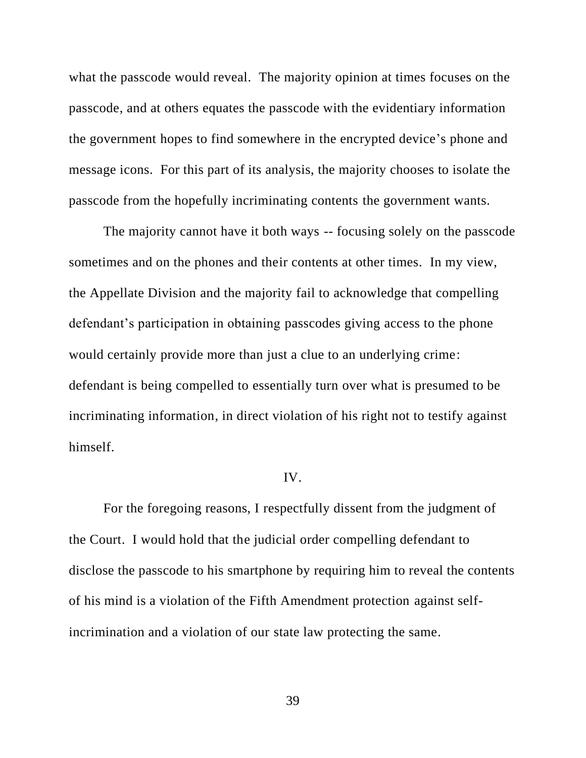what the passcode would reveal. The majority opinion at times focuses on the passcode, and at others equates the passcode with the evidentiary information the government hopes to find somewhere in the encrypted device's phone and message icons. For this part of its analysis, the majority chooses to isolate the passcode from the hopefully incriminating contents the government wants.

The majority cannot have it both ways -- focusing solely on the passcode sometimes and on the phones and their contents at other times. In my view, the Appellate Division and the majority fail to acknowledge that compelling defendant's participation in obtaining passcodes giving access to the phone would certainly provide more than just a clue to an underlying crime: defendant is being compelled to essentially turn over what is presumed to be incriminating information, in direct violation of his right not to testify against himself.

## IV.

For the foregoing reasons, I respectfully dissent from the judgment of the Court. I would hold that the judicial order compelling defendant to disclose the passcode to his smartphone by requiring him to reveal the contents of his mind is a violation of the Fifth Amendment protection against self-incrimination and a violation of our state law protecting the same.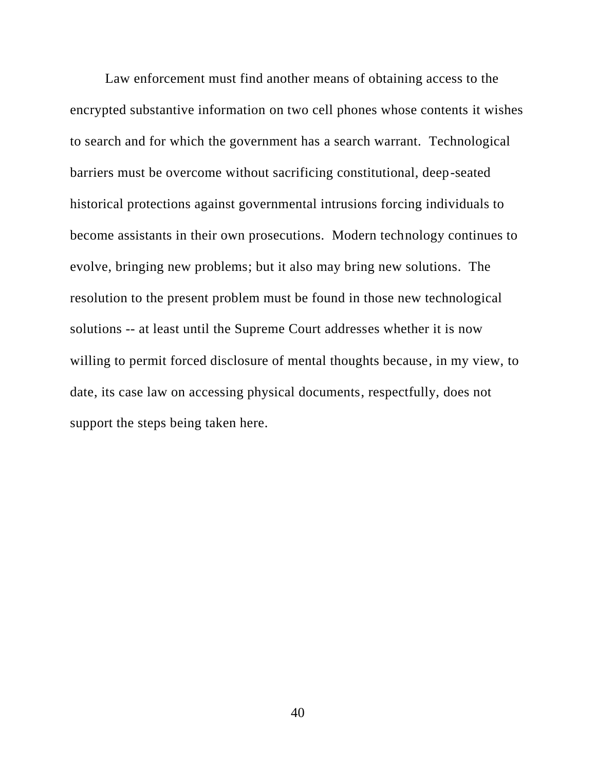Law enforcement must find another means of obtaining access to the encrypted substantive information on two cell phones whose contents it wishes to search and for which the government has a search warrant. Technological barriers must be overcome without sacrificing constitutional, deep-seated historical protections against governmental intrusions forcing individuals to become assistants in their own prosecutions. Modern technology continues to evolve, bringing new problems; but it also may bring new solutions. The resolution to the present problem must be found in those new technological solutions -- at least until the Supreme Court addresses whether it is now willing to permit forced disclosure of mental thoughts because, in my view, to date, its case law on accessing physical documents, respectfully, does not support the steps being taken here.